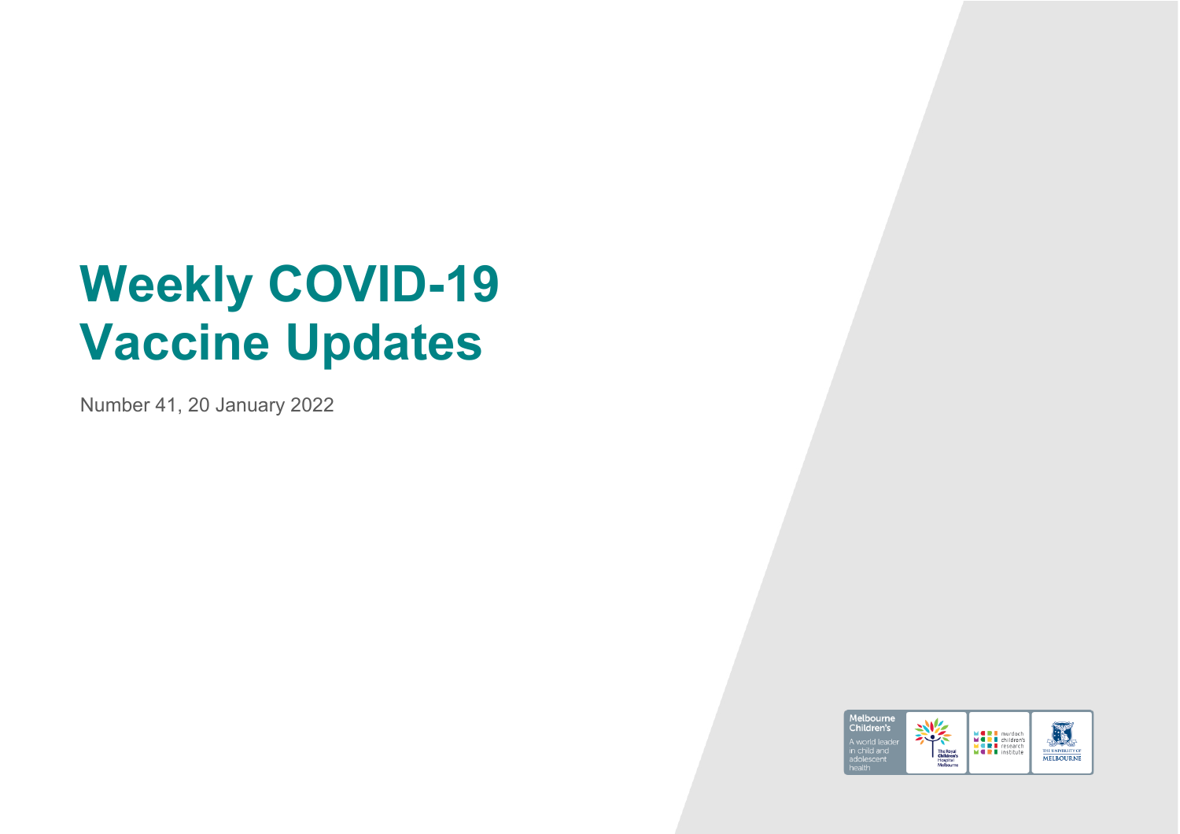# Weekly COVID-19 Vaccine Updates

Number 41, 20 January 2022

Melbourne Children's

A world leader in child and adolescent health

The Royal Children's Hospital Melbourne

murdoch children's research institute

THE UNIVERSITY OF MELBOURNE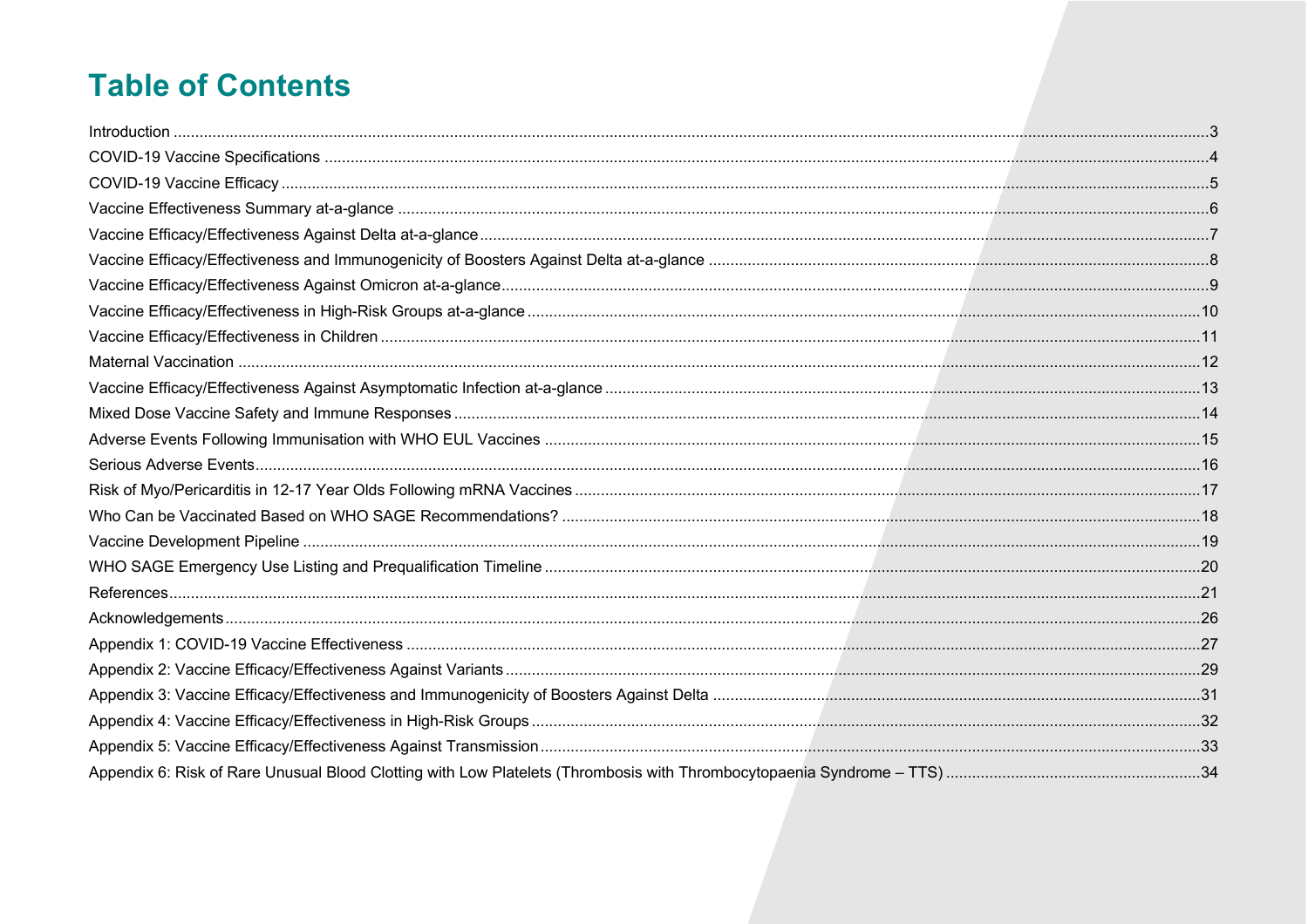# Table of Contents

Introduction ........ 3
COVID-19 Vaccine Specifications ........ 4
COVID-19 Vaccine Efficacy ........ 5
Vaccine Effectiveness Summary at-a-glance ........ 6
Vaccine Efficacy/Effectiveness Against Delta at-a-glance ........ 7
Vaccine Efficacy/Effectiveness and Immunogenicity of Boosters Against Delta at-a-glance ........ 8
Vaccine Efficacy/Effectiveness Against Omicron at-a-glance ........ 9
Vaccine Efficacy/Effectiveness in High-Risk Groups at-a-glance ........ 10
Vaccine Efficacy/Effectiveness in Children ........ 11
Maternal Vaccination ........ 12
Vaccine Efficacy/Effectiveness Against Asymptomatic Infection at-a-glance ........ 13
Mixed Dose Vaccine Safety and Immune Responses ........ 14
Adverse Events Following Immunisation with WHO EUL Vaccines ........ 15
Serious Adverse Events ........ 16
Risk of Myo/Pericarditis in 12-17 Year Olds Following mRNA Vaccines ........ 17
Who Can be Vaccinated Based on WHO SAGE Recommendations? ........ 18
Vaccine Development Pipeline ........ 19
WHO SAGE Emergency Use Listing and Prequalification Timeline ........ 20
References ........ 21
Acknowledgements ........ 26
Appendix 1: COVID-19 Vaccine Effectiveness ........ 27
Appendix 2: Vaccine Efficacy/Effectiveness Against Variants ........ 29
Appendix 3: Vaccine Efficacy/Effectiveness and Immunogenicity of Boosters Against Delta ........ 31
Appendix 4: Vaccine Efficacy/Effectiveness in High-Risk Groups ........ 32
Appendix 5: Vaccine Efficacy/Effectiveness Against Transmission ........ 33
Appendix 6: Risk of Rare Unusual Blood Clotting with Low Platelets (Thrombosis with Thrombocytopaenia Syndrome – TTS) ........ 34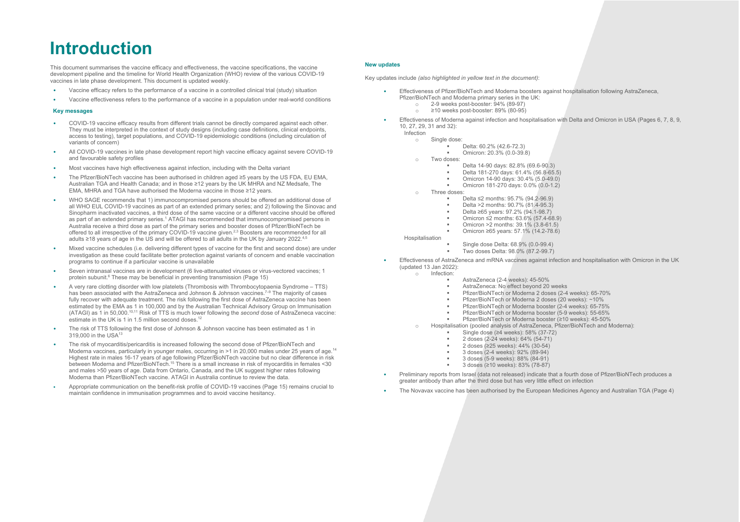# Introduction

This document summarises the vaccine efficacy and effectiveness, the vaccine specifications, the vaccine development pipeline and the timeline for World Health Organization (WHO) review of the various COVID-19 vaccines in late phase development. This document is updated weekly.

- Vaccine efficacy refers to the performance of a vaccine in a controlled clinical trial (study) situation
- Vaccine effectiveness refers to the performance of a vaccine in a population under real-world conditions

### Key messages

- COVID-19 vaccine efficacy results from different trials cannot be directly compared against each other. They must be interpreted in the context of study designs (including case definitions, clinical endpoints, access to testing), target populations, and COVID-19 epidemiologic conditions (including circulation of variants of concern)
- All COVID-19 vaccines in late phase development report high vaccine efficacy against severe COVID-19 and favourable safety profiles
- Most vaccines have high effectiveness against infection, including with the Delta variant
- The Pfizer/BioNTech vaccine has been authorised in children aged ≥5 years by the US FDA, EU EMA, Australian TGA and Health Canada; and in those ≥12 years by the UK MHRA and NZ Medsafe, The EMA, MHRA and TGA have authorised the Moderna vaccine in those ≥12 years.
- WHO SAGE recommends that 1) immunocompromised persons should be offered an additional dose of all WHO EUL COVID-19 vaccines as part of an extended primary series; and 2) following the Sinovac and Sinopharm inactivated vaccines, a third dose of the same vaccine or a different vaccine should be offered as part of an extended primary series.[1] ATAGI has recommended that immunocompromised persons in Australia receive a third dose as part of the primary series and booster doses of Pfizer/BioNTech be offered to all irrespective of the primary COVID-19 vaccine given.[2,3] Boosters are recommended for all adults ≥18 years of age in the US and will be offered to all adults in the UK by January 2022.[4,5]
- Mixed vaccine schedules (i.e. delivering different types of vaccine for the first and second dose) are under investigation as these could facilitate better protection against variants of concern and enable vaccination programs to continue if a particular vaccine is unavailable
- Seven intranasal vaccines are in development (6 live-attenuated viruses or virus-vectored vaccines; 1 protein subunit.[6] These may be beneficial in preventing transmission (Page 15)
- A very rare clotting disorder with low platelets (Thrombosis with Thrombocytopaenia Syndrome – TTS) has been associated with the AstraZeneca and Johnson & Johnson vaccines.[7–9] The majority of cases fully recover with adequate treatment. The risk following the first dose of AstraZeneca vaccine has been estimated by the EMA as 1 in 100,000 and by the Australian Technical Advisory Group on Immunisation (ATAGI) as 1 in 50,000.[10,11] Risk of TTS is much lower following the *second* dose of AstraZeneca vaccine: estimate in the UK is 1 in 1.5 million second doses.[12]
- The risk of TTS following the first dose of Johnson & Johnson vaccine has been estimated as 1 in 319,000 in the USA[13]
- The risk of myocarditis/pericarditis is increased following the second dose of Pfizer/BioNTech and Moderna vaccines, particularly in younger males, occurring in >1 in 20,000 males under 25 years of age.[14] Highest rate in males 16-17 years of age following Pfizer/BioNTech vaccine but no clear difference in risk between Moderna and Pfizer/BioNTech.[15] There is a small increase in risk of myocarditis in females <30 and males >50 years of age. Data from Ontario, Canada, and the UK suggest higher rates following Moderna than Pfizer/BioNTech vaccine. ATAGI in Australia continue to review the data.
- Appropriate communication on the benefit-risk profile of COVID-19 vaccines (Page 15) remains crucial to maintain confidence in immunisation programmes and to avoid vaccine hesitancy.

### New updates

Key updates include *(also highlighted in yellow text in the document)*:

- Effectiveness of Pfizer/BioNTech and Moderna boosters against hospitalisation following AstraZeneca, Pfizer/BioNTech and Moderna primary series in the UK:
  - 2-9 weeks post-booster: 94% (89-97)
  - ≥10 weeks post-booster: 89% (80-95)
- Effectiveness of Moderna against infection and hospitalisation with Delta and Omicron in USA (Pages 6, 7, 8, 9, 10, 27, 29, 31 and 32):

  Infection
  - Single dose:
    - Delta: 60.2% (42.6-72.3)
    - Omicron: 20.3% (0.0-39.8)
  - Two doses:
    - Delta 14-90 days: 82.8% (69.6-90.3)
    - Delta 181-270 days: 61.4% (56.8-65.5)
    - Omicron 14-90 days: 30.4% (5.0-49.0)
    - Omicron 181-270 days: 0.0% (0.0-1.2)
  - Three doses:
    - Delta ≤2 months: 95.7% (94.2-96.9)
    - Delta >2 months: 90.7% (81.4-95.3)
    - Delta ≥65 years: 97.2% (94.1-98.7)
    - Omicron ≤2 months: 63.6% (57.4-68.9)
    - Omicron >2 months: 39.1% (3.8-61.5)
    - Omicron ≥65 years: 57.1% (14.2-78.6)

  Hospitalisation
  - Single dose Delta: 68.9% (0.0-99.4)
  - Two doses Delta: 98.0% (87.2-99.7)
- Effectiveness of AstraZeneca and mRNA vaccines against infection and hospitalisation with Omicron in the UK (updated 13 Jan 2022):
  - Infection:
    - AstraZeneca (2-4 weeks): 45-50%
    - AstraZeneca: No effect beyond 20 weeks
    - Pfizer/BioNTech or Moderna 2 doses (2-4 weeks): 65-70%
    - Pfizer/BioNTech or Moderna 2 doses (20 weeks): ~10%
    - Pfizer/BioNTech or Moderna booster (2-4 weeks): 65-75%
    - Pfizer/BioNTech or Moderna booster (5-9 weeks): 55-65%
    - Pfizer/BioNTech or Moderna booster (≥10 weeks): 45-50%
  - Hospitalisation (pooled analysis of AstraZeneca, Pfizer/BioNTech and Moderna):
    - Single dose (≥4 weeks): 58% (37-72)
    - 2 doses (2-24 weeks): 64% (54-71)
    - 2 doses (≥25 weeks): 44% (30-54)
    - 3 doses (2-4 weeks): 92% (89-94)
    - 3 doses (5-9 weeks): 88% (84-91)
    - 3 doses (≥10 weeks): 83% (78-87)
- Preliminary reports from Israel (data not released) indicate that a fourth dose of Pfizer/BioNTech produces a greater antibody than after the third dose but has very little effect on infection
- The Novavax vaccine has been authorised by the European Medicines Agency and Australian TGA (Page 4)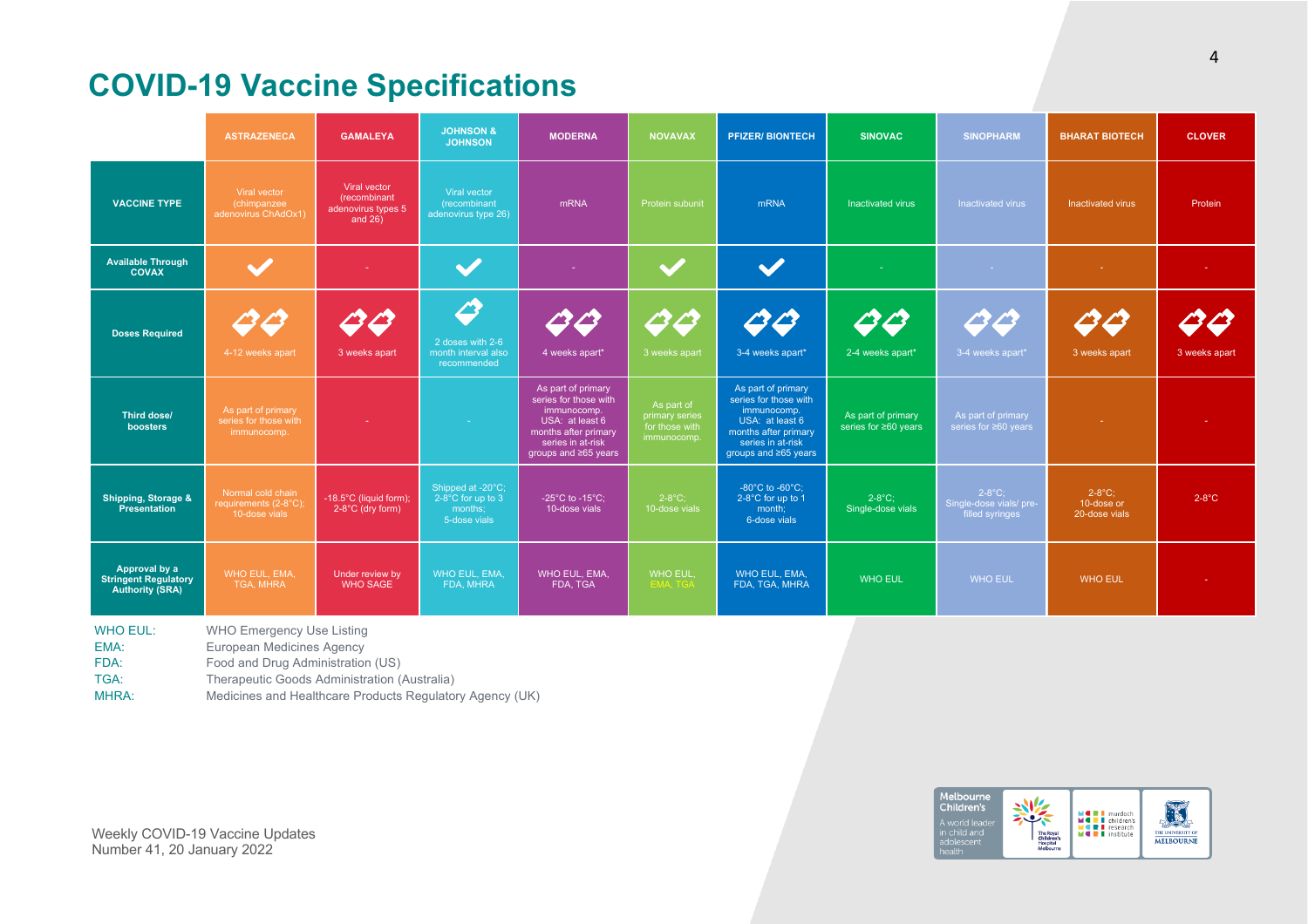# COVID-19 Vaccine Specifications

| | ASTRAZENECA | GAMALEYA | JOHNSON & JOHNSON | MODERNA | NOVAVAX | PFIZER/ BIONTECH | SINOVAC | SINOPHARM | BHARAT BIOTECH | CLOVER |
|---|---|---|---|---|---|---|---|---|---|---|
| **VACCINE TYPE** | Viral vector (chimpanzee adenovirus ChAdOx1) | Viral vector (recombinant adenovirus types 5 and 26) | Viral vector (recombinant adenovirus type 26) | mRNA | Protein subunit | mRNA | Inactivated virus | Inactivated virus | Inactivated virus | Protein |
| **Available Through COVAX** | ✔ | - | ✔ | - | ✔ | ✔ | - | - | - | - |
| **Doses Required** | 4-12 weeks apart | 3 weeks apart | 2 doses with 2-6 month interval also recommended | 4 weeks apart* | 3 weeks apart | 3-4 weeks apart* | 2-4 weeks apart* | 3-4 weeks apart* | 3 weeks apart | 3 weeks apart |
| **Third dose/ boosters** | As part of primary series for those with immunocomp. | - | - | As part of primary series for those with immunocomp. USA: at least 6 months after primary series in at-risk groups and ≥65 years | As part of primary series for those with immunocomp. | As part of primary series for those with immunocomp. USA: at least 6 months after primary series in at-risk groups and ≥65 years | As part of primary series for ≥60 years | As part of primary series for ≥60 years | - | - |
| **Shipping, Storage & Presentation** | Normal cold chain requirements (2-8°C); 10-dose vials | -18.5°C (liquid form); 2-8°C (dry form) | Shipped at -20°C; 2-8°C for up to 3 months; 5-dose vials | -25°C to -15°C; 10-dose vials | 2-8°C; 10-dose vials | -80°C to -60°C; 2-8°C for up to 1 month; 6-dose vials | 2-8°C; Single-dose vials | 2-8°C; Single-dose vials/ pre-filled syringes | 2-8°C; 10-dose or 20-dose vials | 2-8°C |
| **Approval by a Stringent Regulatory Authority (SRA)** | WHO EUL, EMA, TGA, MHRA | Under review by WHO SAGE | WHO EUL, EMA, FDA, MHRA | WHO EUL, EMA, FDA, TGA | WHO EUL, EMA, TGA | WHO EUL, EMA, FDA, TGA, MHRA | WHO EUL | WHO EUL | WHO EUL | - |

WHO EUL: WHO Emergency Use Listing
EMA: European Medicines Agency
FDA: Food and Drug Administration (US)
TGA: Therapeutic Goods Administration (Australia)
MHRA: Medicines and Healthcare Products Regulatory Agency (UK)

Weekly COVID-19 Vaccine Updates
Number 41, 20 January 2022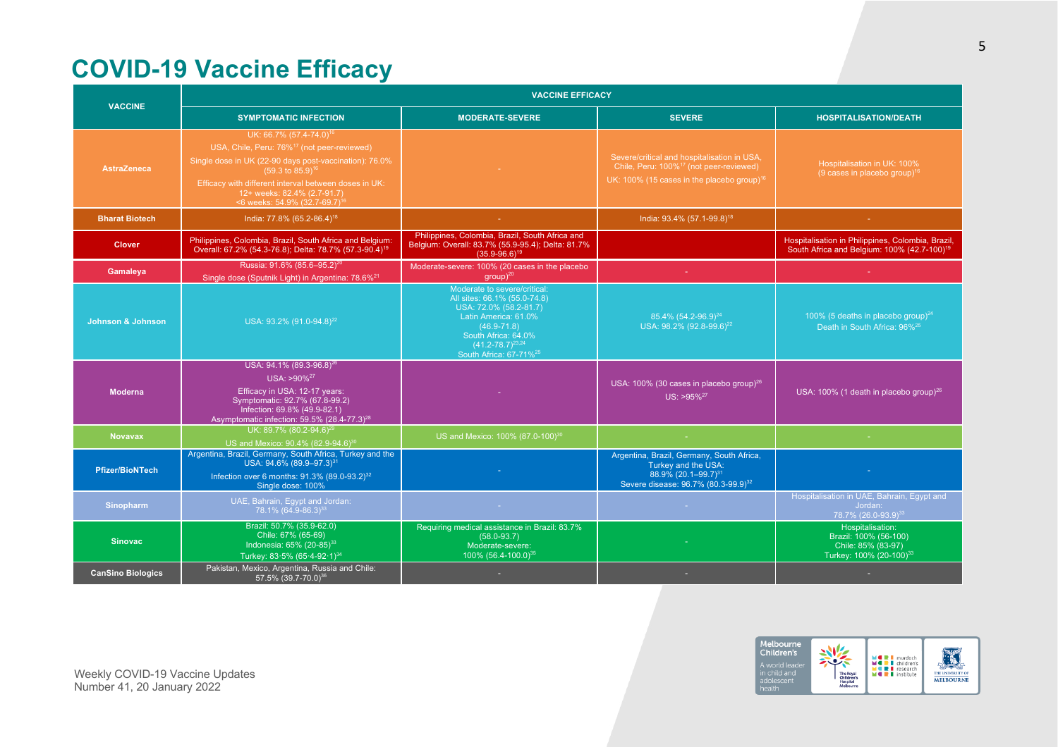# COVID-19 Vaccine Efficacy

| VACCINE | VACCINE EFFICACY | | | |
|---|---|---|---|---|
| | SYMPTOMATIC INFECTION | MODERATE-SEVERE | SEVERE | HOSPITALISATION/DEATH |
| AstraZeneca | UK: 66.7% (57.4-74.0)[16]<br>USA, Chile, Peru: 76%[17] (not peer-reviewed)<br>Single dose in UK (22-90 days post-vaccination): 76.0% (59.3 to 85.9)[15]<br>Efficacy with different interval between doses in UK: 12+ weeks: 82.4% (2.7-91.7)<br><6 weeks: 54.9% (32.7-69.7)[16] | - | Severe/critical and hospitalisation in USA, Chile, Peru: 100%[17] (not peer-reviewed)<br>UK: 100% (15 cases in the placebo group)[16] | Hospitalisation in UK: 100% (9 cases in placebo group)[16] |
| Bharat Biotech | India: 77.8% (65.2-86.4)[18] | - | India: 93.4% (57.1-99.8)[18] | - |
| Clover | Philippines, Colombia, Brazil, South Africa and Belgium: Overall: 67.2% (54.3-76.8); Delta: 78.7% (57.3-90.4)[19] | Philippines, Colombia, Brazil, South Africa and Belgium: Overall: 83.7% (55.9-95.4); Delta: 81.7% (35.9-96.6)[19] | | Hospitalisation in Philippines, Colombia, Brazil, South Africa and Belgium: 100% (42.7-100)[19] |
| Gamaleya | Russia: 91.6% (85.6–95.2)[20]<br>Single dose (Sputnik Light) in Argentina: 78.6%[21] | Moderate-severe: 100% (20 cases in the placebo group)[20] | - | - |
| Johnson & Johnson | USA: 93.2% (91.0-94.8)[22] | Moderate to severe/critical:<br>All sites: 66.1% (55.0-74.8)<br>USA: 72.0% (58.2-81.7)<br>Latin America: 61.0% (46.9-71.8)<br>South Africa: 64.0% (41.2-78.7)[23,24]<br>South Africa: 67-71%[25] | 85.4% (54.2-96.9)[24]<br>USA: 98.2% (92.8-99.6)[22] | 100% (5 deaths in placebo group)[24]<br>Death in South Africa: 96%[25] |
| Moderna | USA: 94.1% (89.3-96.8)[26]<br>USA: >90%[27]<br>Efficacy in USA: 12-17 years:<br>Symptomatic: 92.7% (67.8-99.2)<br>Infection: 69.8% (49.9-82.1)<br>Asymptomatic infection: 59.5% (28.4-77.3)[28] | - | USA: 100% (30 cases in placebo group)[26]<br>US: >95%[27] | USA: 100% (1 death in placebo group)[26] |
| Novavax | UK: 89.7% (80.2-94.6)[29]<br>US and Mexico: 90.4% (82.9-94.6)[30] | US and Mexico: 100% (87.0-100)[30] | - | - |
| Pfizer/BioNTech | Argentina, Brazil, Germany, South Africa, Turkey and the USA: 94.6% (89.9–97.3)[31]<br>Infection over 6 months: 91.3% (89.0-93.2)[32]<br>Single dose: 100% | - | Argentina, Brazil, Germany, South Africa, Turkey and the USA: 88.9% (20.1–99.7)[31]<br>Severe disease: 96.7% (80.3-99.9)[32] | - |
| Sinopharm | UAE, Bahrain, Egypt and Jordan: 78.1% (64.9-86.3)[33] | - | - | Hospitalisation in UAE, Bahrain, Egypt and Jordan: 78.7% (26.0-93.9)[33] |
| Sinovac | Brazil: 50.7% (35.9-62.0)<br>Chile: 67% (65-69)<br>Indonesia: 65% (20-85)[33]<br>Turkey: 83·5% (65·4-92·1)[34] | Requiring medical assistance in Brazil: 83.7% (58.0-93.7)<br>Moderate-severe: 100% (56.4-100.0)[35] | - | Hospitalisation:<br>Brazil: 100% (56-100)<br>Chile: 85% (83-97)<br>Turkey: 100% (20-100)[33] |
| CanSino Biologics | Pakistan, Mexico, Argentina, Russia and Chile: 57.5% (39.7-70.0)[36] | - | - | - |

Weekly COVID-19 Vaccine Updates
Number 41, 20 January 2022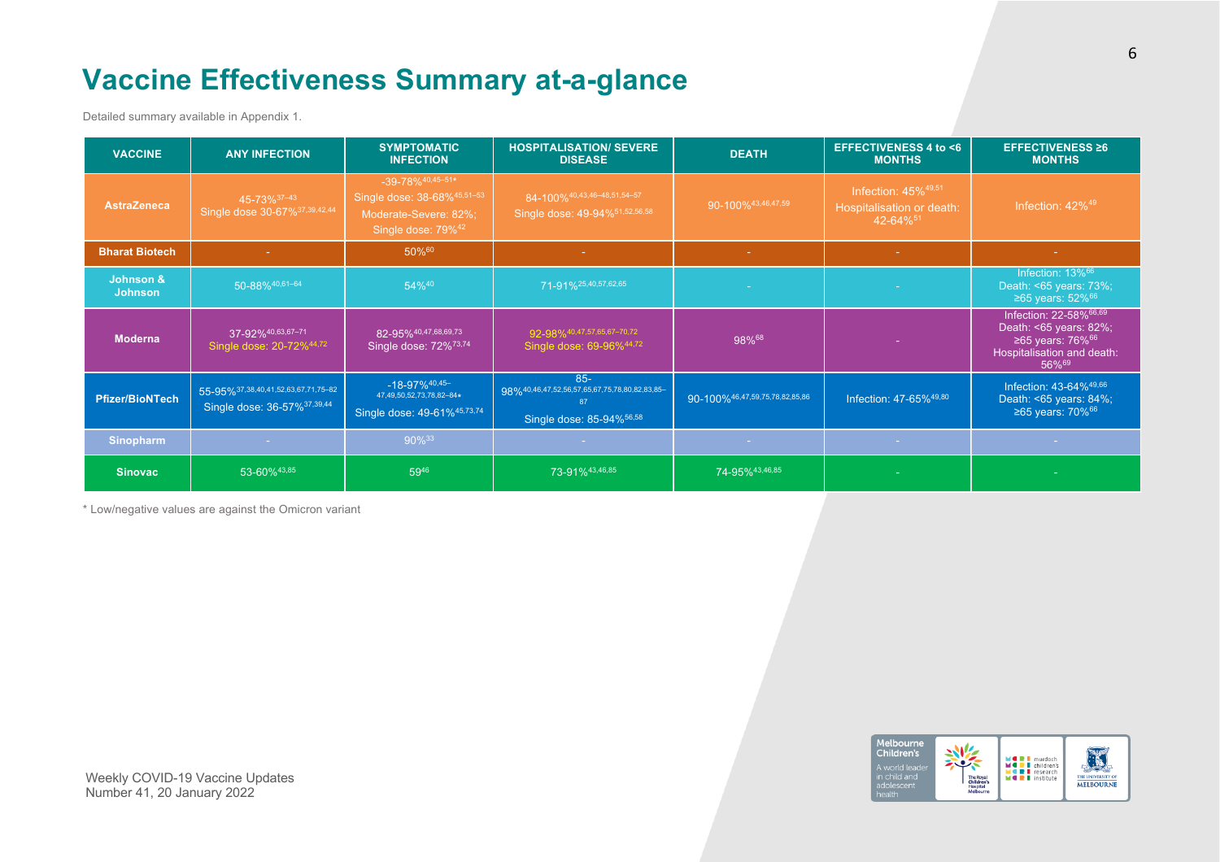# Vaccine Effectiveness Summary at-a-glance

Detailed summary available in Appendix 1.

| VACCINE | ANY INFECTION | SYMPTOMATIC INFECTION | HOSPITALISATION/ SEVERE DISEASE | DEATH | EFFECTIVENESS 4 to <6 MONTHS | EFFECTIVENESS ≥6 MONTHS |
|---|---|---|---|---|---|---|
| **AstraZeneca** | 45-73%[37–43] Single dose 30-67%[37,39,42,44] | -39-78%[40,45–51*] Single dose: 38-68%[45,51–53] Moderate-Severe: 82%; Single dose: 79%[42] | 84-100%[40,43,46–48,51,54–57] Single dose: 49-94%[51,52,56,58] | 90-100%[43,46,47,59] | Infection: 45%[49,51] Hospitalisation or death: 42-64%[51] | Infection: 42%[49] |
| **Bharat Biotech** | - | 50%[60] | - | - | - | - |
| **Johnson & Johnson** | 50-88%[40,61–64] | 54%[40] | 71-91%[25,40,57,62,65] | - | - | Infection: 13%[66] Death: <65 years: 73%; ≥65 years: 52%[66] |
| **Moderna** | 37-92%[40,63,67–71] Single dose: 20-72%[44,72] | 82-95%[40,47,68,69,73] Single dose: 72%[73,74] | 92-98%[40,47,57,65,67–70,72] Single dose: 69-96%[44,72] | 98%[68] | - | Infection: 22-58%[66,69] Death: <65 years: 82%; ≥65 years: 76%[66] Hospitalisation and death: 56%[69] |
| **Pfizer/BioNTech** | 55-95%[37,38,40,41,52,63,67,71,75–82] Single dose: 36-57%[37,39,44] | -18-97%[40,45–47,49,50,52,73,78,82–84*] Single dose: 49-61%[45,73,74] | 85-98%[40,46,47,52,56,57,65,67,75,78,80,82,83,85–87] Single dose: 85-94%[56,58] | 90-100%[46,47,59,75,78,82,85,86] | Infection: 47-65%[49,80] | Infection: 43-64%[49,66] Death: <65 years: 84%; ≥65 years: 70%[66] |
| **Sinopharm** | - | 90%[33] | - | - | - | - |
| **Sinovac** | 53-60%[43,85] | 59[46] | 73-91%[43,46,85] | 74-95%[43,46,85] | - | - |

\* Low/negative values are against the Omicron variant

Weekly COVID-19 Vaccine Updates
Number 41, 20 January 2022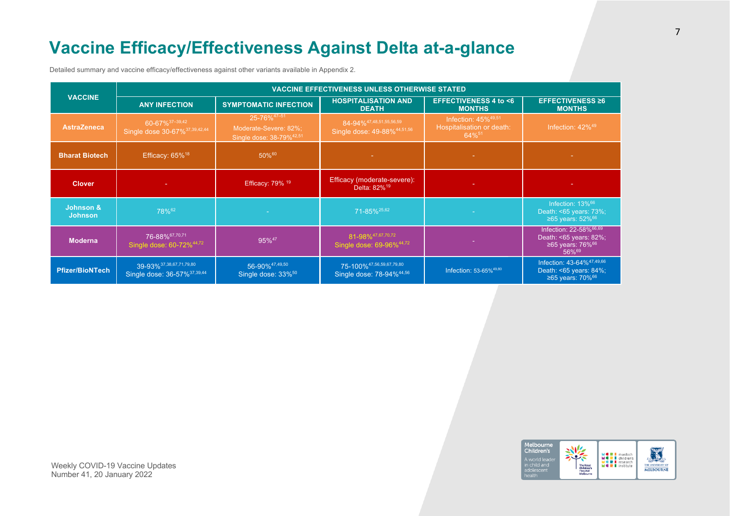# Vaccine Efficacy/Effectiveness Against Delta at-a-glance

Detailed summary and vaccine efficacy/effectiveness against other variants available in Appendix 2.

| VACCINE | VACCINE EFFECTIVENESS UNLESS OTHERWISE STATED | | | | |
|---|---|---|---|---|---|
| | ANY INFECTION | SYMPTOMATIC INFECTION | HOSPITALISATION AND DEATH | EFFECTIVENESS 4 to <6 MONTHS | EFFECTIVENESS ≥6 MONTHS |
| AstraZeneca | 60-67%[37–39,42] Single dose 30-67%[37,39,42,44] | 25-76%[47–51] Moderate-Severe: 82%; Single dose: 38-79%[42,51] | 84-94%[47,48,51,55,56,59] Single dose: 49-88%[44,51,56] | Infection: 45%[49,51] Hospitalisation or death: 64%[51] | Infection: 42%[49] |
| Bharat Biotech | Efficacy: 65%[18] | 50%[60] | - | - | - |
| Clover | - | Efficacy: 79% [19] | Efficacy (moderate-severe): Delta: 82%[19] | - | - |
| Johnson & Johnson | 78%[62] | - | 71-85%[25,62] | - | Infection: 13%[66] Death: <65 years: 73%; ≥65 years: 52%[66] |
| Moderna | 76-88%[67,70,71] Single dose: 60-72%[44,72] | 95%[47] | 81-98%[47,67,70,72] Single dose: 69-96%[44,72] | - | Infection: 22-58%[66,69] Death: <65 years: 82%; ≥65 years: 76%[66] 56%[69] |
| Pfizer/BioNTech | 39-93%[37,38,67,71,79,80] Single dose: 36-57%[37,39,44] | 56-90%[47,49,50] Single dose: 33%[50] | 75-100%[47,56,59,67,79,80] Single dose: 78-94%[44,56] | Infection: 53-65%[49,80] | Infection: 43-64%[47,49,66] Death: <65 years: 84%; ≥65 years: 70%[66] |

Weekly COVID-19 Vaccine Updates
Number 41, 20 January 2022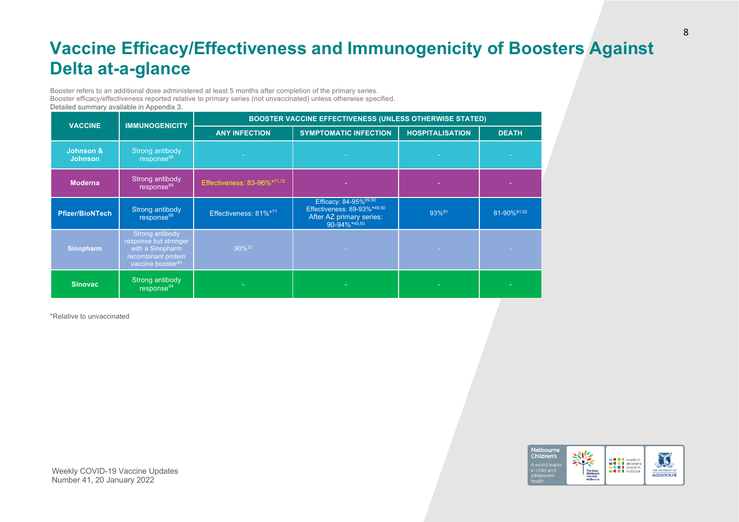# Vaccine Efficacy/Effectiveness and Immunogenicity of Boosters Against Delta at-a-glance

Booster refers to an additional dose administered at least 5 months after completion of the primary series.
Booster efficacy/effectiveness reported relative to primary series (not unvaccinated) unless otherwise specified.
Detailed summary available in Appendix 3.

| VACCINE | IMMUNOGENICITY | BOOSTER VACCINE EFFECTIVENESS (UNLESS OTHERWISE STATED) | | | |
|---|---|---|---|---|---|
| | | ANY INFECTION | SYMPTOMATIC INFECTION | HOSPITALISATION | DEATH |
| Johnson & Johnson | Strong antibody response[88] | - | - | - | - |
| Moderna | Strong antibody response[88] | Effectiveness: 83-96%*[71,72] | - | - | - |
| Pfizer/BioNTech | Strong antibody response[88] | Effectiveness: 81%*[71] | Efficacy: 84-95%[89,90] Effectiveness: 89-93%*[49,50] After AZ primary series: 90-94%*[49,50] | 93%[91] | 81-90%[91,92] |
| Sinopharm | Strong antibody response but stronger with a Sinopharm recombinant protein vaccine booster[93] | 90%[33] | - | - | - |
| Sinovac | Strong antibody response[94] | - | - | - | - |

*Relative to unvaccinated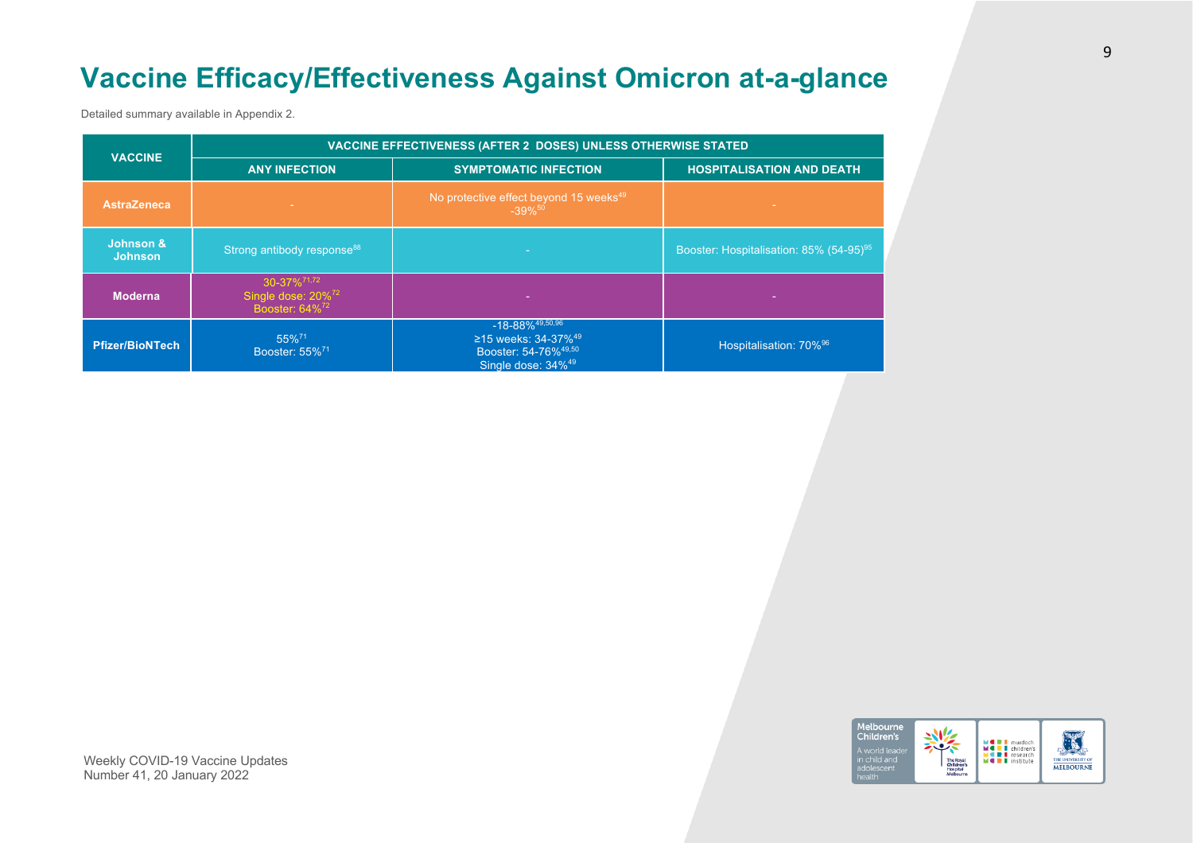# Vaccine Efficacy/Effectiveness Against Omicron at-a-glance

Detailed summary available in Appendix 2.

| VACCINE | VACCINE EFFECTIVENESS (AFTER 2 DOSES) UNLESS OTHERWISE STATED | | |
|---|---|---|---|
| | ANY INFECTION | SYMPTOMATIC INFECTION | HOSPITALISATION AND DEATH |
| AstraZeneca | - | No protective effect beyond 15 weeks[49]<br>-39%[50] | - |
| Johnson & Johnson | Strong antibody response[88] | - | Booster: Hospitalisation: 85% (54-95)[95] |
| Moderna | 30-37%[71,72]<br>Single dose: 20%[72]<br>Booster: 64%[72] | - | - |
| Pfizer/BioNTech | 55%[71]<br>Booster: 55%[71] | -18-88%[49,50,96]<br>≥15 weeks: 34-37%[49]<br>Booster: 54-76%[49,50]<br>Single dose: 34%[49] | Hospitalisation: 70%[96] |

Weekly COVID-19 Vaccine Updates
Number 41, 20 January 2022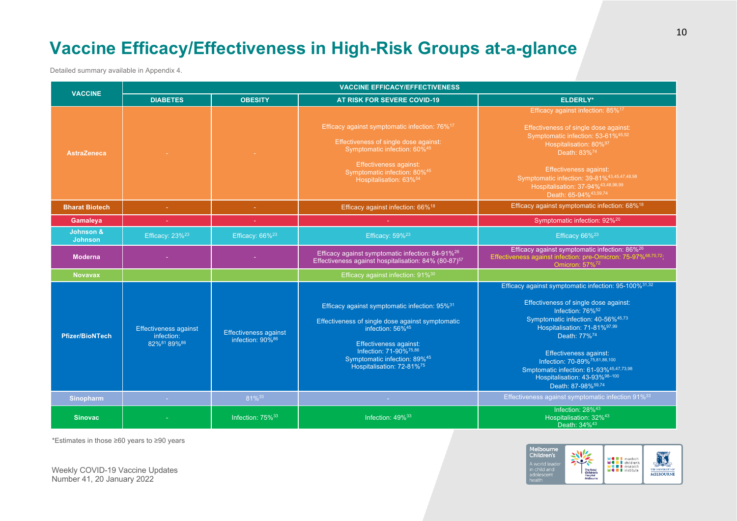# Vaccine Efficacy/Effectiveness in High-Risk Groups at-a-glance

Detailed summary available in Appendix 4.

| VACCINE | VACCINE EFFICACY/EFFECTIVENESS | | | |
|---|---|---|---|---|
| | DIABETES | OBESITY | AT RISK FOR SEVERE COVID-19 | ELDERLY* |
| AstraZeneca | - | - | Efficacy against symptomatic infection: 76%[17]<br><br>Effectiveness of single dose against: Symptomatic infection: 60%[45]<br><br>Effectiveness against: Symptomatic infection: 80%[45] Hospitalisation: 63%[54] | Efficacy against infection: 85%[17]<br><br>Effectiveness of single dose against: Symptomatic infection: 53-61%[45,52] Hospitalisation: 80%[97] Death: 83%[74]<br><br>Effectiveness against: Symptomatic infection: 39-81%[43,45,47,48,98] Hospitalisation: 37-94%[43,48,98,99] Death: 65-94%[43,59,74] |
| Bharat Biotech | - | - | Efficacy against infection: 66%[18] | Efficacy against symptomatic infection: 68%[18] |
| Gamaleya | - | - | - | Symptomatic infection: 92%[20] |
| Johnson & Johnson | Efficacy: 23%[23] | Efficacy: 66%[23] | Efficacy: 59%[23] | Efficacy 66%[23] |
| Moderna | - | - | Efficacy against symptomatic infection: 84-91%[26]<br>Effectiveness against hospitalisation: 84% (80-87)[57] | Efficacy against symptomatic infection: 86%[26]<br>Effectiveness against infection: pre-Omicron: 75-97%[68,70,72]; Omicron: 57%[72] |
| Novavax | | | Efficacy against infection: 91%[30] | |
| Pfizer/BioNTech | Effectiveness against infection: 82%[81] 89%[86] | Effectiveness against infection: 90%[86] | Efficacy against symptomatic infection: 95%[31]<br><br>Effectiveness of single dose against symptomatic infection: 56%[45]<br><br>Effectiveness against: Infection: 71-90%[75,86] Symptomatic infection: 89%[45] Hospitalisation: 72-81%[75] | Efficacy against symptomatic infection: 95-100%[31,32]<br><br>Effectiveness of single dose against: Infection: 76%[52] Symptomatic infection: 40-56%[45,73] Hospitalisation: 71-81%[97,99] Death: 77%[74]<br><br>Effectiveness against: Infection: 70-89%[75,81,86,100] Smptomatic infection: 61-93%[45,47,73,98] Hospitalisation: 43-93%[98–100] Death: 87-98%[59,74] |
| Sinopharm | - | 81%[33] | - | Effectiveness against symptomatic infection 91%[33] |
| Sinovac | - | Infection: 75%[33] | Infection: 49%[33] | Infection: 28%[43] Hospitalisation: 32%[43] Death: 34%[43] |

*Estimates in those ≥60 years to ≥90 years

Weekly COVID-19 Vaccine Updates
Number 41, 20 January 2022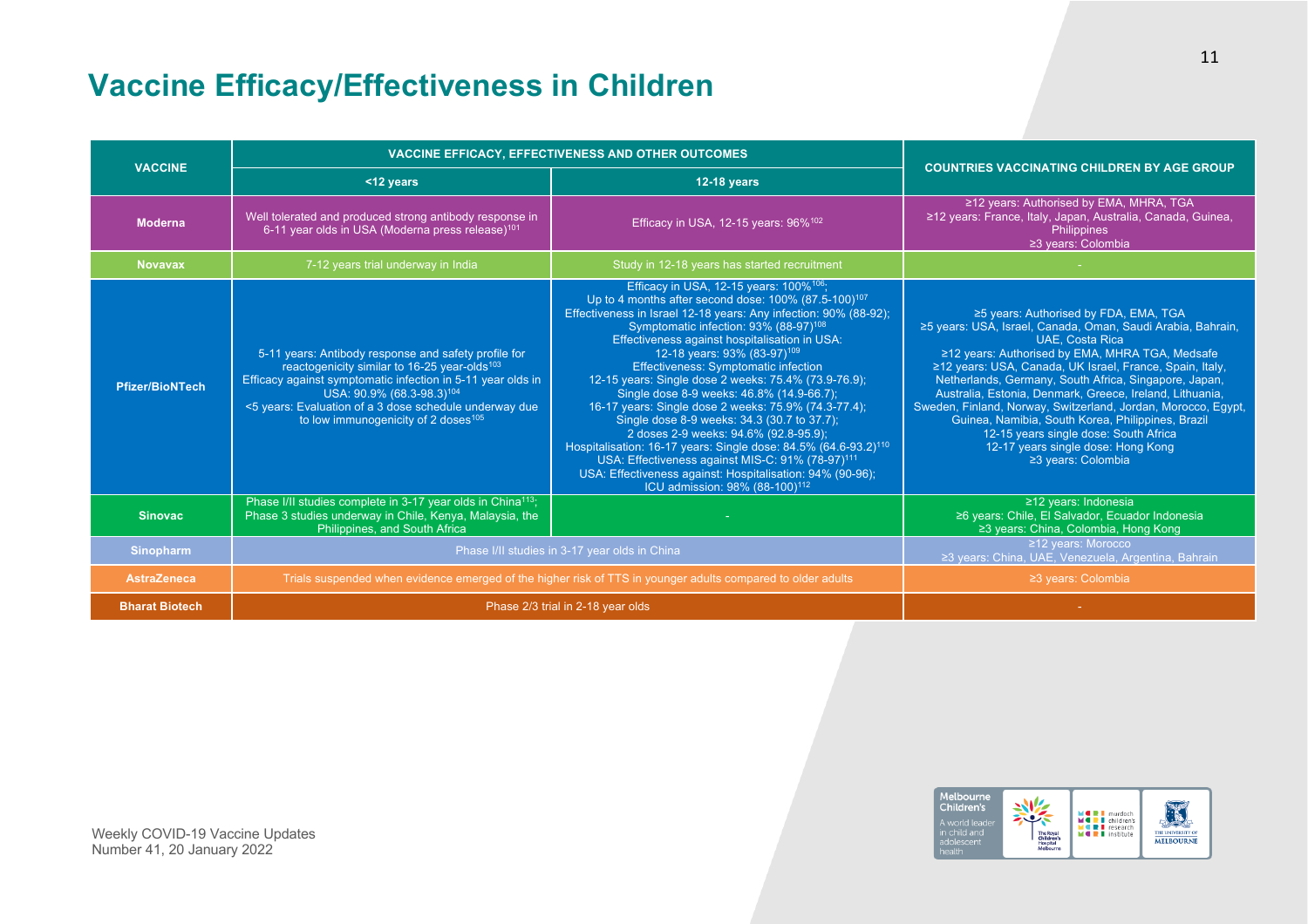# Vaccine Efficacy/Effectiveness in Children

| VACCINE | VACCINE EFFICACY, EFFECTIVENESS AND OTHER OUTCOMES | | COUNTRIES VACCINATING CHILDREN BY AGE GROUP |
|---|---|---|---|
| | <12 years | 12-18 years | |
| **Moderna** | Well tolerated and produced strong antibody response in 6-11 year olds in USA (Moderna press release)[101] | Efficacy in USA, 12-15 years: 96%[102] | ≥12 years: Authorised by EMA, MHRA, TGA<br>≥12 years: France, Italy, Japan, Australia, Canada, Guinea, Philippines<br>≥3 years: Colombia |
| **Novavax** | 7-12 years trial underway in India | Study in 12-18 years has started recruitment | - |
| **Pfizer/BioNTech** | 5-11 years: Antibody response and safety profile for reactogenicity similar to 16-25 year-olds[103]<br>Efficacy against symptomatic infection in 5-11 year olds in USA: 90.9% (68.3-98.3)[104]<br><5 years: Evaluation of a 3 dose schedule underway due to low immunogenicity of 2 doses[105] | Efficacy in USA, 12-15 years: 100%[106];<br>Up to 4 months after second dose: 100% (87.5-100)[107]<br>Effectiveness in Israel 12-18 years: Any infection: 90% (88-92); Symptomatic infection: 93% (88-97)[108]<br>Effectiveness against hospitalisation in USA:<br>12-18 years: 93% (83-97)[109]<br>Effectiveness: Symptomatic infection<br>12-15 years: Single dose 2 weeks: 75.4% (73.9-76.9);<br>Single dose 8-9 weeks: 46.8% (14.9-66.7);<br>16-17 years: Single dose 2 weeks: 75.9% (74.3-77.4);<br>Single dose 8-9 weeks: 34.3 (30.7 to 37.7);<br>2 doses 2-9 weeks: 94.6% (92.8-95.9);<br>Hospitalisation: 16-17 years: Single dose: 84.5% (64.6-93.2)[110]<br>USA: Effectiveness against MIS-C: 91% (78-97)[111]<br>USA: Effectiveness against: Hospitalisation: 94% (90-96);<br>ICU admission: 98% (88-100)[112] | ≥5 years: Authorised by FDA, EMA, TGA<br>≥5 years: USA, Israel, Canada, Oman, Saudi Arabia, Bahrain, UAE, Costa Rica<br>≥12 years: Authorised by EMA, MHRA TGA, Medsafe<br>≥12 years: USA, Canada, UK Israel, France, Spain, Italy, Netherlands, Germany, South Africa, Singapore, Japan, Australia, Estonia, Denmark, Greece, Ireland, Lithuania, Sweden, Finland, Norway, Switzerland, Jordan, Morocco, Egypt, Guinea, Namibia, South Korea, Philippines, Brazil<br>12-15 years single dose: South Africa<br>12-17 years single dose: Hong Kong<br>≥3 years: Colombia |
| **Sinovac** | Phase I/II studies complete in 3-17 year olds in China[113];<br>Phase 3 studies underway in Chile, Kenya, Malaysia, the Philippines, and South Africa | - | ≥12 years: Indonesia<br>≥6 years: Chile, El Salvador, Ecuador Indonesia<br>≥3 years: China, Colombia, Hong Kong |
| **Sinopharm** | Phase I/II studies in 3-17 year olds in China | | ≥12 years: Morocco<br>≥3 years: China, UAE, Venezuela, Argentina, Bahrain |
| **AstraZeneca** | Trials suspended when evidence emerged of the higher risk of TTS in younger adults compared to older adults | | ≥3 years: Colombia |
| **Bharat Biotech** | Phase 2/3 trial in 2-18 year olds | | - |

Weekly COVID-19 Vaccine Updates
Number 41, 20 January 2022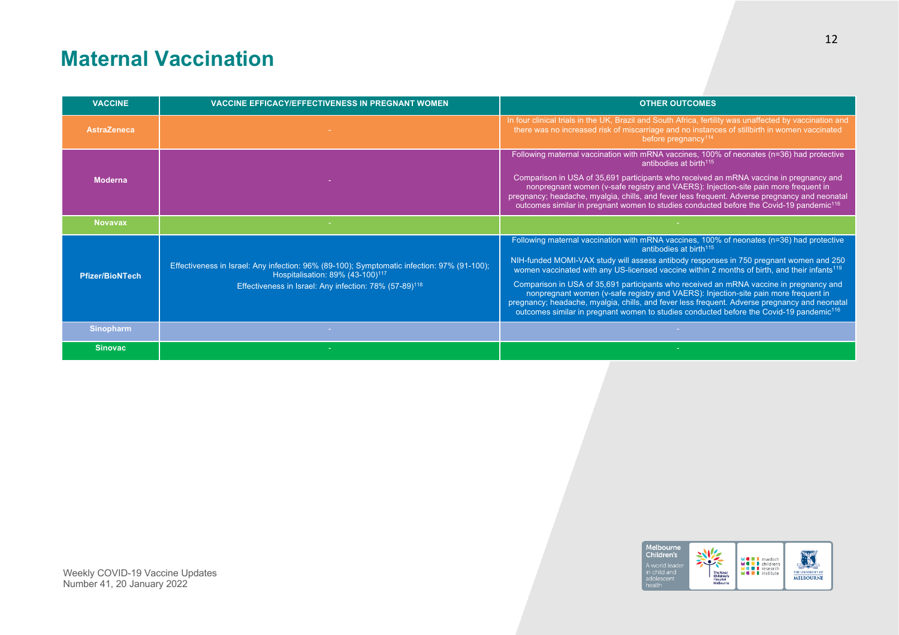# Maternal Vaccination

| VACCINE | VACCINE EFFICACY/EFFECTIVENESS IN PREGNANT WOMEN | OTHER OUTCOMES |
|---|---|---|
| AstraZeneca | - | In four clinical trials in the UK, Brazil and South Africa, fertility was unaffected by vaccination and there was no increased risk of miscarriage and no instances of stillbirth in women vaccinated before pregnancy[114] |
| Moderna | - | Following maternal vaccination with mRNA vaccines, 100% of neonates (n=36) had protective antibodies at birth[115]<br><br>Comparison in USA of 35,691 participants who received an mRNA vaccine in pregnancy and nonpregnant women (v-safe registry and VAERS): Injection-site pain more frequent in pregnancy; headache, myalgia, chills, and fever less frequent. Adverse pregnancy and neonatal outcomes similar in pregnant women to studies conducted before the Covid-19 pandemic[116] |
| Novavax | - | - |
| Pfizer/BioNTech | Effectiveness in Israel: Any infection: 96% (89-100); Symptomatic infection: 97% (91-100); Hospitalisation: 89% (43-100)[117]<br><br>Effectiveness in Israel: Any infection: 78% (57-89)[118] | Following maternal vaccination with mRNA vaccines, 100% of neonates (n=36) had protective antibodies at birth[115]<br><br>NIH-funded MOMI-VAX study will assess antibody responses in 750 pregnant women and 250 women vaccinated with any US-licensed vaccine within 2 months of birth, and their infants[119]<br><br>Comparison in USA of 35,691 participants who received an mRNA vaccine in pregnancy and nonpregnant women (v-safe registry and VAERS): Injection-site pain more frequent in pregnancy; headache, myalgia, chills, and fever less frequent. Adverse pregnancy and neonatal outcomes similar in pregnant women to studies conducted before the Covid-19 pandemic[116] |
| Sinopharm | - | - |
| Sinovac | - | - |

Weekly COVID-19 Vaccine Updates
Number 41, 20 January 2022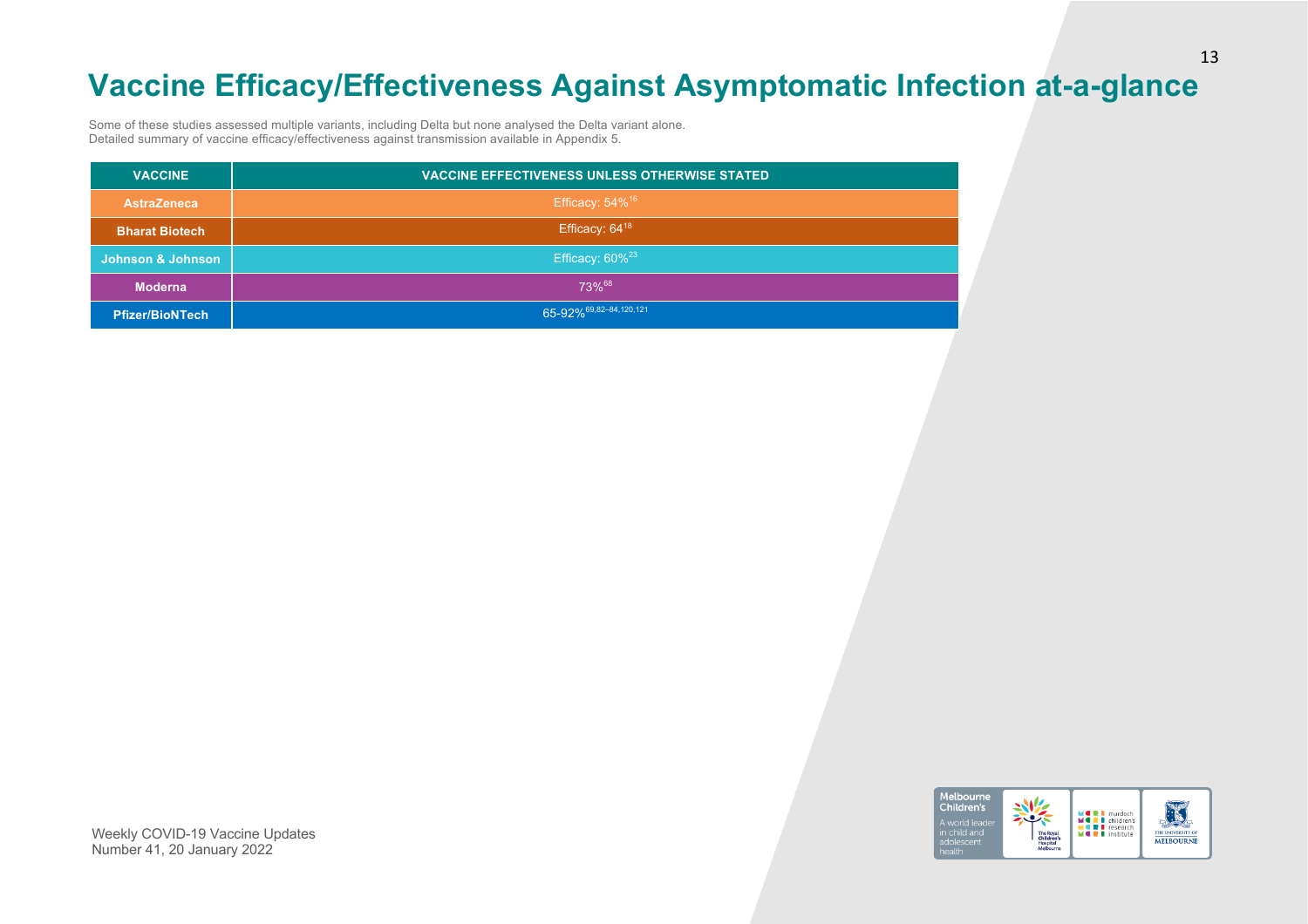# Vaccine Efficacy/Effectiveness Against Asymptomatic Infection at-a-glance

Some of these studies assessed multiple variants, including Delta but none analysed the Delta variant alone.
Detailed summary of vaccine efficacy/effectiveness against transmission available in Appendix 5.

| VACCINE | VACCINE EFFECTIVENESS UNLESS OTHERWISE STATED |
|---|---|
| AstraZeneca | Efficacy: 54%[16] |
| Bharat Biotech | Efficacy: 64[18] |
| Johnson & Johnson | Efficacy: 60%[23] |
| Moderna | 73%[68] |
| Pfizer/BioNTech | 65-92%[69,82–84,120,121] |

Weekly COVID-19 Vaccine Updates
Number 41, 20 January 2022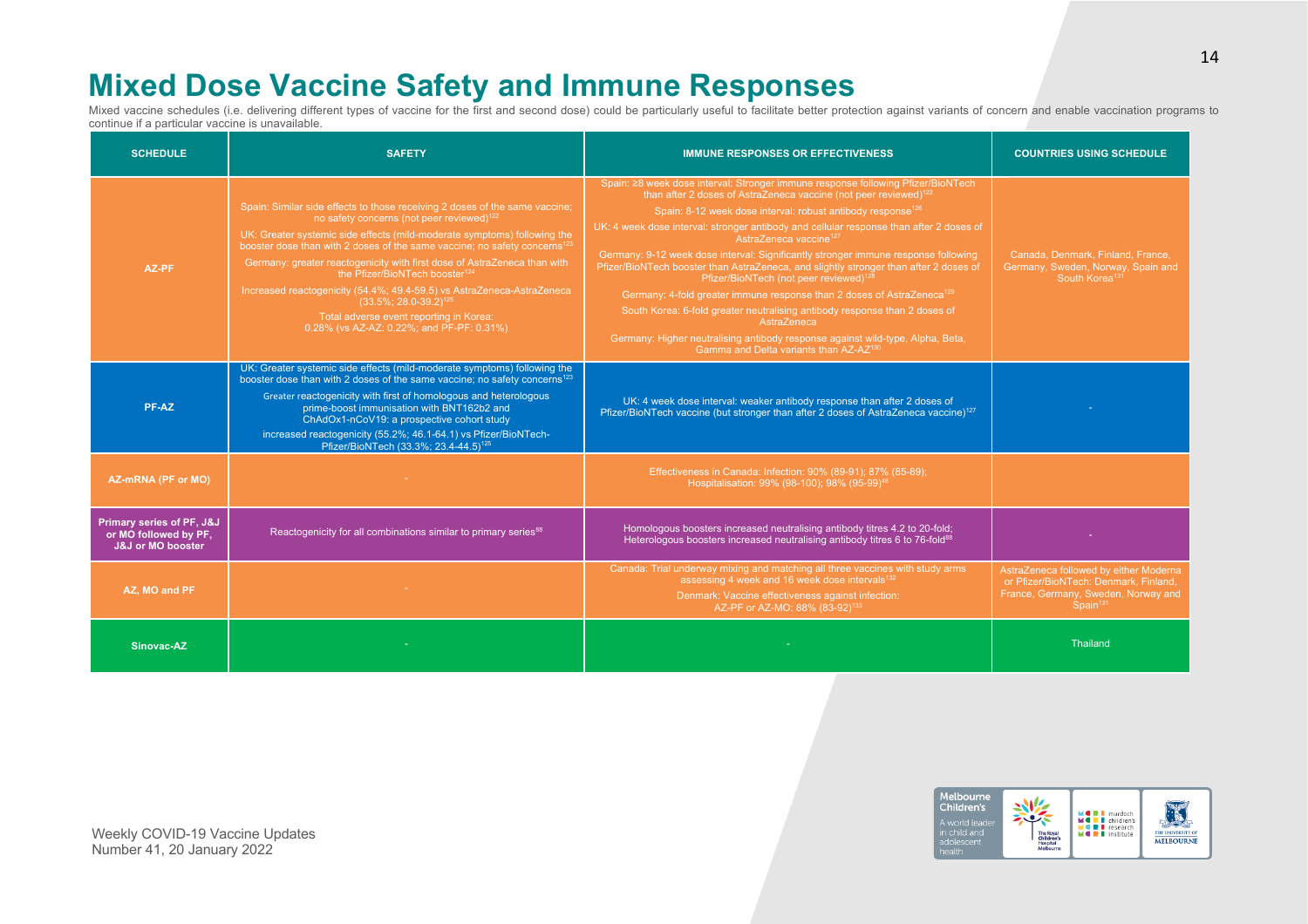# Mixed Dose Vaccine Safety and Immune Responses

Mixed vaccine schedules (i.e. delivering different types of vaccine for the first and second dose) could be particularly useful to facilitate better protection against variants of concern and enable vaccination programs to continue if a particular vaccine is unavailable.

| SCHEDULE | SAFETY | IMMUNE RESPONSES OR EFFECTIVENESS | COUNTRIES USING SCHEDULE |
|---|---|---|---|
| AZ-PF | Spain: Similar side effects to those receiving 2 doses of the same vaccine; no safety concerns (not peer reviewed)[122]<br>UK: Greater systemic side effects (mild-moderate symptoms) following the booster dose than with 2 doses of the same vaccine; no safety concerns[123]<br>Germany: greater reactogenicity with first dose of AstraZeneca than with the Pfizer/BioNTech booster[124]<br>Increased reactogenicity (54.4%; 49.4-59.5) vs AstraZeneca-AstraZeneca (33.5%; 28.0-39.2)[125]<br>Total adverse event reporting in Korea: 0.28% (vs AZ-AZ: 0.22%; and PF-PF: 0.31%) | Spain: ≥8 week dose interval: Stronger immune response following Pfizer/BioNTech than after 2 doses of AstraZeneca vaccine (not peer reviewed)[122]<br>Spain: 8-12 week dose interval: robust antibody response[126]<br>UK: 4 week dose interval: stronger antibody and cellular response than after 2 doses of AstraZeneca vaccine[127]<br>Germany: 9-12 week dose interval: Significantly stronger immune response following Pfizer/BioNTech booster than AstraZeneca, and slightly stronger than after 2 doses of Pfizer/BioNTech (not peer reviewed)[128]<br>Germany: 4-fold greater immune response than 2 doses of AstraZeneca[129]<br>South Korea: 6-fold greater neutralising antibody response than 2 doses of AstraZeneca<br>Germany: Higher neutralising antibody response against wild-type, Alpha, Beta, Gamma and Delta variants than AZ-AZ[130] | Canada, Denmark, Finland, France, Germany, Sweden, Norway, Spain and South Korea[131] |
| PF-AZ | UK: Greater systemic side effects (mild-moderate symptoms) following the booster dose than with 2 doses of the same vaccine; no safety concerns[123]<br>Greater reactogenicity with first of homologous and heterologous prime-boost immunisation with BNT162b2 and ChAdOx1-nCoV19: a prospective cohort study<br>increased reactogenicity (55.2%; 46.1-64.1) vs Pfizer/BioNTech-Pfizer/BioNTech (33.3%; 23.4-44.5)[125] | UK: 4 week dose interval: weaker antibody response than after 2 doses of Pfizer/BioNTech vaccine (but stronger than after 2 doses of AstraZeneca vaccine)[127] | - |
| AZ-mRNA (PF or MO) | - | Effectiveness in Canada: Infection: 90% (89-91); 87% (85-89); Hospitalisation: 99% (98-100); 98% (95-99)[46] | |
| Primary series of PF, J&J or MO followed by PF, J&J or MO booster | Reactogenicity for all combinations similar to primary series[88] | Homologous boosters increased neutralising antibody titres 4.2 to 20-fold; Heterologous boosters increased neutralising antibody titres 6 to 76-fold[88] | - |
| AZ, MO and PF | - | Canada: Trial underway mixing and matching all three vaccines with study arms assessing 4 week and 16 week dose intervals[132]<br>Denmark: Vaccine effectiveness against infection: AZ-PF or AZ-MO: 88% (83-92)[133] | AstraZeneca followed by either Moderna or Pfizer/BioNTech: Denmark, Finland, France, Germany, Sweden, Norway and Spain[131] |
| Sinovac-AZ | - | - | Thailand |

Weekly COVID-19 Vaccine Updates
Number 41, 20 January 2022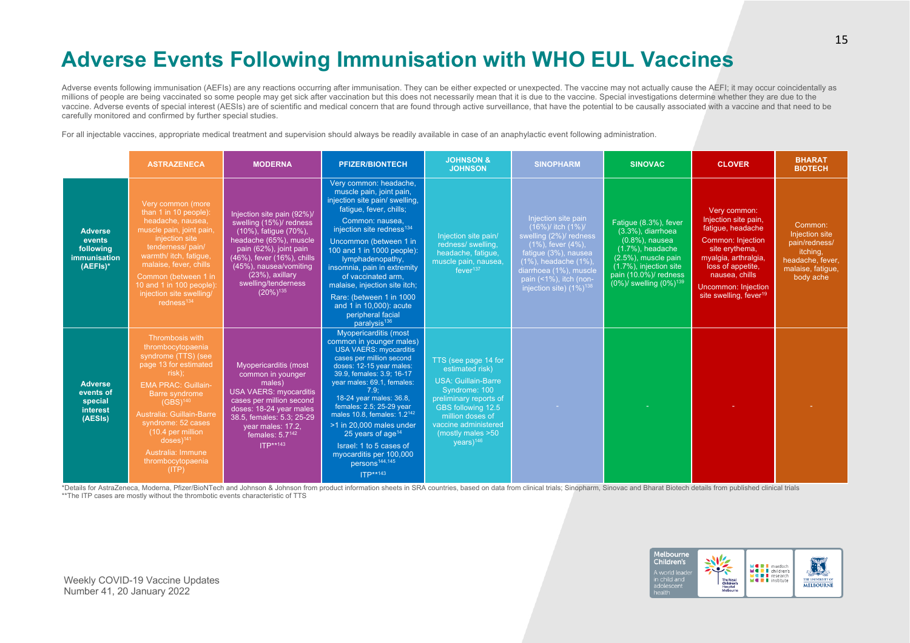# Adverse Events Following Immunisation with WHO EUL Vaccines

Adverse events following immunisation (AEFIs) are any reactions occurring after immunisation. They can be either expected or unexpected. The vaccine may not actually cause the AEFI; it may occur coincidentally as millions of people are being vaccinated so some people may get sick after vaccination but this does not necessarily mean that it is due to the vaccine. Special investigations determine whether they are due to the vaccine. Adverse events of special interest (AESIs) are of scientific and medical concern that are found through active surveillance, that have the potential to be causally associated with a vaccine and that need to be carefully monitored and confirmed by further special studies.

For all injectable vaccines, appropriate medical treatment and supervision should always be readily available in case of an anaphylactic event following administration.

| | ASTRAZENECA | MODERNA | PFIZER/BIONTECH | JOHNSON & JOHNSON | SINOPHARM | SINOVAC | CLOVER | BHARAT BIOTECH |
|---|---|---|---|---|---|---|---|---|
| **Adverse events following immunisation (AEFIs)*** | Very common (more than 1 in 10 people): headache, nausea, muscle pain, joint pain, injection site tenderness/ pain/ warmth/ itch, fatigue, malaise, fever, chills<br><br>Common (between 1 in 10 and 1 in 100 people): injection site swelling/ redness[134] | Injection site pain (92%)/ swelling (15%)/ redness (10%), fatigue (70%), headache (65%), muscle pain (62%), joint pain (46%), fever (16%), chills (45%), nausea/vomiting (23%), axillary swelling/tenderness (20%)[135] | Very common: headache, muscle pain, joint pain, injection site pain/ swelling, fatigue, fever, chills;<br><br>Common: nausea, injection site redness[134]<br><br>Uncommon (between 1 in 100 and 1 in 1000 people): insomnia, pain in extremity lymphadenopathy, of vaccinated arm, malaise, injection site itch;<br><br>Rare: (between 1 in 1000 and 1 in 10,000): acute peripheral facial paralysis[136] | Injection site pain/ redness/ swelling, headache, fatigue, muscle pain, nausea, fever[137] | Injection site pain (16%)/ itch (1%)/ swelling (2%)/ redness (1%), fever (4%), fatigue (3%), nausea (1%), headache (1%), diarrhoea (1%), muscle pain (<1%), itch (non-injection site) (1%)[138] | Fatigue (8.3%), fever (3.3%), diarrhoea (0.8%), nausea (1.7%), headache (2.5%), muscle pain (1.7%), injection site pain (10.0%)/ redness (0%)/ swelling (0%)[139] | Very common: Injection site pain, fatigue, headache<br><br>Common: Injection site erythema, myalgia, arthralgia, loss of appetite, nausea, chills<br><br>Uncommon: Injection site swelling, fever[19] | Common: Injection site pain/redness/ itching, headache, fever, malaise, fatigue, body ache |
| **Adverse events of special interest (AESIs)** | Thrombosis with thrombocytopaenia syndrome (TTS) (see page 13 for estimated risk);<br><br>EMA PRAC: Guillain-Barre syndrome (GBS)[140]<br><br>Australia: Guillain-Barre syndrome: 52 cases (10.4 per million doses)[141]<br><br>Australia: Immune thrombocytopaenia (ITP) | Myopericarditis (most common in younger males)<br><br>USA VAERS: myocarditis cases per million second doses: 18-24 year males 38.5, females: 5.3; 25-29 year males: 17.2, females: 5.7[142]<br><br>ITP**[143] | Myopericarditis (most common in younger males)<br>USA VAERS: myocarditis cases per million second doses: 12-15 year males: 39.9, females: 3.9; 16-17 year males: 69.1, females: 7.9;<br>18-24 year males: 36.8, females: 2.5; 25-29 year males 10.8, females: 1.2[142]<br><br>>1 in 20,000 males under 25 years of age[14]<br><br>Israel: 1 to 5 cases of myocarditis per 100,000 persons[144,145]<br><br>ITP**[143] | TTS (see page 14 for estimated risk)<br><br>USA: Guillain-Barre Syndrome: 100 preliminary reports of GBS following 12.5 million doses of vaccine administered (mostly males >50 years)[146] | - | - | - | - |

*Details for AstraZeneca, Moderna, Pfizer/BioNTech and Johnson & Johnson from product information sheets in SRA countries, based on data from clinical trials; Sinopharm, Sinovac and Bharat Biotech details from published clinical trials

**The ITP cases are mostly without the thrombotic events characteristic of TTS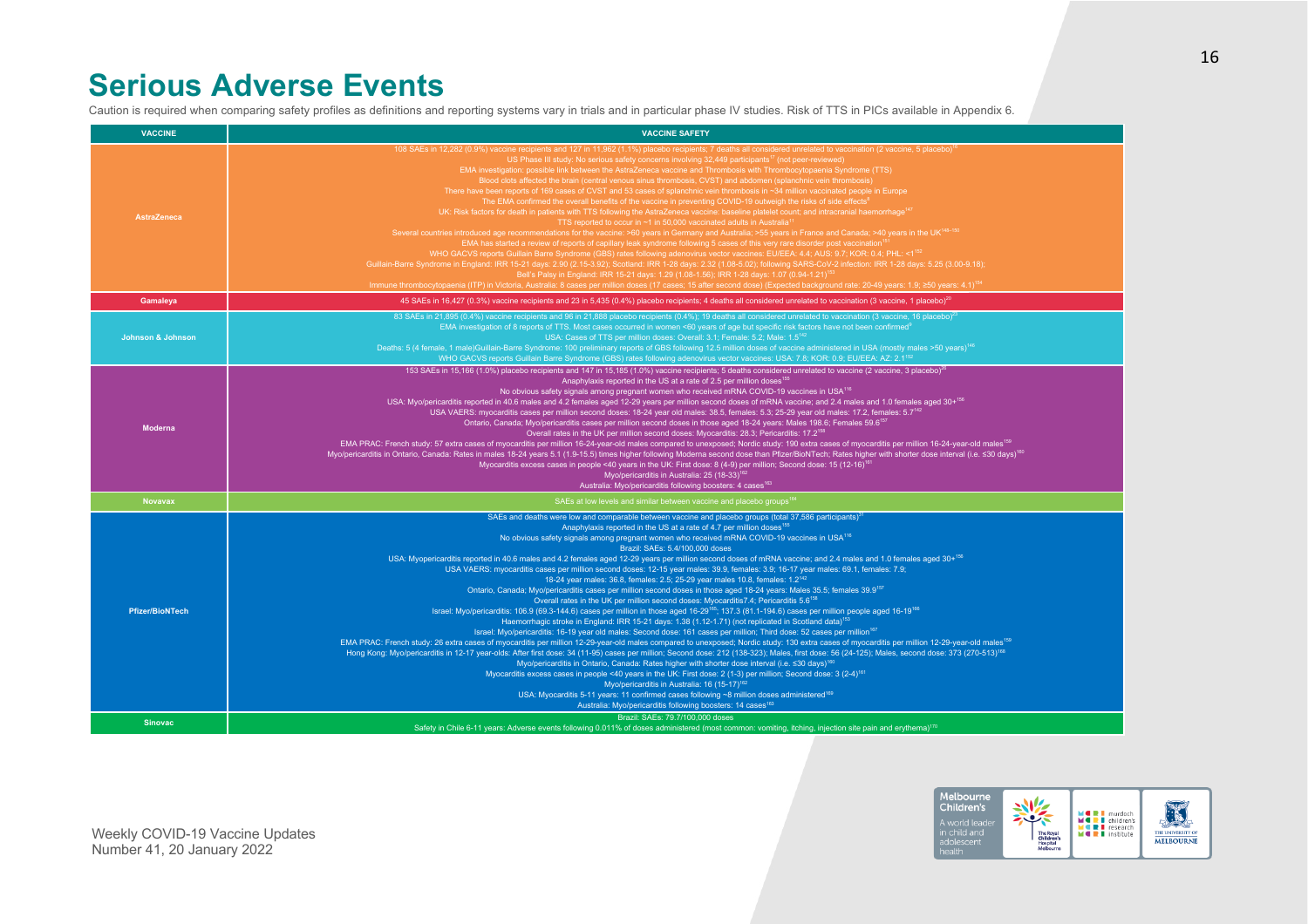# Serious Adverse Events

Caution is required when comparing safety profiles as definitions and reporting systems vary in trials and in particular phase IV studies. Risk of TTS in PICs available in Appendix 6.

| VACCINE | VACCINE SAFETY |
|---|---|
| AstraZeneca | 108 SAEs in 12,282 (0.9%) vaccine recipients and 127 in 11,962 (1.1%) placebo recipients; 7 deaths all considered unrelated to vaccination (2 vaccine, 5 placebo)[16]<br>US Phase III study: No serious safety concerns involving 32,449 participants[17] (not peer-reviewed)<br>EMA investigation: possible link between the AstraZeneca vaccine and Thrombosis with Thrombocytopaenia Syndrome (TTS)<br>Blood clots affected the brain (central venous sinus thrombosis, CVST) and abdomen (splanchnic vein thrombosis)<br>There have been reports of 169 cases of CVST and 53 cases of splanchnic vein thrombosis in ~34 million vaccinated people in Europe<br>The EMA confirmed the overall benefits of the vaccine in preventing COVID-19 outweigh the risks of side effects[8]<br>UK: Risk factors for death in patients with TTS following the AstraZeneca vaccine: baseline platelet count; and intracranial haemorrhage[147]<br>TTS reported to occur in ~1 in 50,000 vaccinated adults in Australia[11]<br>Several countries introduced age recommendations for the vaccine: >60 years in Germany and Australia; >55 years in France and Canada; >40 years in the UK[148-150]<br>EMA has started a review of reports of capillary leak syndrome following 5 cases of this very rare disorder post vaccination[151]<br>WHO GACVS reports Guillain Barre Syndrome (GBS) rates following adenovirus vector vaccines: EU/EEA: 4.4; AUS: 9.7; KOR: 0.4; PHL: <1[152]<br>Guillain-Barre Syndrome in England: IRR 15-21 days: 2.90 (2.15-3.92); Scotland: IRR 1-28 days: 2.32 (1.08-5.02); following SARS-CoV-2 infection: IRR 1-28 days: 5.25 (3.00-9.18);<br>Bell's Palsy in England: IRR 15-21 days: 1.29 (1.08-1.56); IRR 1-28 days: 1.07 (0.94-1.21)[153]<br>Immune thrombocytopaenia (ITP) in Victoria, Australia: 8 cases per million doses (17 cases; 15 after second dose) (Expected background rate: 20-49 years: 1.9; ≥50 years: 4.1)[154] |
| Gamaleya | 45 SAEs in 16,427 (0.3%) vaccine recipients and 23 in 5,435 (0.4%) placebo recipients; 4 deaths all considered unrelated to vaccination (3 vaccine, 1 placebo)[20] |
| Johnson & Johnson | 83 SAEs in 21,895 (0.4%) vaccine recipients and 96 in 21,888 placebo recipients (0.4%); 19 deaths all considered unrelated to vaccination (3 vaccine, 16 placebo)[21]<br>EMA investigation of 8 reports of TTS. Most cases occurred in women <60 years of age but specific risk factors have not been confirmed[9]<br>USA: Cases of TTS per million doses: Overall: 3.1; Female: 5.2; Male: 1.5[142]<br>Deaths: 5 (4 female, 1 male)Guillain-Barre Syndrome: 100 preliminary reports of GBS following 12.5 million doses of vaccine administered in USA (mostly males >50 years)[145]<br>WHO GACVS reports Guillain Barre Syndrome (GBS) rates following adenovirus vector vaccines: USA: 7.8; KOR: 0.9; EU/EEA: AZ: 2.1[152] |
| Moderna | 153 SAEs in 15,166 (1.0%) placebo recipients and 147 in 15,185 (1.0%) vaccine recipients; 5 deaths considered unrelated to vaccine (2 vaccine, 3 placebo)[26]<br>Anaphylaxis reported in the US at a rate of 2.5 per million doses[155]<br>No obvious safety signals among pregnant women who received mRNA COVID-19 vaccines in USA[115]<br>USA: Myo/pericarditis reported in 40.6 males and 4.2 females aged 12-29 years per million second doses of mRNA vaccine; and 2.4 males and 1.0 females aged 30+[156]<br>USA VAERS: myocarditis cases per million second doses: 18-24 year old males: 38.5, females: 5.3; 25-29 year old males: 17.2, females: 5.7[142]<br>Ontario, Canada; Myo/pericarditis cases per million second doses in those aged 18-24 years: Males 198.6; Females 59.6[157]<br>Overall rates in the UK per million second doses: Myocarditis: 28.3; Pericarditis: 17.2[158]<br>EMA PRAC: French study: 57 extra cases of myocarditis per million 16-24-year-old males compared to unexposed; Nordic study: 190 extra cases of myocarditis per million 16-24-year-old males[159]<br>Myo/pericarditis in Ontario, Canada: Rates in males 18-24 years 5.1 (1.9-15.5) times higher following Moderna second dose than Pfizer/BioNTech; Rates higher with shorter dose interval (i.e. ≤30 days)[160]<br>Myocarditis excess cases in people <40 years in the UK: First dose: 8 (4-9) per million; Second dose: 15 (12-16)[161]<br>Myo/pericarditis in Australia: 25 (18-33)[162]<br>Australia: Myo/pericarditis following boosters: 4 cases[163] |
| Novavax | SAEs at low levels and similar between vaccine and placebo groups[164] |
| Pfizer/BioNTech | SAEs and deaths were low and comparable between vaccine and placebo groups (total 37,586 participants)[31]<br>Anaphylaxis reported in the US at a rate of 4.7 per million doses[155]<br>No obvious safety signals among pregnant women who received mRNA COVID-19 vaccines in USA[115]<br>Brazil: SAEs: 5.4/100,000 doses<br>USA: Myopericarditis reported in 40.6 males and 4.2 females aged 12-29 years per million second doses of mRNA vaccine; and 2.4 males and 1.0 females aged 30+[156]<br>USA VAERS: myocarditis cases per million second doses: 12-15 year males: 39.9, females: 3.9; 16-17 year males: 69.1, females: 7.9;<br>18-24 year males: 36.8, females: 2.5; 25-29 year males 10.8, females: 1.2[142]<br>Ontario, Canada; Myo/pericarditis cases per million second doses in those aged 18-24 years: Males 35.5; females 39.9[157]<br>Overall rates in the UK per million second doses: Myocarditis7.4; Pericarditis 5.6[158]<br>Israel: Myo/pericarditis: 106.9 (69.3-144.6) cases per million in those aged 16-29[165]; 137.3 (81.1-194.6) cases per million people aged 16-19[166]<br>Haemorrhagic stroke in England: IRR 15-21 days: 1.38 (1.12-1.71) (not replicated in Scotland data)[153]<br>Israel: Myo/pericarditis: 16-19 year old males: Second dose: 161 cases per million; Third dose: 52 cases per million[167]<br>EMA PRAC: French study: 26 extra cases of myocarditis per million 12-29-year-old males compared to unexposed; Nordic study: 130 extra cases of myocarditis per million 12-29-year-old males[159]<br>Hong Kong: Myo/pericarditis in 12-17 year-olds: After first dose: 34 (11-95) cases per million; Second dose: 212 (138-323); Males, first dose: 56 (24-125); Males, second dose: 373 (270-513)[168]<br>Myo/pericarditis in Ontario, Canada: Rates higher with shorter dose interval (i.e. ≤30 days)[160]<br>Myocarditis excess cases in people <40 years in the UK: First dose: 2 (1-3) per million; Second dose: 3 (2-4)[161]<br>Myo/pericarditis in Australia: 16 (15-17)[162]<br>USA: Myocarditis 5-11 years: 11 confirmed cases following ~8 million doses administered[169]<br>Australia: Myo/pericarditis following boosters: 14 cases[163] |
| Sinovac | Brazil: SAEs: 79.7/100,000 doses<br>Safety in Chile 6-11 years: Adverse events following 0.011% of doses administered (most common: vomiting, itching, injection site pain and erythema)[170] |

Weekly COVID-19 Vaccine Updates
Number 41, 20 January 2022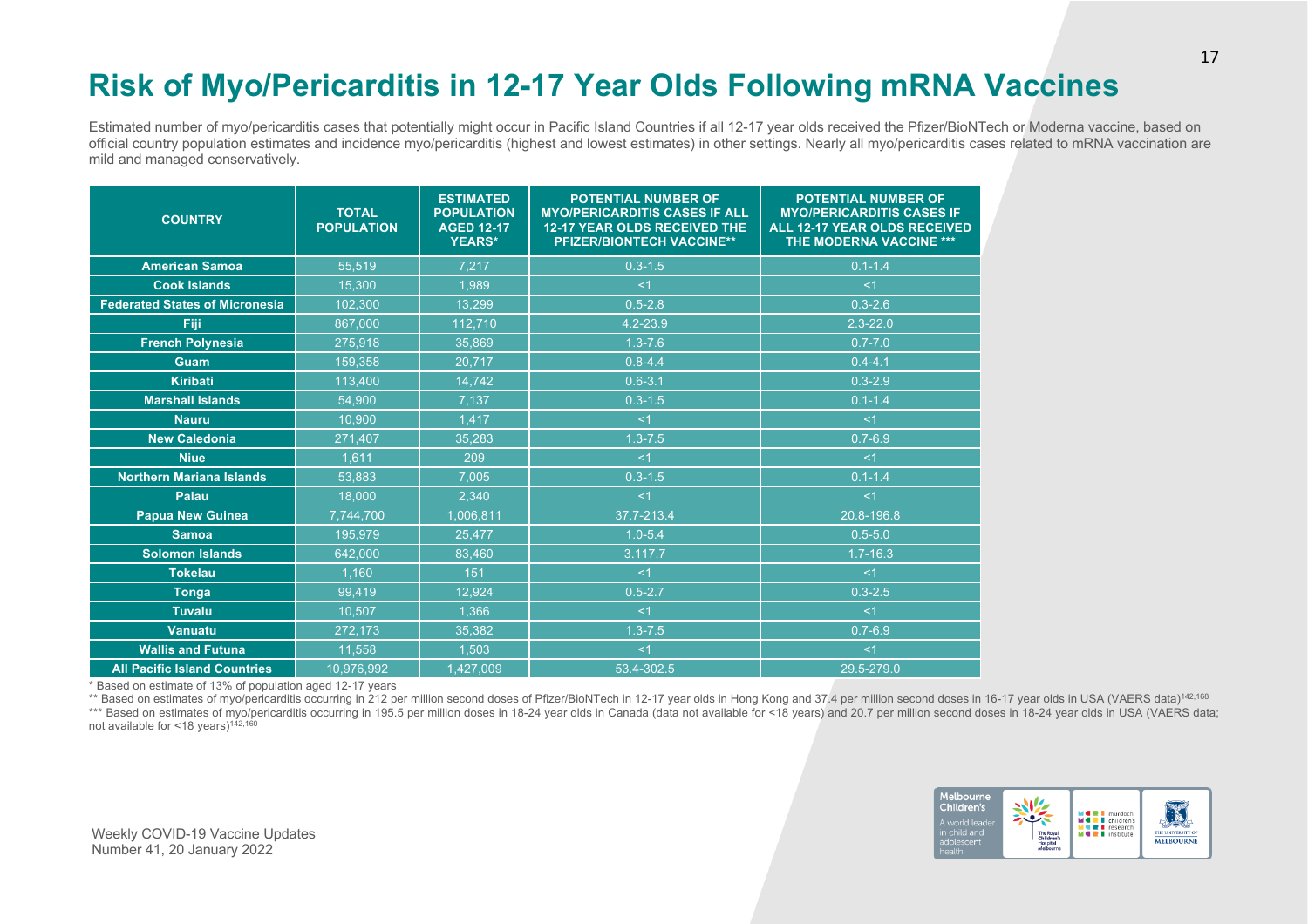# Risk of Myo/Pericarditis in 12-17 Year Olds Following mRNA Vaccines

Estimated number of myo/pericarditis cases that potentially might occur in Pacific Island Countries if all 12-17 year olds received the Pfizer/BioNTech or Moderna vaccine, based on official country population estimates and incidence myo/pericarditis (highest and lowest estimates) in other settings. Nearly all myo/pericarditis cases related to mRNA vaccination are mild and managed conservatively.

| COUNTRY | TOTAL POPULATION | ESTIMATED POPULATION AGED 12-17 YEARS* | POTENTIAL NUMBER OF MYO/PERICARDITIS CASES IF ALL 12-17 YEAR OLDS RECEIVED THE PFIZER/BIONTECH VACCINE** | POTENTIAL NUMBER OF MYO/PERICARDITIS CASES IF ALL 12-17 YEAR OLDS RECEIVED THE MODERNA VACCINE *** |
|---|---|---|---|---|
| American Samoa | 55,519 | 7,217 | 0.3-1.5 | 0.1-1.4 |
| Cook Islands | 15,300 | 1,989 | <1 | <1 |
| Federated States of Micronesia | 102,300 | 13,299 | 0.5-2.8 | 0.3-2.6 |
| Fiji | 867,000 | 112,710 | 4.2-23.9 | 2.3-22.0 |
| French Polynesia | 275,918 | 35,869 | 1.3-7.6 | 0.7-7.0 |
| Guam | 159,358 | 20,717 | 0.8-4.4 | 0.4-4.1 |
| Kiribati | 113,400 | 14,742 | 0.6-3.1 | 0.3-2.9 |
| Marshall Islands | 54,900 | 7,137 | 0.3-1.5 | 0.1-1.4 |
| Nauru | 10,900 | 1,417 | <1 | <1 |
| New Caledonia | 271,407 | 35,283 | 1.3-7.5 | 0.7-6.9 |
| Niue | 1,611 | 209 | <1 | <1 |
| Northern Mariana Islands | 53,883 | 7,005 | 0.3-1.5 | 0.1-1.4 |
| Palau | 18,000 | 2,340 | <1 | <1 |
| Papua New Guinea | 7,744,700 | 1,006,811 | 37.7-213.4 | 20.8-196.8 |
| Samoa | 195,979 | 25,477 | 1.0-5.4 | 0.5-5.0 |
| Solomon Islands | 642,000 | 83,460 | 3.117.7 | 1.7-16.3 |
| Tokelau | 1,160 | 151 | <1 | <1 |
| Tonga | 99,419 | 12,924 | 0.5-2.7 | 0.3-2.5 |
| Tuvalu | 10,507 | 1,366 | <1 | <1 |
| Vanuatu | 272,173 | 35,382 | 1.3-7.5 | 0.7-6.9 |
| Wallis and Futuna | 11,558 | 1,503 | <1 | <1 |
| All Pacific Island Countries | 10,976,992 | 1,427,009 | 53.4-302.5 | 29.5-279.0 |

\* Based on estimate of 13% of population aged 12-17 years

** Based on estimates of myo/pericarditis occurring in 212 per million second doses of Pfizer/BioNTech in 12-17 year olds in Hong Kong and 37.4 per million second doses in 16-17 year olds in USA (VAERS data)[142,168]

*** Based on estimates of myo/pericarditis occurring in 195.5 per million doses in 18-24 year olds in Canada (data not available for <18 years) and 20.7 per million second doses in 18-24 year olds in USA (VAERS data; not available for <18 years)[142,160]

Weekly COVID-19 Vaccine Updates
Number 41, 20 January 2022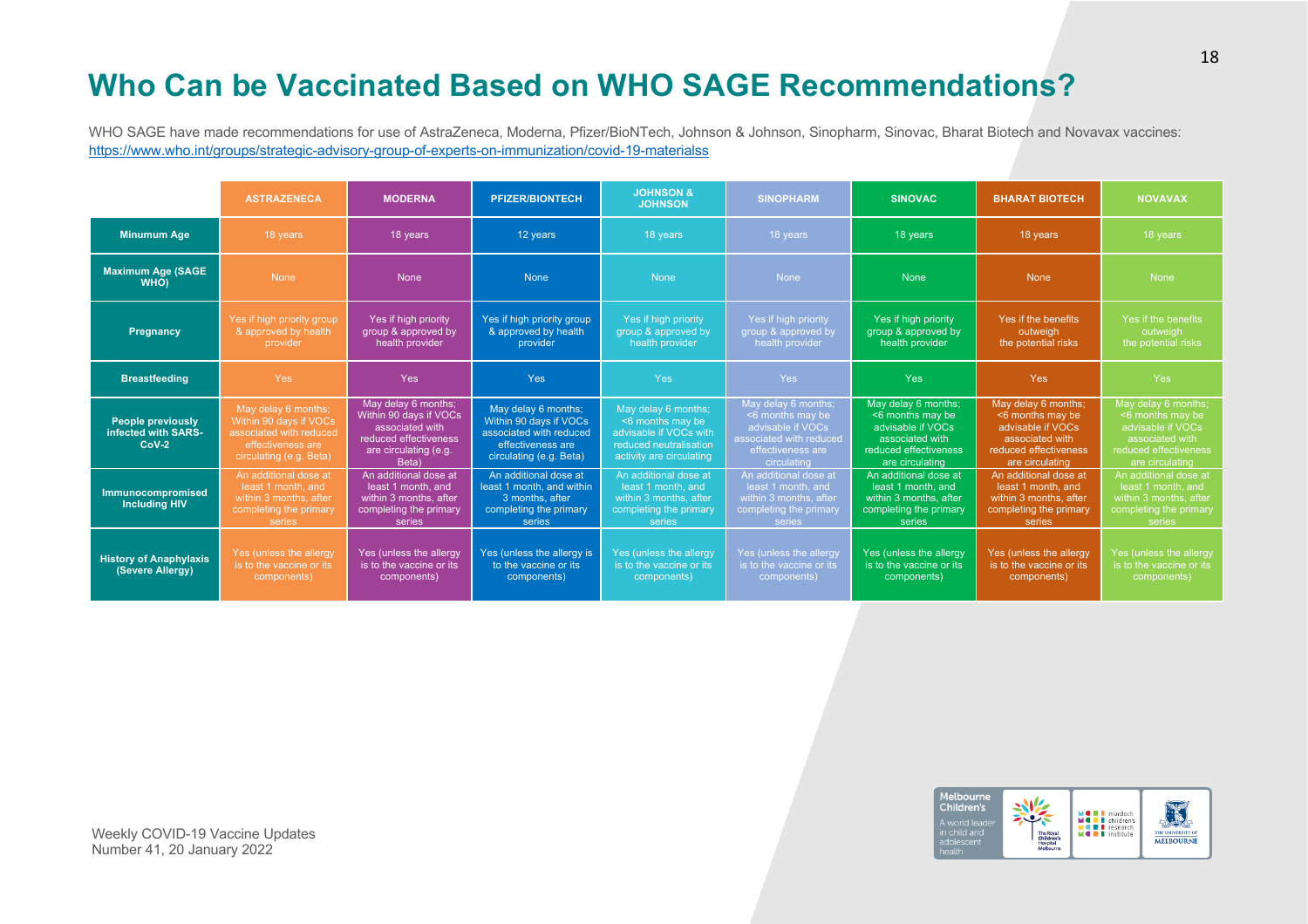# Who Can be Vaccinated Based on WHO SAGE Recommendations?

WHO SAGE have made recommendations for use of AstraZeneca, Moderna, Pfizer/BioNTech, Johnson & Johnson, Sinopharm, Sinovac, Bharat Biotech and Novavax vaccines: https://www.who.int/groups/strategic-advisory-group-of-experts-on-immunization/covid-19-materialss

| | ASTRAZENECA | MODERNA | PFIZER/BIONTECH | JOHNSON & JOHNSON | SINOPHARM | SINOVAC | BHARAT BIOTECH | NOVAVAX |
|---|---|---|---|---|---|---|---|---|
| **Minumum Age** | 18 years | 18 years | 12 years | 18 years | 18 years | 18 years | 18 years | 18 years |
| **Maximum Age (SAGE WHO)** | None | None | None | None | None | None | None | None |
| **Pregnancy** | Yes if high priority group & approved by health provider | Yes if high priority group & approved by health provider | Yes if high priority group & approved by health provider | Yes if high priority group & approved by health provider | Yes if high priority group & approved by health provider | Yes if high priority group & approved by health provider | Yes if the benefits outweigh the potential risks | Yes if the benefits outweigh the potential risks |
| **Breastfeeding** | Yes | Yes | Yes | Yes | Yes | Yes | Yes | Yes |
| **People previously infected with SARS-CoV-2** | May delay 6 months; Within 90 days if VOCs associated with reduced effectiveness are circulating (e.g. Beta) | May delay 6 months; Within 90 days if VOCs associated with reduced effectiveness are circulating (e.g. Beta) | May delay 6 months; Within 90 days if VOCs associated with reduced effectiveness are circulating (e.g. Beta) | May delay 6 months; <6 months may be advisable if VOCs with reduced neutralisation activity are circulating | May delay 6 months; <6 months may be advisable if VOCs associated with reduced effectiveness are circulating | May delay 6 months; <6 months may be advisable if VOCs associated with reduced effectiveness are circulating | May delay 6 months; <6 months may be advisable if VOCs associated with reduced effectiveness are circulating | May delay 6 months; <6 months may be advisable if VOCs associated with reduced effectiveness are circulating |
| **Immunocompromised Including HIV** | An additional dose at least 1 month, and within 3 months, after completing the primary series | An additional dose at least 1 month, and within 3 months, after completing the primary series | An additional dose at least 1 month, and within 3 months, after completing the primary series | An additional dose at least 1 month, and within 3 months, after completing the primary series | An additional dose at least 1 month, and within 3 months, after completing the primary series | An additional dose at least 1 month, and within 3 months, after completing the primary series | An additional dose at least 1 month, and within 3 months, after completing the primary series | An additional dose at least 1 month, and within 3 months, after completing the primary series |
| **History of Anaphylaxis (Severe Allergy)** | Yes (unless the allergy is to the vaccine or its components) | Yes (unless the allergy is to the vaccine or its components) | Yes (unless the allergy is to the vaccine or its components) | Yes (unless the allergy is to the vaccine or its components) | Yes (unless the allergy is to the vaccine or its components) | Yes (unless the allergy is to the vaccine or its components) | Yes (unless the allergy is to the vaccine or its components) | Yes (unless the allergy is to the vaccine or its components) |

Weekly COVID-19 Vaccine Updates
Number 41, 20 January 2022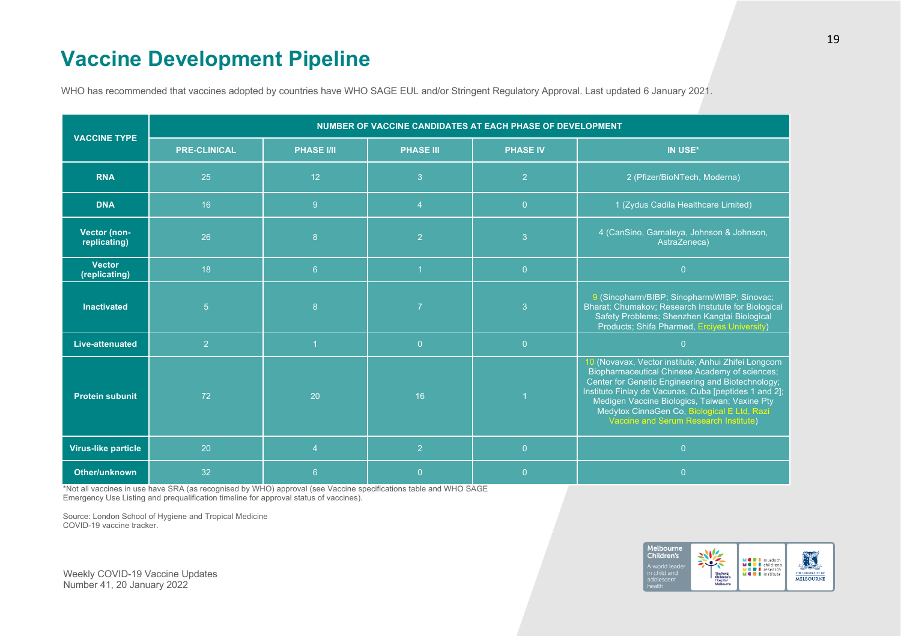# Vaccine Development Pipeline

WHO has recommended that vaccines adopted by countries have WHO SAGE EUL and/or Stringent Regulatory Approval. Last updated 6 January 2021.

| VACCINE TYPE | NUMBER OF VACCINE CANDIDATES AT EACH PHASE OF DEVELOPMENT | | | | |
|---|---|---|---|---|---|
| | PRE-CLINICAL | PHASE I/II | PHASE III | PHASE IV | IN USE* |
| RNA | 25 | 12 | 3 | 2 | 2 (Pfizer/BioNTech, Moderna) |
| DNA | 16 | 9 | 4 | 0 | 1 (Zydus Cadila Healthcare Limited) |
| Vector (non-replicating) | 26 | 8 | 2 | 3 | 4 (CanSino, Gamaleya, Johnson & Johnson, AstraZeneca) |
| Vector (replicating) | 18 | 6 | 1 | 0 | 0 |
| Inactivated | 5 | 8 | 7 | 3 | 9 (Sinopharm/BIBP; Sinopharm/WIBP; Sinovac; Bharat; Chumakov; Research Instutute for Biological Safety Problems; Shenzhen Kangtai Biological Products; Shifa Pharmed, Erciyes University) |
| Live-attenuated | 2 | 1 | 0 | 0 | 0 |
| Protein subunit | 72 | 20 | 16 | 1 | 10 (Novavax, Vector institute; Anhui Zhifei Longcom Biopharmaceutical Chinese Academy of sciences; Center for Genetic Engineering and Biotechnology; Instituto Finlay de Vacunas, Cuba [peptides 1 and 2]; Medigen Vaccine Biologics, Taiwan; Vaxine Pty Medytox CinnaGen Co, Biological E Ltd, Razi Vaccine and Serum Research Institute) |
| Virus-like particle | 20 | 4 | 2 | 0 | 0 |
| Other/unknown | 32 | 6 | 0 | 0 | 0 |

*Not all vaccines in use have SRA (as recognised by WHO) approval (see Vaccine specifications table and WHO SAGE Emergency Use Listing and prequalification timeline for approval status of vaccines).

Source: London School of Hygiene and Tropical Medicine COVID-19 vaccine tracker.

Weekly COVID-19 Vaccine Updates
Number 41, 20 January 2022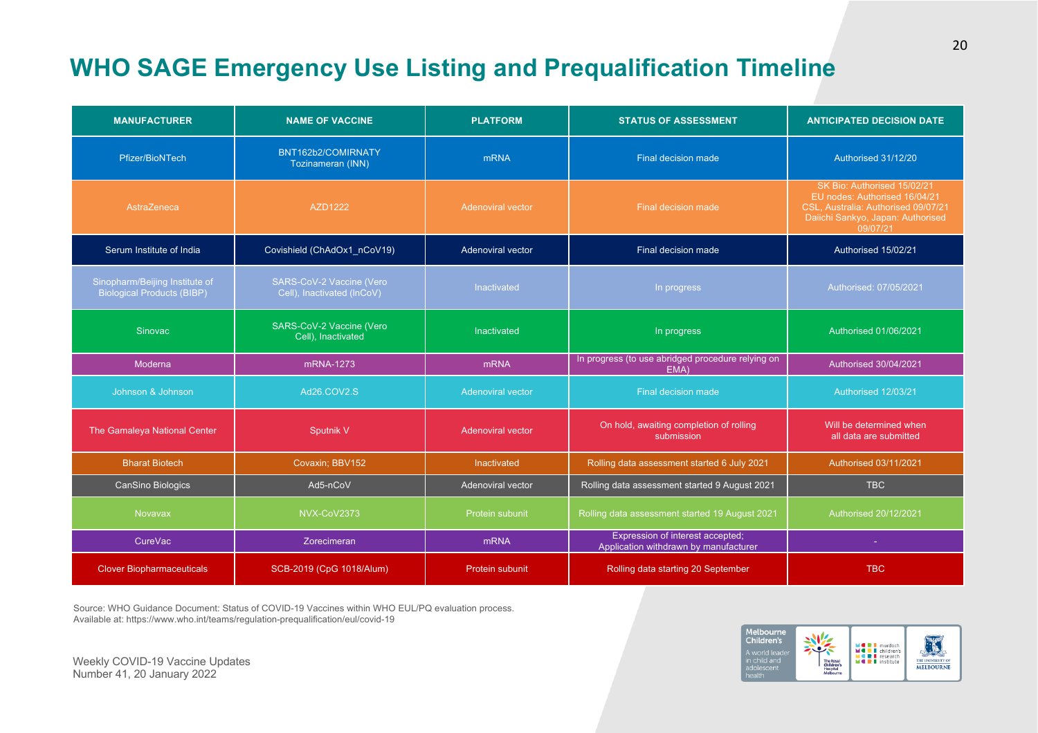# WHO SAGE Emergency Use Listing and Prequalification Timeline

| MANUFACTURER | NAME OF VACCINE | PLATFORM | STATUS OF ASSESSMENT | ANTICIPATED DECISION DATE |
|---|---|---|---|---|
| Pfizer/BioNTech | BNT162b2/COMIRNATY Tozinameran (INN) | mRNA | Final decision made | Authorised 31/12/20 |
| AstraZeneca | AZD1222 | Adenoviral vector | Final decision made | SK Bio: Authorised 15/02/21 EU nodes: Authorised 16/04/21 CSL, Australia: Authorised 09/07/21 Daiichi Sankyo, Japan: Authorised 09/07/21 |
| Serum Institute of India | Covishield (ChAdOx1_nCoV19) | Adenoviral vector | Final decision made | Authorised 15/02/21 |
| Sinopharm/Beijing Institute of Biological Products (BIBP) | SARS-CoV-2 Vaccine (Vero Cell), Inactivated (InCoV) | Inactivated | In progress | Authorised: 07/05/2021 |
| Sinovac | SARS-CoV-2 Vaccine (Vero Cell), Inactivated | Inactivated | In progress | Authorised 01/06/2021 |
| Moderna | mRNA-1273 | mRNA | In progress (to use abridged procedure relying on EMA) | Authorised 30/04/2021 |
| Johnson & Johnson | Ad26.COV2.S | Adenoviral vector | Final decision made | Authorised 12/03/21 |
| The Gamaleya National Center | Sputnik V | Adenoviral vector | On hold, awaiting completion of rolling submission | Will be determined when all data are submitted |
| Bharat Biotech | Covaxin; BBV152 | Inactivated | Rolling data assessment started 6 July 2021 | Authorised 03/11/2021 |
| CanSino Biologics | Ad5-nCoV | Adenoviral vector | Rolling data assessment started 9 August 2021 | TBC |
| Novavax | NVX-CoV2373 | Protein subunit | Rolling data assessment started 19 August 2021 | Authorised 20/12/2021 |
| CureVac | Zorecimeran | mRNA | Expression of interest accepted; Application withdrawn by manufacturer | - |
| Clover Biopharmaceuticals | SCB-2019 (CpG 1018/Alum) | Protein subunit | Rolling data starting 20 September | TBC |

Source: WHO Guidance Document: Status of COVID-19 Vaccines within WHO EUL/PQ evaluation process. Available at: https://www.who.int/teams/regulation-prequalification/eul/covid-19

Weekly COVID-19 Vaccine Updates
Number 41, 20 January 2022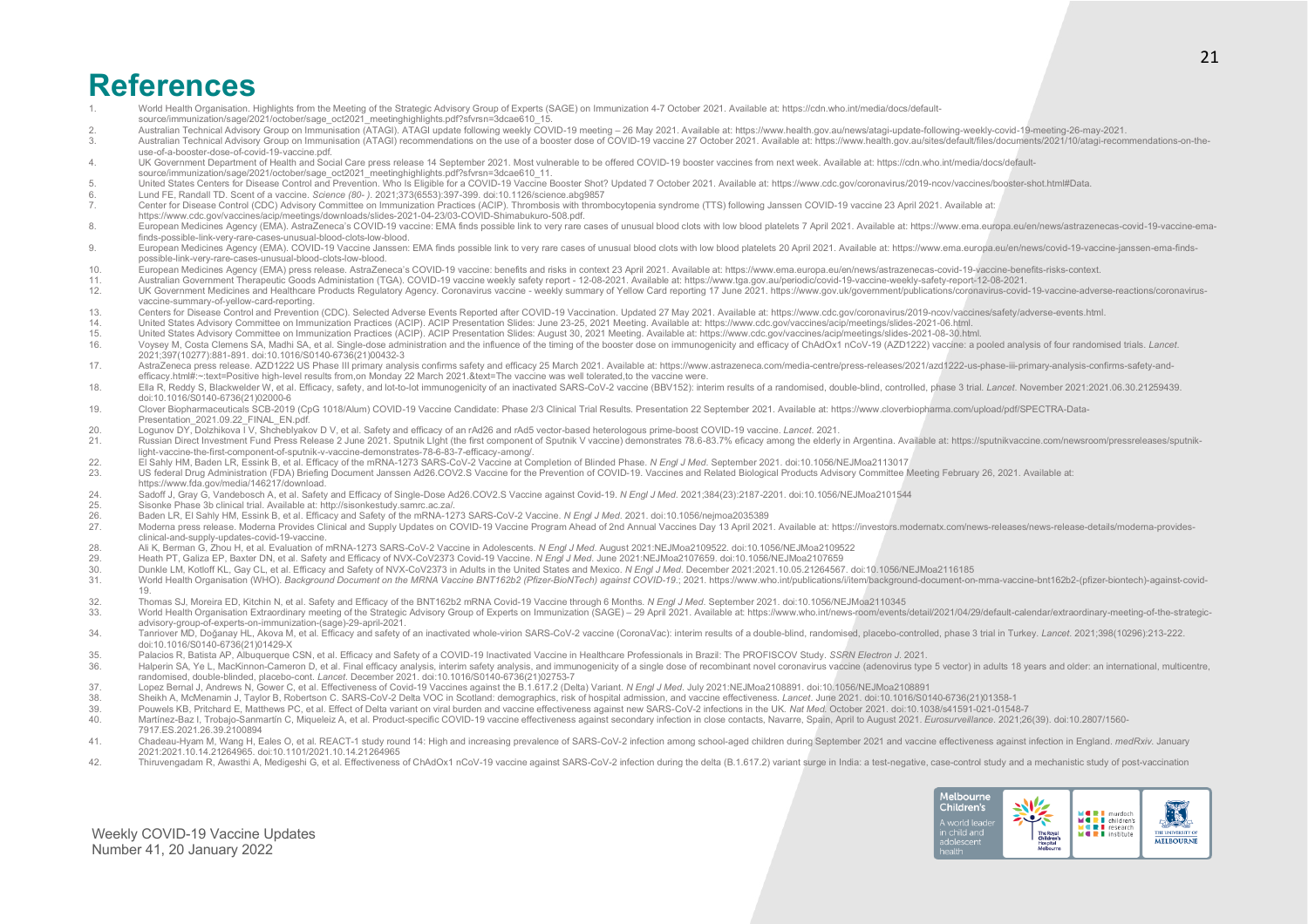# References

1. World Health Organisation. Highlights from the Meeting of the Strategic Advisory Group of Experts (SAGE) on Immunization 4-7 October 2021. Available at: https://cdn.who.int/media/docs/default-source/immunization/sage/2021/october/sage_oct2021_meetinghighlights.pdf?sfvrsn=3dcae610_15.
2. Australian Technical Advisory Group on Immunisation (ATAGI). ATAGI update following weekly COVID-19 meeting – 26 May 2021. Available at: https://www.health.gov.au/news/atagi-update-following-weekly-covid-19-meeting-26-may-2021.
3. Australian Technical Advisory Group on Immunisation (ATAGI) recommendations on the use of a booster dose of COVID-19 vaccine 27 October 2021. Available at: https://www.health.gov.au/sites/default/files/documents/2021/10/atagi-recommendations-on-the-use-of-a-booster-dose-of-covid-19-vaccine.pdf.
4. UK Government Department of Health and Social Care press release 14 September 2021. Most vulnerable to be offered COVID-19 booster vaccines from next week. Available at: https://cdn.who.int/media/docs/default-source/immunization/sage/2021/october/sage_oct2021_meetinghighlights.pdf?sfvrsn=3dcae610_11.
5. United States Centers for Disease Control and Prevention. Who Is Eligible for a COVID-19 Vaccine Booster Shot? Updated 7 October 2021. Available at: https://www.cdc.gov/coronavirus/2019-ncov/vaccines/booster-shot.html#Data.
6. Lund FE, Randall TD. Scent of a vaccine. *Science (80- )*. 2021;373(6553):397-399. doi:10.1126/science.abg9857
7. Center for Disease Control (CDC) Advisory Committee on Immunization Practices (ACIP). Thrombosis with thrombocytopenia syndrome (TTS) following Janssen COVID-19 vaccine 23 April 2021. Available at: https://www.cdc.gov/vaccines/acip/meetings/downloads/slides-2021-04-23/03-COVID-Shimabukuro-508.pdf.
8. European Medicines Agency (EMA). AstraZeneca's COVID-19 vaccine: EMA finds possible link to very rare cases of unusual blood clots with low blood platelets 7 April 2021. Available at: https://www.ema.europa.eu/en/news/astrazenecas-covid-19-vaccine-ema-finds-possible-link-very-rare-cases-unusual-blood-clots-low-blood.
9. European Medicines Agency (EMA). COVID-19 Vaccine Janssen: EMA finds possible link to very rare cases of unusual blood clots with low blood platelets 20 April 2021. Available at: https://www.ema.europa.eu/en/news/covid-19-vaccine-janssen-ema-finds-possible-link-very-rare-cases-unusual-blood-clots-low-blood.
10. European Medicines Agency (EMA) press release. AstraZeneca's COVID-19 vaccine: benefits and risks in context 23 April 2021. Available at: https://www.ema.europa.eu/en/news/astrazeneca-covid-19-vaccine-benefits-risks-context.
11. Australian Government Therapeutic Goods Administration (TGA). COVID-19 vaccine weekly safety report - 12-08-2021. Available at: https://www.tga.gov.au/periodic/covid-19-vaccine-weekly-safety-report-12-08-2021.
12. UK Government Medicines and Healthcare Products Regulatory Agency. Coronavirus vaccine - weekly summary of Yellow Card reporting 17 June 2021. https://www.gov.uk/government/publications/coronavirus-covid-19-vaccine-adverse-reactions/coronavirus-vaccine-summary-of-yellow-card-reporting.
13. Centers for Disease Control and Prevention (CDC). Selected Adverse Events Reported after COVID-19 Vaccination. Updated 27 May 2021. Available at: https://www.cdc.gov/coronavirus/2019-ncov/vaccines/safety/adverse-events.html.
14. United States Advisory Committee on Immunization Practices (ACIP). ACIP Presentation Slides: June 23-25, 2021 Meeting. Available at: https://www.cdc.gov/vaccines/acip/meetings/slides-2021-06.html.
15. United States Advisory Committee on Immunization Practices (ACIP). ACIP Presentation Slides: August 30, 2021 Meeting. Available at: https://www.cdc.gov/vaccines/acip/meetings/slides-2021-08-30.html.
16. Voysey M, Costa Clemens SA, Madhi SA, et al. Single-dose administration and the influence of the timing of the booster dose on immunogenicity and efficacy of ChAdOx1 nCoV-19 (AZD1222) vaccine: a pooled analysis of four randomised trials. *Lancet*. 2021;397(10277):881-891. doi:10.1016/S0140-6736(21)00432-3
17. AstraZeneca press release. AZD1222 US Phase III primary analysis confirms safety and efficacy 25 March 2021. Available at: https://www.astrazeneca.com/media-centre/press-releases/2021/azd1222-us-phase-iii-primary-analysis-confirms-safety-and-efficacy.html#:~:text=Positive high-level results from,on Monday 22 March 2021.&text=The vaccine was well tolerated,to the vaccine were.
18. Ella R, Reddy S, Blackwelder W, et al. Efficacy, safety, and lot-to-lot immunogenicity of an inactivated SARS-CoV-2 vaccine (BBV152): interim results of a randomised, double-blind, controlled, phase 3 trial. *Lancet*. November 2021:2021.06.30.21259439. doi:10.1016/S0140-6736(21)02000-6
19. Clover Biopharmaceuticals SCB-2019 (CpG 1018/Alum) COVID-19 Vaccine Candidate: Phase 2/3 Clinical Trial Results. Presentation 22 September 2021. Available at: https://www.cloverbiopharma.com/upload/pdf/SPECTRA-Data-Presentation_2021.09.22_FINAL_EN.pdf.
20. Logunov DY, Dolzhikova I V, Shcheblyakov D V, et al. Safety and efficacy of an rAd26 and rAd5 vector-based heterologous prime-boost COVID-19 vaccine. *Lancet*. 2021.
21. Russian Direct Investment Fund Press Release 2 June 2021. Sputnik LIght (the first component of Sputnik V vaccine) demonstrates 78.6-83.7% efficacy among the elderly in Argentina. Available at: https://sputnikvaccine.com/newsroom/pressreleases/sputnik-light-vaccine-the-first-component-of-sputnik-v-vaccine-demonstrates-78-6-83-7-efficacy-among/.
22. El Sahly HM, Baden LR, Essink B, et al. Efficacy of the mRNA-1273 SARS-CoV-2 Vaccine at Completion of Blinded Phase. *N Engl J Med*. September 2021. doi:10.1056/NEJMoa2113017
23. US federal Drug Administration (FDA) Briefing Document Janssen Ad26.COV2.S Vaccine for the Prevention of COVID-19. Vaccines and Related Biological Products Advisory Committee Meeting February 26, 2021. Available at: https://www.fda.gov/media/146217/download.
24. Sadoff J, Gray G, Vandebosch A, et al. Safety and Efficacy of Single-Dose Ad26.COV2.S Vaccine against Covid-19. *N Engl J Med*. 2021;384(23):2187-2201. doi:10.1056/NEJMoa2101544
25. Sisonke Phase 3b clinical trial. Available at: http://sisonkestudy.samrc.ac.za/.
26. Baden LR, El Sahly HM, Essink B, et al. Efficacy and Safety of the mRNA-1273 SARS-CoV-2 Vaccine. *N Engl J Med*. 2021. doi:10.1056/nejmoa2035389
27. Moderna press release. Moderna Provides Clinical and Supply Updates on COVID-19 Vaccine Program Ahead of 2nd Annual Vaccines Day 13 April 2021. Available at: https://investors.modernatx.com/news-releases/news-release-details/moderna-provides-clinical-and-supply-updates-covid-19-vaccine.
28. Ali K, Berman G, Zhou H, et al. Evaluation of mRNA-1273 SARS-CoV-2 Vaccine in Adolescents. *N Engl J Med*. August 2021:NEJMoa2109522. doi:10.1056/NEJMoa2109522
29. Heath PT, Galiza EP, Baxter DN, et al. Safety and Efficacy of NVX-CoV2373 Covid-19 Vaccine. *N Engl J Med*. June 2021:NEJMoa2107659. doi:10.1056/NEJMoa2107659
30. Dunkle LM, Kotloff KL, Gay CL, et al. Efficacy and Safety of NVX-CoV2373 in Adults in the United States and Mexico. *N Engl J Med*. December 2021:2021.10.05.21264567. doi:10.1056/NEJMoa2116185
31. World Health Organisation (WHO). *Background Document on the MRNA Vaccine BNT162b2 (Pfizer-BioNTech) against COVID-19*.; 2021. https://www.who.int/publications/i/item/background-document-on-mrna-vaccine-bnt162b2-(pfizer-biontech)-against-covid-19.
32. Thomas SJ, Moreira ED, Kitchin N, et al. Safety and Efficacy of the BNT162b2 mRNA Covid-19 Vaccine through 6 Months. *N Engl J Med*. September 2021. doi:10.1056/NEJMoa2110345
33. World Health Organisation Extraordinary meeting of the Strategic Advisory Group of Experts on Immunization (SAGE) – 29 April 2021. Available at: https://www.who.int/news-room/events/detail/2021/04/29/default-calendar/extraordinary-meeting-of-the-strategic-advisory-group-of-experts-on-immunization-(sage)-29-april-2021.
34. Tanriover MD, Doğanay HL, Akova M, et al. Efficacy and safety of an inactivated whole-virion SARS-CoV-2 vaccine (CoronaVac): interim results of a double-blind, randomised, placebo-controlled, phase 3 trial in Turkey. *Lancet*. 2021;398(10296):213-222. doi:10.1016/S0140-6736(21)01429-X
35. Palacios R, Batista AP, Albuquerque CSN, et al. Efficacy and Safety of a COVID-19 Inactivated Vaccine in Healthcare Professionals in Brazil: The PROFISCOV Study. *SSRN Electron J*. 2021.
36. Halperin SA, Ye L, MacKinnon-Cameron D, et al. Final efficacy analysis, interim safety analysis, and immunogenicity of a single dose of recombinant novel coronavirus vaccine (adenovirus type 5 vector) in adults 18 years and older: an international, multicentre, randomised, double-blinded, placebo-cont. *Lancet*. December 2021. doi:10.1016/S0140-6736(21)02753-7
37. Lopez Bernal J, Andrews N, Gower C, et al. Effectiveness of Covid-19 Vaccines against the B.1.617.2 (Delta) Variant. *N Engl J Med*. July 2021:NEJMoa2108891. doi:10.1056/NEJMoa2108891
38. Sheikh A, McMenamin J, Taylor B, Robertson C. SARS-CoV-2 Delta VOC in Scotland: demographics, risk of hospital admission, and vaccine effectiveness. *Lancet*. June 2021. doi:10.1016/S0140-6736(21)01358-1
39. Pouwels KB, Pritchard E, Matthews PC, et al. Effect of Delta variant on viral burden and vaccine effectiveness against new SARS-CoV-2 infections in the UK. *Nat Med*. October 2021. doi:10.1038/s41591-021-01548-7
40. Martínez-Baz I, Trobajo-Sanmartín C, Miqueleiz A, et al. Product-specific COVID-19 vaccine effectiveness against secondary infection in close contacts, Navarre, Spain, April to August 2021. *Eurosurveillance*. 2021;26(39). doi:10.2807/1560-7917.ES.2021.26.39.2100894
41. Chadeau-Hyam M, Wang H, Eales O, et al. REACT-1 study round 14: High and increasing prevalence of SARS-CoV-2 infection among school-aged children during September 2021 and vaccine effectiveness against infection in England. *medRxiv*. January 2021:2021.10.14.21264965. doi:10.1101/2021.10.14.21264965
42. Thiruvengadam R, Awasthi A, Medigeshi G, et al. Effectiveness of ChAdOx1 nCoV-19 vaccine against SARS-CoV-2 infection during the delta (B.1.617.2) variant surge in India: a test-negative, case-control study and a mechanistic study of post-vaccination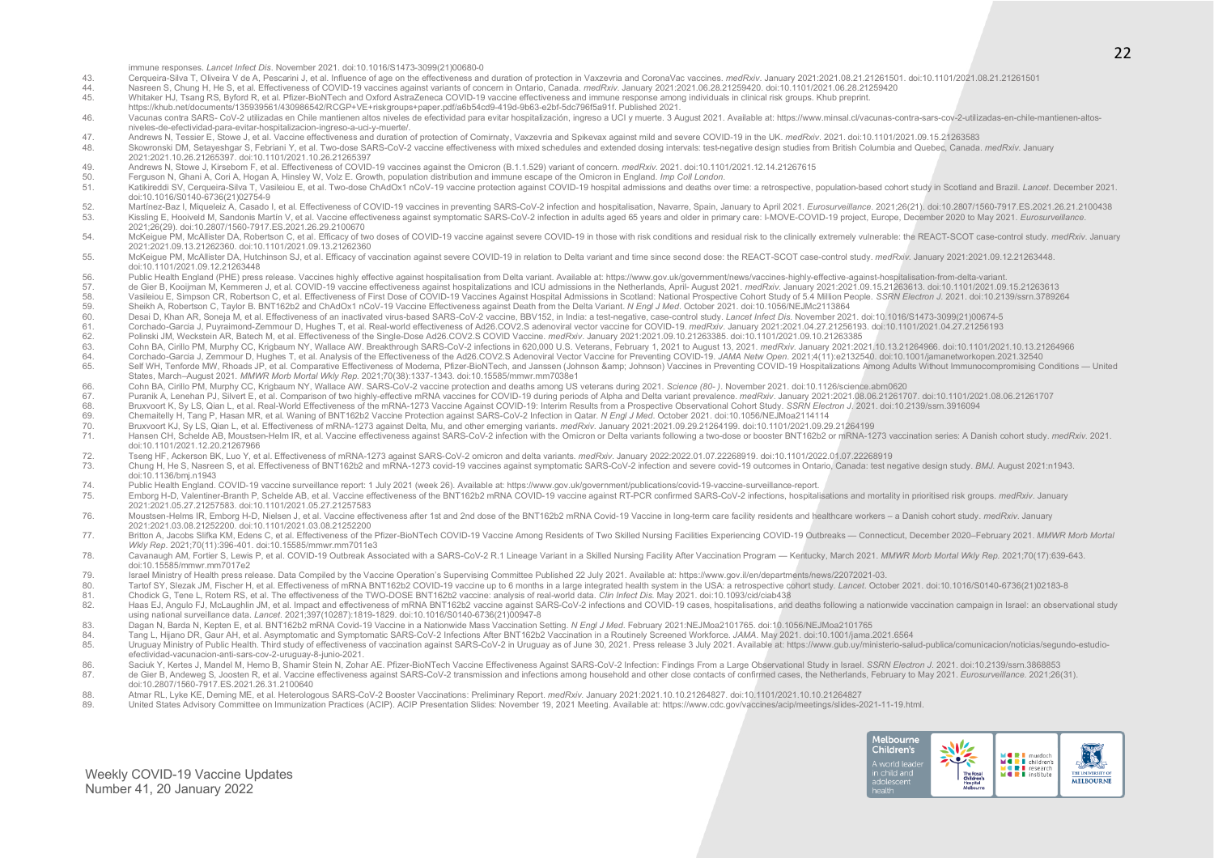immune responses. *Lancet Infect Dis*. November 2021. doi:10.1016/S1473-3099(21)00680-0

43. Cerqueira-Silva T, Oliveira V de A, Pescarini J, et al. Influence of age on the effectiveness and duration of protection in Vaxzevria and CoronaVac vaccines. *medRxiv*. January 2021:2021.08.21.21261501. doi:10.1101/2021.08.21.21261501
44. Nasreen S, Chung H, He S, et al. Effectiveness of COVID-19 vaccines against variants of concern in Ontario, Canada. *medRxiv*. January 2021:2021.06.28.21259420. doi:10.1101/2021.06.28.21259420
45. Whitaker HJ, Tsang RS, Byford R, et al. Pfizer-BioNTech and Oxford AstraZeneca COVID-19 vaccine effectiveness and immune response among individuals in clinical risk groups. Khub preprint. https://khub.net/documents/135939561/430986542/RCGP+VE+riskgroups+paper.pdf/a6b54cd9-419d-9b63-e2bf-5dc796f5a91f. Published 2021.
46. Vacunas contra SARS- CoV-2 utilizadas en Chile mantienen altos niveles de efectividad para evitar hospitalización, ingreso a UCI y muerte. 3 August 2021. Available at: https://www.minsal.cl/vacunas-contra-sars-cov-2-utilizadas-en-chile-mantienen-altos-niveles-de-efectividad-para-evitar-hospitalizacion-ingreso-a-uci-y-muerte/.
47. Andrews N, Tessier E, Stowe J, et al. Vaccine effectiveness and duration of protection of Comirnaty, Vaxzevria and Spikevax against mild and severe COVID-19 in the UK. *medRxiv*. 2021. doi:10.1101/2021.09.15.21263583
48. Skowronski DM, Setayeshgar S, Febriani Y, et al. Two-dose SARS-CoV-2 vaccine effectiveness with mixed schedules and extended dosing intervals: test-negative design studies from British Columbia and Quebec, Canada. *medRxiv*. January 2021:2021.10.26.21265397. doi:10.1101/2021.10.26.21265397
49. Andrews N, Stowe J, Kirsebom F, et al. Effectiveness of COVID-19 vaccines against the Omicron (B.1.1.529) variant of concern. *medRxiv*. 2021. doi:10.1101/2021.12.14.21267615
50. Ferguson N, Ghani A, Cori A, Hogan A, Hinsley W, Volz E. Growth, population distribution and immune escape of the Omicron in England. *Imp Coll London*.
51. Katikireddi SV, Cerqueira-Silva T, Vasileiou E, et al. Two-dose ChAdOx1 nCoV-19 vaccine protection against COVID-19 hospital admissions and deaths over time: a retrospective, population-based cohort study in Scotland and Brazil. *Lancet*. December 2021. doi:10.1016/S0140-6736(21)02754-9
52. Martínez-Baz I, Miqueleiz A, Casado I, et al. Effectiveness of COVID-19 vaccines in preventing SARS-CoV-2 infection and hospitalisation, Navarre, Spain, January to April 2021. *Eurosurveillance*. 2021;26(21). doi:10.2807/1560-7917.ES.2021.26.21.2100438
53. Kissling E, Hooiveld M, Sandonis Martín V, et al. Vaccine effectiveness against symptomatic SARS-CoV-2 infection in adults aged 65 years and older in primary care: I-MOVE-COVID-19 project, Europe, December 2020 to May 2021. *Eurosurveillance*. 2021;26(29). doi:10.2807/1560-7917.ES.2021.26.29.2100670
54. McKeigue PM, McAllister DA, Robertson C, et al. Efficacy of two doses of COVID-19 vaccine against severe COVID-19 in those with risk conditions and residual risk to the clinically extremely vulnerable: the REACT-SCOT case-control study. *medRxiv*. January 2021:2021.09.13.21262360. doi:10.1101/2021.09.13.21262360
55. McKeigue PM, McAllister DA, Hutchinson SJ, et al. Efficacy of vaccination against severe COVID-19 in relation to Delta variant and time since second dose: the REACT-SCOT case-control study. *medRxiv*. January 2021:2021.09.12.21263448. doi:10.1101/2021.09.12.21263448
56. Public Health England (PHE) press release. Vaccines highly effective against hospitalisation from Delta variant. Available at: https://www.gov.uk/government/news/vaccines-highly-effective-against-hospitalisation-from-delta-variant.
57. de Gier B, Kooijman M, Kemmeren J, et al. COVID-19 vaccine effectiveness against hospitalizations and ICU admissions in the Netherlands, April- August 2021. *medRxiv*. January 2021:2021.09.15.21263613. doi:10.1101/2021.09.15.21263613
58. Vasileiou E, Simpson CR, Robertson C, et al. Effectiveness of First Dose of COVID-19 Vaccines Against Hospital Admissions in Scotland: National Prospective Cohort Study of 5.4 Million People. *SSRN Electron J*. 2021. doi:10.2139/ssrn.3789264
59. Sheikh A, Robertson C, Taylor B. BNT162b2 and ChAdOx1 nCoV-19 Vaccine Effectiveness against Death from the Delta Variant. *N Engl J Med*. October 2021. doi:10.1056/NEJMc2113864
60. Desai D, Khan AR, Soneja M, et al. Effectiveness of an inactivated virus-based SARS-CoV-2 vaccine, BBV152, in India: a test-negative, case-control study. *Lancet Infect Dis*. November 2021. doi:10.1016/S1473-3099(21)00674-5
61. Corchado-Garcia J, Puyraimond-Zemmour D, Hughes T, et al. Real-world effectiveness of Ad26.COV2.S adenoviral vector vaccine for COVID-19. *medRxiv*. January 2021:2021.04.27.21256193. doi:10.1101/2021.04.27.21256193
62. Polinski JM, Weckstein AR, Batech M, et al. Effectiveness of the Single-Dose Ad26.COV2.S COVID Vaccine. *medRxiv*. January 2021:2021.09.10.21263385. doi:10.1101/2021.09.10.21263385
63. Cohn BA, Cirillo PM, Murphy CC, Krigbaum NY, Wallace AW. Breakthrough SARS-CoV-2 infections in 620,000 U.S. Veterans, February 1, 2021 to August 13, 2021. *medRxiv*. January 2021:2021.10.13.21264966. doi:10.1101/2021.10.13.21264966
64. Corchado-Garcia J, Zemmour D, Hughes T, et al. Analysis of the Effectiveness of the Ad26.COV2.S Adenoviral Vector Vaccine for Preventing COVID-19. *JAMA Netw Open*. 2021;4(11):e2132540. doi:10.1001/jamanetworkopen.2021.32540
65. Self WH, Tenforde MW, Rhoads JP, et al. Comparative Effectiveness of Moderna, Pfizer-BioNTech, and Janssen (Johnson &amp; Johnson) Vaccines in Preventing COVID-19 Hospitalizations Among Adults Without Immunocompromising Conditions — United States, March–August 2021. *MMWR Morb Mortal Wkly Rep*. 2021;70(38):1337-1343. doi:10.15585/mmwr.mm7038e1
66. Cohn BA, Cirillo PM, Murphy CC, Krigbaum NY, Wallace AW. SARS-CoV-2 vaccine protection and deaths among US veterans during 2021. *Science (80- )*. November 2021. doi:10.1126/science.abm0620
67. Puranik A, Lenehan PJ, Silvert E, et al. Comparison of two highly-effective mRNA vaccines for COVID-19 during periods of Alpha and Delta variant prevalence. *medRxiv*. January 2021:2021.08.06.21261707. doi:10.1101/2021.08.06.21261707
68. Bruxvoort K, Sy LS, Qian L, et al. Real-World Effectiveness of the mRNA-1273 Vaccine Against COVID-19: Interim Results from a Prospective Observational Cohort Study. *SSRN Electron J*. 2021. doi:10.2139/ssrn.3916094
69. Chemaitelly H, Tang P, Hasan MR, et al. Waning of BNT162b2 Vaccine Protection against SARS-CoV-2 Infection in Qatar. *N Engl J Med*. October 2021. doi:10.1056/NEJMoa2114114
70. Bruxvoort KJ, Sy LS, Qian L, et al. Effectiveness of mRNA-1273 against Delta, Mu, and other emerging variants. *medRxiv*. January 2021:2021.09.29.21264199. doi:10.1101/2021.09.29.21264199
71. Hansen CH, Schelde AB, Moustsen-Helm IR, et al. Vaccine effectiveness against SARS-CoV-2 infection with the Omicron or Delta variants following a two-dose or booster BNT162b2 or mRNA-1273 vaccination series: A Danish cohort study. *medRxiv*. 2021. doi:10.1101/2021.12.20.21267966
72. Tseng HF, Ackerson BK, Luo Y, et al. Effectiveness of mRNA-1273 against SARS-CoV-2 omicron and delta variants. *medRxiv*. January 2022:2022.01.07.22268919. doi:10.1101/2022.01.07.22268919
73. Chung H, He S, Nasreen S, et al. Effectiveness of BNT162b2 and mRNA-1273 covid-19 vaccines against symptomatic SARS-CoV-2 infection and severe covid-19 outcomes in Ontario, Canada: test negative design study. *BMJ*. August 2021:n1943. doi:10.1136/bmj.n1943
74. Public Health England. COVID-19 vaccine surveillance report: 1 July 2021 (week 26). Available at: https://www.gov.uk/government/publications/covid-19-vaccine-surveillance-report.
75. Emborg H-D, Valentiner-Branth P, Schelde AB, et al. Vaccine effectiveness of the BNT162b2 mRNA COVID-19 vaccine against RT-PCR confirmed SARS-CoV-2 infections, hospitalisations and mortality in prioritised risk groups. *medRxiv*. January 2021:2021.05.27.21257583. doi:10.1101/2021.05.27.21257583
76. Moustsen-Helms IR, Emborg H-D, Nielsen J, et al. Vaccine effectiveness after 1st and 2nd dose of the BNT162b2 mRNA Covid-19 Vaccine in long-term care facility residents and healthcare workers – a Danish cohort study. *medRxiv*. January 2021:2021.03.08.21252200. doi:10.1101/2021.03.08.21252200
77. Britton A, Jacobs Slifka KM, Edens C, et al. Effectiveness of the Pfizer-BioNTech COVID-19 Vaccine Among Residents of Two Skilled Nursing Facilities Experiencing COVID-19 Outbreaks — Connecticut, December 2020–February 2021. *MMWR Morb Mortal Wkly Rep*. 2021;70(11):396-401. doi:10.15585/mmwr.mm7011e3
78. Cavanaugh AM, Fortier S, Lewis P, et al. COVID-19 Outbreak Associated with a SARS-CoV-2 R.1 Lineage Variant in a Skilled Nursing Facility After Vaccination Program — Kentucky, March 2021. *MMWR Morb Mortal Wkly Rep*. 2021;70(17):639-643. doi:10.15585/mmwr.mm7017e2
79. Israel Ministry of Health press release. Data Compiled by the Vaccine Operation's Supervising Committee Published 22 July 2021. Available at: https://www.gov.il/en/departments/news/22072021-03.
80. Tartof SY, Slezak JM, Fischer H, et al. Effectiveness of mRNA BNT162b2 COVID-19 vaccine up to 6 months in a large integrated health system in the USA: a retrospective cohort study. *Lancet*. October 2021. doi:10.1016/S0140-6736(21)02183-8
81. Chodick G, Tene L, Rotem RS, et al. The effectiveness of the TWO-DOSE BNT162b2 vaccine: analysis of real-world data. *Clin Infect Dis*. May 2021. doi:10.1093/cid/ciab438
82. Haas EJ, Angulo FJ, McLaughlin JM, et al. Impact and effectiveness of mRNA BNT162b2 vaccine against SARS-CoV-2 infections and COVID-19 cases, hospitalisations, and deaths following a nationwide vaccination campaign in Israel: an observational study using national surveillance data. *Lancet*. 2021;397(10287):1819-1829. doi:10.1016/S0140-6736(21)00947-8
83. Dagan N, Barda N, Kepten E, et al. BNT162b2 mRNA Covid-19 Vaccine in a Nationwide Mass Vaccination Setting. *N Engl J Med*. February 2021:NEJMoa2101765. doi:10.1056/NEJMoa2101765
84. Tang L, Hijano DR, Gaur AH, et al. Asymptomatic and Symptomatic SARS-CoV-2 Infections After BNT162b2 Vaccination in a Routinely Screened Workforce. *JAMA*. May 2021. doi:10.1001/jama.2021.6564
85. Uruguay Ministry of Public Health. Third study of effectiveness of vaccination against SARS-CoV-2 in Uruguay as of June 30, 2021. Press release 3 July 2021. Available at: https://www.gub.uy/ministerio-salud-publica/comunicacion/noticias/segundo-estudio-efectividad-vacunacion-anti-sars-cov-2-uruguay-8-junio-2021.
86. Saciuk Y, Kertes J, Mandel M, Hemo B, Shamir Stein N, Zohar AE. Pfizer-BioNTech Vaccine Effectiveness Against SARS-CoV-2 Infection: Findings From a Large Observational Study in Israel. *SSRN Electron J*. 2021. doi:10.2139/ssrn.3868853
87. de Gier B, Andeweg S, Joosten R, et al. Vaccine effectiveness against SARS-CoV-2 transmission and infections among household and other close contacts of confirmed cases, the Netherlands, February to May 2021. *Eurosurveillance*. 2021;26(31). doi:10.2807/1560-7917.ES.2021.26.31.2100640
88. Atmar RL, Lyke KE, Deming ME, et al. Heterologous SARS-CoV-2 Booster Vaccinations: Preliminary Report. *medRxiv*. January 2021:2021.10.10.21264827. doi:10.1101/2021.10.10.21264827
89. United States Advisory Committee on Immunization Practices (ACIP). ACIP Presentation Slides: November 19, 2021 Meeting. Available at: https://www.cdc.gov/vaccines/acip/meetings/slides-2021-11-19.html.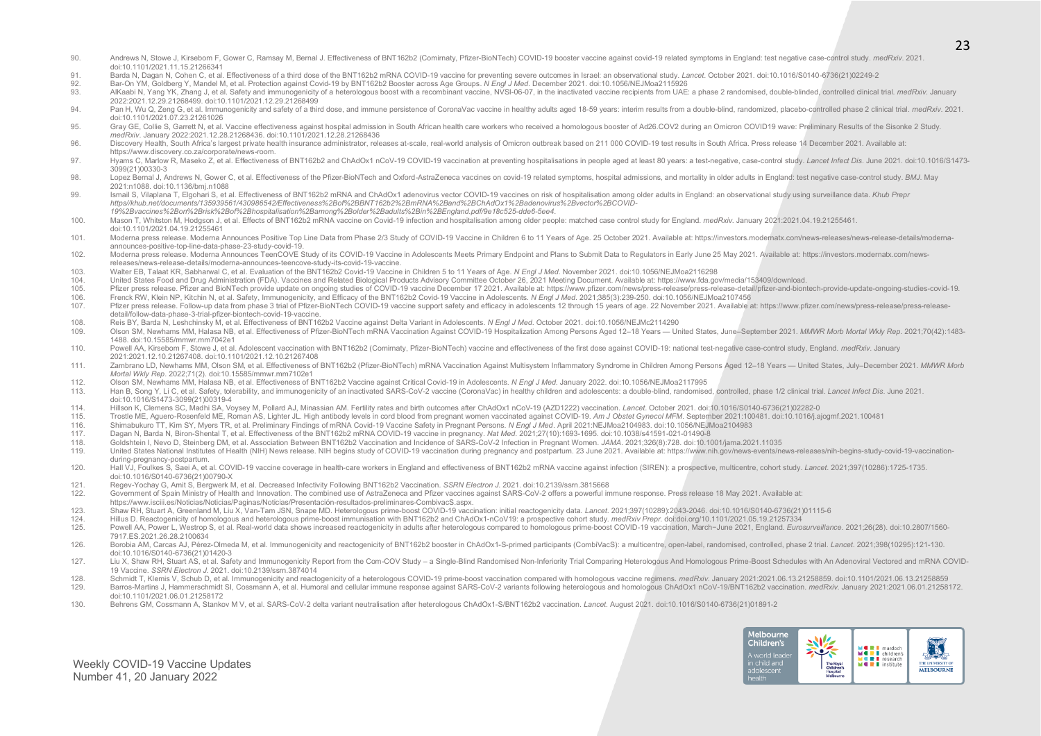90. Andrews N, Stowe J, Kirsebom F, Gower C, Ramsay M, Bernal J. Effectiveness of BNT162b2 (Comirnaty, Pfizer-BioNTech) COVID-19 booster vaccine against covid-19 related symptoms in England: test negative case-control study. *medRxiv*. 2021. doi:10.1101/2021.11.15.21266341
91. Barda N, Dagan N, Cohen C, et al. Effectiveness of a third dose of the BNT162b2 mRNA COVID-19 vaccine for preventing severe outcomes in Israel: an observational study. *Lancet*. October 2021. doi:10.1016/S0140-6736(21)02249-2
92. Bar-On YM, Goldberg Y, Mandel M, et al. Protection against Covid-19 by BNT162b2 Booster across Age Groups. *N Engl J Med*. December 2021. doi:10.1056/NEJMoa2115926
93. AlKaabi N, Yang YK, Zhang J, et al. Safety and immunogenicity of a heterologous boost with a recombinant vaccine, NVSI-06-07, in the inactivated vaccine recipients from UAE: a phase 2 randomised, double-blinded, controlled clinical trial. *medRxiv*. January 2022:2021.12.29.21268499. doi:10.1101/2021.12.29.21268499
94. Pan H, Wu Q, Zeng G, et al. Immunogenicity and safety of a third dose, and immune persistence of CoronaVac vaccine in healthy adults aged 18-59 years: interim results from a double-blind, randomized, placebo-controlled phase 2 clinical trial. *medRxiv*. 2021. doi:10.1101/2021.07.23.21261026
95. Gray GE, Collie S, Garrett N, et al. Vaccine effectiveness against hospital admission in South African health care workers who received a homologous booster of Ad26.COV2 during an Omicron COVID19 wave: Preliminary Results of the Sisonke 2 Study. *medRxiv*. January 2022:2021.12.28.21268436. doi:10.1101/2021.12.28.21268436
96. Discovery Health, South Africa's largest private health insurance administrator, releases at-scale, real-world analysis of Omicron outbreak based on 211 000 COVID-19 test results in South Africa. Press release 14 December 2021. Available at: https://www.discovery.co.za/corporate/news-room.
97. Hyams C, Marlow R, Maseko Z, et al. Effectiveness of BNT162b2 and ChAdOx1 nCoV-19 COVID-19 vaccination at preventing hospitalisations in people aged at least 80 years: a test-negative, case-control study. *Lancet Infect Dis*. June 2021. doi:10.1016/S1473-3099(21)00330-3
98. Lopez Bernal J, Andrews N, Gower C, et al. Effectiveness of the Pfizer-BioNTech and Oxford-AstraZeneca vaccines on covid-19 related symptoms, hospital admissions, and mortality in older adults in England: test negative case-control study. *BMJ*. May 2021:n1088. doi:10.1136/bmj.n1088
99. Ismail S, Vilaplana T, Elgohari S, et al. Effectiveness of BNT162b2 mRNA and ChAdOx1 adenovirus vector COVID-19 vaccines on risk of hospitalisation among older adults in England: an observational study using surveillance data. *Khub Prepr https//khub.net/documents/135939561/430986542/Effectiveness%2Bof%2BBNT162b2%2BmRNA%2Band%2BChAdOx1%2Badenovirus%2Bvector%2BCOVID-19%2Bvaccines%2Bon%2Brisk%2Bof%2Bhospitalisation%2Bamong%2Bolder%2Badults%2Bin%2BEngland.pdf/9e18c525-dde6-5ee4*.
100. Mason T, Whitston M, Hodgson J, et al. Effects of BNT162b2 mRNA vaccine on Covid-19 infection and hospitalisation among older people: matched case control study for England. *medRxiv*. January 2021:2021.04.19.21255461. doi:10.1101/2021.04.19.21255461
101. Moderna press release. Moderna Announces Positive Top Line Data from Phase 2/3 Study of COVID-19 Vaccine in Children 6 to 11 Years of Age. 25 October 2021. Available at: https://investors.modernatx.com/news-releases/news-release-details/moderna-announces-positive-top-line-data-phase-23-study-covid-19.
102. Moderna press release. Moderna Announces TeenCOVE Study of its COVID-19 Vaccine in Adolescents Meets Primary Endpoint and Plans to Submit Data to Regulators in Early June 25 May 2021. Available at: https://investors.modernatx.com/news-releases/news-release-details/moderna-announces-teencove-study-its-covid-19-vaccine.
103. Walter EB, Talaat KR, Sabharwal C, et al. Evaluation of the BNT162b2 Covid-19 Vaccine in Children 5 to 11 Years of Age. *N Engl J Med*. November 2021. doi:10.1056/NEJMoa2116298
104. United States Food and Drug Administration (FDA). Vaccines and Related Biological Products Advisory Committee October 26, 2021 Meeting Document. Available at: https://www.fda.gov/media/153409/download.
105. Pfizer press release. Pfizer and BioNTech provide update on ongoing studies of COVID-19 vaccine December 17 2021. Available at: https://www.pfizer.com/news/press-release/press-release-detail/pfizer-and-biontech-provide-update-ongoing-studies-covid-19.
106. Frenck RW, Klein NP, Kitchin N, et al. Safety, Immunogenicity, and Efficacy of the BNT162b2 Covid-19 Vaccine in Adolescents. *N Engl J Med*. 2021;385(3):239-250. doi:10.1056/NEJMoa2107456
107. Pfizer press release. Follow-up data from phase 3 trial of Pfizer-BioNTech COVID-19 vaccine support safety and efficacy in adolescents 12 through 15 years of age. 22 November 2021. Available at: https://www.pfizer.com/news/press-release/press-release-detail/follow-data-phase-3-trial-pfizer-biontech-covid-19-vaccine.
108. Reis BY, Barda N, Leshchinsky M, et al. Effectiveness of BNT162b2 Vaccine against Delta Variant in Adolescents. *N Engl J Med*. October 2021. doi:10.1056/NEJMc2114290
109. Olson SM, Newhams MM, Halasa NB, et al. Effectiveness of Pfizer-BioNTech mRNA Vaccination Against COVID-19 Hospitalization Among Persons Aged 12–18 Years — United States, June–September 2021. *MMWR Morb Mortal Wkly Rep*. 2021;70(42):1483-1488. doi:10.15585/mmwr.mm7042e1
110. Powell AA, Kirsebom F, Stowe J, et al. Adolescent vaccination with BNT162b2 (Comirnaty, Pfizer-BioNTech) vaccine and effectiveness of the first dose against COVID-19: national test-negative case-control study, England. *medRxiv*. January 2021:2021.12.10.21267408. doi:10.1101/2021.12.10.21267408
111. Zambrano LD, Newhams MM, Olson SM, et al. Effectiveness of BNT162b2 (Pfizer-BioNTech) mRNA Vaccination Against Multisystem Inflammatory Syndrome in Children Among Persons Aged 12–18 Years — United States, July–December 2021. *MMWR Morb Mortal Wkly Rep*. 2022;71(2). doi:10.15585/mmwr.mm7102e1
112. Olson SM, Newhams MM, Halasa NB, et al. Effectiveness of BNT162b2 Vaccine against Critical Covid-19 in Adolescents. *N Engl J Med*. January 2022. doi:10.1056/NEJMoa2117995
113. Han B, Song Y, Li C, et al. Safety, tolerability, and immunogenicity of an inactivated SARS-CoV-2 vaccine (CoronaVac) in healthy children and adolescents: a double-blind, randomised, controlled, phase 1/2 clinical trial. *Lancet Infect Dis*. June 2021. doi:10.1016/S1473-3099(21)00319-4
114. Hillson K, Clemens SC, Madhi SA, Voysey M, Pollard AJ, Minassian AM. Fertility rates and birth outcomes after ChAdOx1 nCoV-19 (AZD1222) vaccination. *Lancet*. October 2021. doi:10.1016/S0140-6736(21)02282-0
115. Trostle ME, Aguero-Rosenfeld ME, Roman AS, Lighter JL. High antibody levels in cord blood from pregnant women vaccinated against COVID-19. *Am J Obstet Gynecol MFM*. September 2021:100481. doi:10.1016/j.ajogmf.2021.100481
116. Shimabukuro TT, Kim SY, Myers TR, et al. Preliminary Findings of mRNA Covid-19 Vaccine Safety in Pregnant Persons. *N Engl J Med*. April 2021:NEJMoa2104983. doi:10.1056/NEJMoa2104983
117. Dagan N, Barda N, Biron-Shental T, et al. Effectiveness of the BNT162b2 mRNA COVID-19 vaccine in pregnancy. *Nat Med*. 2021;27(10):1693-1695. doi:10.1038/s41591-021-01490-8
118. Goldshtein I, Nevo D, Steinberg DM, et al. Association Between BNT162b2 Vaccination and Incidence of SARS-CoV-2 Infection in Pregnant Women. *JAMA*. 2021;326(8):728. doi:10.1001/jama.2021.11035
119. United States National Institutes of Health (NIH) News release. NIH begins study of COVID-19 vaccination during pregnancy and postpartum. 23 June 2021. Available at: https://www.nih.gov/news-events/news-releases/nih-begins-study-covid-19-vaccination-during-pregnancy-postpartum.
120. Hall VJ, Foulkes S, Saei A, et al. COVID-19 vaccine coverage in health-care workers in England and effectiveness of BNT162b2 mRNA vaccine against infection (SIREN): a prospective, multicentre, cohort study. *Lancet*. 2021;397(10286):1725-1735. doi:10.1016/S0140-6736(21)00790-X
121. Regev-Yochay G, Amit S, Bergwerk M, et al. Decreased Infectivity Following BNT162b2 Vaccination. *SSRN Electron J*. 2021. doi:10.2139/ssrn.3815668
122. Government of Spain Ministry of Health and Innovation. The combined use of AstraZeneca and Pfizer vaccines against SARS-CoV-2 offers a powerful immune response. Press release 18 May 2021. Available at: https://www.isciii.es/Noticias/Noticias/Paginas/Noticias/Presentación-resultados-preliminares-CombivacS.aspx.
123. Shaw RH, Stuart A, Greenland M, Liu X, Van-Tam JSN, Snape MD. Heterologous prime-boost COVID-19 vaccination: initial reactogenicity data. *Lancet*. 2021;397(10289):2043-2046. doi:10.1016/S0140-6736(21)01115-6
124. Hillus D. Reactogenicity of homologous and heterologous prime-boost immunisation with BNT162b2 and ChAdOx1-nCoV19: a prospective cohort study. *medRxiv Prepr*. doi:doi.org/10.1101/2021.05.19.21257334
125. Powell AA, Power L, Westrop S, et al. Real-world data shows increased reactogenicity in adults after heterologous compared to homologous prime-boost COVID-19 vaccination, March−June 2021, England. *Eurosurveillance*. 2021;26(28). doi:10.2807/1560-7917.ES.2021.26.28.2100634
126. Borobia AM, Carcas AJ, Pérez-Olmeda M, et al. Immunogenicity and reactogenicity of BNT162b2 booster in ChAdOx1-S-primed participants (CombiVacS): a multicentre, open-label, randomised, controlled, phase 2 trial. *Lancet*. 2021;398(10295):121-130. doi:10.1016/S0140-6736(21)01420-3
127. Liu X, Shaw RH, Stuart AS, et al. Safety and Immunogenicity Report from the Com-COV Study – a Single-Blind Randomised Non-Inferiority Trial Comparing Heterologous And Homologous Prime-Boost Schedules with An Adenoviral Vectored and mRNA COVID-19 Vaccine. *SSRN Electron J*. 2021. doi:10.2139/ssrn.3874014
128. Schmidt T, Klemis V, Schub D, et al. Immunogenicity and reactogenicity of a heterologous COVID-19 prime-boost vaccination compared with homologous vaccine regimens. *medRxiv*. January 2021:2021.06.13.21258859. doi:10.1101/2021.06.13.21258859
129. Barros-Martins J, Hammerschmidt SI, Cossmann A, et al. Humoral and cellular immune response against SARS-CoV-2 variants following heterologous and homologous ChAdOx1 nCoV-19/BNT162b2 vaccination. *medRxiv*. January 2021:2021.06.01.21258172. doi:10.1101/2021.06.01.21258172
130. Behrens GM, Cossmann A, Stankov M V, et al. SARS-CoV-2 delta variant neutralisation after heterologous ChAdOx1-S/BNT162b2 vaccination. *Lancet*. August 2021. doi:10.1016/S0140-6736(21)01891-2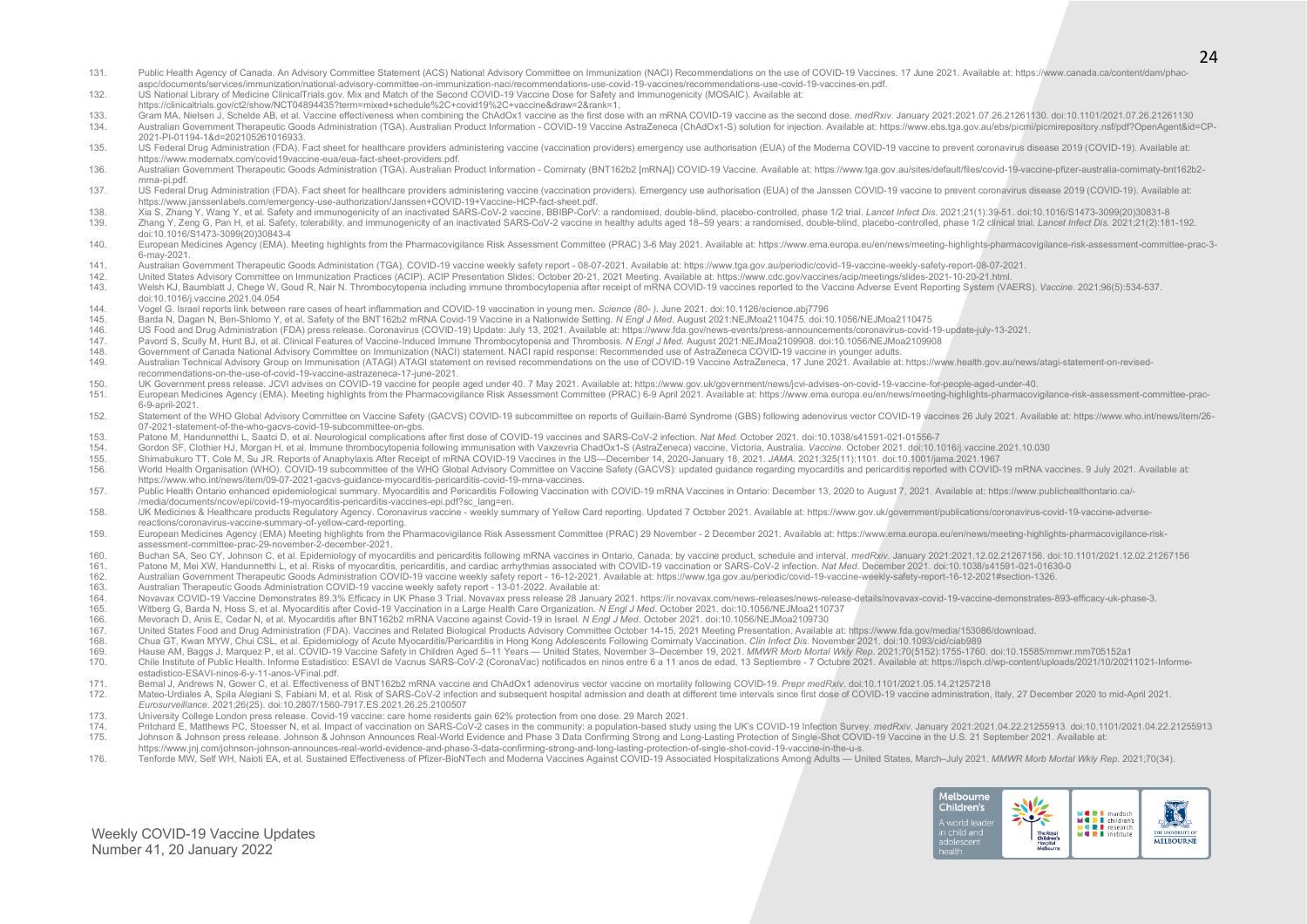131. Public Health Agency of Canada. An Advisory Committee Statement (ACS) National Advisory Committee on Immunization (NACI) Recommendations on the use of COVID-19 Vaccines. 17 June 2021. Available at: https://www.canada.ca/content/dam/phac-aspc/documents/services/immunization/national-advisory-committee-on-immunization-naci/recommendations-use-covid-19-vaccines/recommendations-use-covid-19-vaccines-en.pdf.
132. US National Library of Medicine ClinicalTrials.gov. Mix and Match of the Second COVID-19 Vaccine Dose for Safety and Immunogenicity (MOSAIC). Available at: https://clinicaltrials.gov/ct2/show/NCT04894435?term=mixed+schedule%2C+covid19%2C+vaccine&draw=2&rank=1.
133. Gram MA, Nielsen J, Schelde AB, et al. Vaccine effectiveness when combining the ChAdOx1 vaccine as the first dose with an mRNA COVID-19 vaccine as the second dose. *medRxiv*. January 2021:2021.07.26.21261130. doi:10.1101/2021.07.26.21261130
134. Australian Government Therapeutic Goods Administration (TGA). Australian Product Information - COVID-19 Vaccine AstraZeneca (ChAdOx1-S) solution for injection. Available at: https://www.ebs.tga.gov.au/ebs/picmi/picmirepository.nsf/pdf?OpenAgent&id=CP-2021-PI-01194-1&d=202105261016933.
135. US Federal Drug Administration (FDA). Fact sheet for healthcare providers administering vaccine (vaccination providers) emergency use authorisation (EUA) of the Moderna COVID-19 vaccine to prevent coronavirus disease 2019 (COVID-19). Available at: https://www.modernatx.com/covid19vaccine-eua/eua-fact-sheet-providers.pdf.
136. Australian Government Therapeutic Goods Administration (TGA). Australian Product Information - Comirnaty (BNT162b2 [mRNA]) COVID-19 Vaccine. Available at: https://www.tga.gov.au/sites/default/files/covid-19-vaccine-pfizer-australia-comirnaty-bnt162b2-mrna-pi.pdf.
137. US Federal Drug Administration (FDA). Fact sheet for healthcare providers administering vaccine (vaccination providers). Emergency use authorisation (EUA) of the Janssen COVID-19 vaccine to prevent coronavirus disease 2019 (COVID-19). Available at: https://www.janssenlabels.com/emergency-use-authorization/Janssen+COVID-19+Vaccine-HCP-fact-sheet.pdf.
138. Xia S, Zhang Y, Wang Y, et al. Safety and immunogenicity of an inactivated SARS-CoV-2 vaccine, BBIBP-CorV: a randomised, double-blind, placebo-controlled, phase 1/2 trial. *Lancet Infect Dis*. 2021;21(1):39-51. doi:10.1016/S1473-3099(20)30831-8
139. Zhang Y, Zeng G, Pan H, et al. Safety, tolerability, and immunogenicity of an inactivated SARS-CoV-2 vaccine in healthy adults aged 18–59 years: a randomised, double-blind, placebo-controlled, phase 1/2 clinical trial. *Lancet Infect Dis*. 2021;21(2):181-192. doi:10.1016/S1473-3099(20)30843-4
140. European Medicines Agency (EMA). Meeting highlights from the Pharmacovigilance Risk Assessment Committee (PRAC) 3-6 May 2021. Available at: https://www.ema.europa.eu/en/news/meeting-highlights-pharmacovigilance-risk-assessment-committee-prac-3-6-may-2021.
141. Australian Government Therapeutic Goods Administation (TGA). COVID-19 vaccine weekly safety report - 08-07-2021. Available at: https://www.tga.gov.au/periodic/covid-19-vaccine-weekly-safety-report-08-07-2021.
142. United States Advisory Committee on Immunization Practices (ACIP). ACIP Presentation Slides: October 20-21, 2021 Meeting. Available at: https://www.cdc.gov/vaccines/acip/meetings/slides-2021-10-20-21.html.
143. Welsh KJ, Baumblatt J, Chege W, Goud R, Nair N. Thrombocytopenia including immune thrombocytopenia after receipt of mRNA COVID-19 vaccines reported to the Vaccine Adverse Event Reporting System (VAERS). *Vaccine*. 2021;96(5):534-537. doi:10.1016/j.vaccine.2021.04.054
144. Vogel G. Israel reports link between rare cases of heart inflammation and COVID-19 vaccination in young men. *Science (80- )*. June 2021. doi:10.1126/science.abj7796
145. Barda N, Dagan N, Ben-Shlomo Y, et al. Safety of the BNT162b2 mRNA Covid-19 Vaccine in a Nationwide Setting. *N Engl J Med*. August 2021:NEJMoa2110475. doi:10.1056/NEJMoa2110475
146. US Food and Drug Administration (FDA) press release. Coronavirus (COVID-19) Update: July 13, 2021. Available at: https://www.fda.gov/news-events/press-announcements/coronavirus-covid-19-update-july-13-2021.
147. Pavord S, Scully M, Hunt BJ, et al. Clinical Features of Vaccine-Induced Immune Thrombocytopenia and Thrombosis. *N Engl J Med*. August 2021:NEJMoa2109908. doi:10.1056/NEJMoa2109908
148. Government of Canada National Advisory Committee on Immunization (NACI) statement. NACI rapid response: Recommended use of AstraZeneca COVID-19 vaccine in younger adults.
149. Australian Technical Advisory Group on Immunisation (ATAGI) ATAGI statement on revised recommendations on the use of COVID-19 Vaccine AstraZeneca, 17 June 2021. Available at: https://www.health.gov.au/news/atagi-statement-on-revised-recommendations-on-the-use-of-covid-19-vaccine-astrazeneca-17-june-2021.
150. UK Government press release. JCVI advises on COVID-19 vaccine for people aged under 40. 7 May 2021. Available at: https://www.gov.uk/government/news/jcvi-advises-on-covid-19-vaccine-for-people-aged-under-40.
151. European Medicines Agency (EMA). Meeting highlights from the Pharmacovigilance Risk Assessment Committee (PRAC) 6-9 April 2021. Available at: https://www.ema.europa.eu/en/news/meeting-highlights-pharmacovigilance-risk-assessment-committee-prac-6-9-april-2021.
152. Statement of the WHO Global Advisory Committee on Vaccine Safety (GACVS) COVID-19 subcommittee on reports of Guillain-Barré Syndrome (GBS) following adenovirus vector COVID-19 vaccines 26 July 2021. Available at: https://www.who.int/news/item/26-07-2021-statement-of-the-who-gacvs-covid-19-subcommittee-on-gbs.
153. Patone M, Handunnetthi L, Saatci D, et al. Neurological complications after first dose of COVID-19 vaccines and SARS-CoV-2 infection. *Nat Med*. October 2021. doi:10.1038/s41591-021-01556-7
154. Gordon SF, Clothier HJ, Morgan H, et al. Immune thrombocytopenia following immunisation with Vaxzevria ChadOx1-S (AstraZeneca) vaccine, Victoria, Australia. *Vaccine*. October 2021. doi:10.1016/j.vaccine.2021.10.030
155. Shimabukuro TT, Cole M, Su JR. Reports of Anaphylaxis After Receipt of mRNA COVID-19 Vaccines in the US—December 14, 2020-January 18, 2021. *JAMA*. 2021;325(11):1101. doi:10.1001/jama.2021.1967
156. World Health Organisation (WHO). COVID-19 subcommittee of the WHO Global Advisory Committee on Vaccine Safety (GACVS): updated guidance regarding myocarditis and pericarditis reported with COVID-19 mRNA vaccines. 9 July 2021. Available at: https://www.who.int/news/item/09-07-2021-gacvs-guidance-myocarditis-pericarditis-covid-19-mrna-vaccines.
157. Public Health Ontario enhanced epidemiological summary. Myocarditis and Pericarditis Following Vaccination with COVID-19 mRNA Vaccines in Ontario: December 13, 2020 to August 7, 2021. Available at: https://www.publichealthontario.ca/-/media/documents/ncov/epi/covid-19-myocarditis-pericarditis-vaccines-epi.pdf?sc_lang=en.
158. UK Medicines & Healthcare products Regulatory Agency. Coronavirus vaccine - weekly summary of Yellow Card reporting. Updated 7 October 2021. Available at: https://www.gov.uk/government/publications/coronavirus-covid-19-vaccine-adverse-reactions/coronavirus-vaccine-summary-of-yellow-card-reporting.
159. European Medicines Agency (EMA) Meeting highlights from the Pharmacovigilance Risk Assessment Committee (PRAC) 29 November - 2 December 2021. Available at: https://www.ema.europa.eu/en/news/meeting-highlights-pharmacovigilance-risk-assessment-committee-prac-29-november-2-december-2021.
160. Buchan SA, Seo CY, Johnson C, et al. Epidemiology of myocarditis and pericarditis following mRNA vaccines in Ontario, Canada: by vaccine product, schedule and interval. *medRxiv*. January 2021:2021.12.02.21267156. doi:10.1101/2021.12.02.21267156
161. Patone M, Mei XW, Handunnetthi L, et al. Risks of myocarditis, pericarditis, and cardiac arrhythmias associated with COVID-19 vaccination or SARS-CoV-2 infection. *Nat Med*. December 2021. doi:10.1038/s41591-021-01630-0
162. Australian Government Therapeutic Goods Administration COVID-19 vaccine weekly safety report - 16-12-2021. Available at: https://www.tga.gov.au/periodic/covid-19-vaccine-weekly-safety-report-16-12-2021#section-1326.
163. Australian Therapeutic Goods Administration COVID-19 vaccine weekly safety report - 13-01-2022. Available at:
164. Novavax COVID-19 Vaccine Demonstrates 89.3% Efficacy in UK Phase 3 Trial. Novavax press release 28 January 2021. https://ir.novavax.com/news-releases/news-release-details/novavax-covid-19-vaccine-demonstrates-893-efficacy-uk-phase-3.
165. Witberg G, Barda N, Hoss S, et al. Myocarditis after Covid-19 Vaccination in a Large Health Care Organization. *N Engl J Med*. October 2021. doi:10.1056/NEJMoa2110737
166. Mevorach D, Anis E, Cedar N, et al. Myocarditis after BNT162b2 mRNA Vaccine against Covid-19 in Israel. *N Engl J Med*. October 2021. doi:10.1056/NEJMoa2109730
167. United States Food and Drug Administration (FDA). Vaccines and Related Biological Products Advisory Committee October 14-15, 2021 Meeting Presentation. Available at: https://www.fda.gov/media/153086/download.
168. Chua GT, Kwan MYW, Chui CSL, et al. Epidemiology of Acute Myocarditis/Pericarditis in Hong Kong Adolescents Following Comirnaty Vaccination. *Clin Infect Dis*. November 2021. doi:10.1093/cid/ciab989
169. Hause AM, Baggs J, Marquez P, et al. COVID-19 Vaccine Safety in Children Aged 5–11 Years — United States, November 3–December 19, 2021. *MMWR Morb Mortal Wkly Rep*. 2021;70(5152):1755-1760. doi:10.15585/mmwr.mm705152a1
170. Chile Institute of Public Health. Informe Estadistico: ESAVI de Vacnus SARS-CoV-2 (CoronaVac) notificados en ninos entre 6 a 11 anos de edad, 13 Septiembre - 7 Octubre 2021. Available at: https://ispch.cl/wp-content/uploads/2021/10/20211021-Informe-estadistico-ESAVI-ninos-6-y-11-anos-VFinal.pdf.
171. Bernal J, Andrews N, Gower C, et al. Effectiveness of BNT162b2 mRNA vaccine and ChAdOx1 adenovirus vector vaccine on mortality following COVID-19. *Prepr medRxiv*. doi:10.1101/2021.05.14.21257218
172. Mateo-Urdiales A, Spila Alegiani S, Fabiani M, et al. Risk of SARS-CoV-2 infection and subsequent hospital admission and death at different time intervals since first dose of COVID-19 vaccine administration, Italy, 27 December 2020 to mid-April 2021. *Eurosurveillance*. 2021;26(25). doi:10.2807/1560-7917.ES.2021.26.25.2100507
173. University College London press release. Covid-19 vaccine: care home residents gain 62% protection from one dose. 29 March 2021.
174. Pritchard E, Matthews PC, Stoesser N, et al. Impact of vaccination on SARS-CoV-2 cases in the community: a population-based study using the UK's COVID-19 Infection Survey. *medRxiv*. January 2021:2021.04.22.21255913. doi:10.1101/2021.04.22.21255913
175. Johnson & Johnson press release. Johnson & Johnson Announces Real-World Evidence and Phase 3 Data Confirming Strong and Long-Lasting Protection of Single-Shot COVID-19 Vaccine in the U.S. 21 September 2021. Available at: https://www.jnj.com/johnson-johnson-announces-real-world-evidence-and-phase-3-data-confirming-strong-and-long-lasting-protection-of-single-shot-covid-19-vaccine-in-the-u-s.
176. Tenforde MW, Self WH, Naioti EA, et al. Sustained Effectiveness of Pfizer-BioNTech and Moderna Vaccines Against COVID-19 Associated Hospitalizations Among Adults — United States, March–July 2021. *MMWR Morb Mortal Wkly Rep*. 2021;70(34).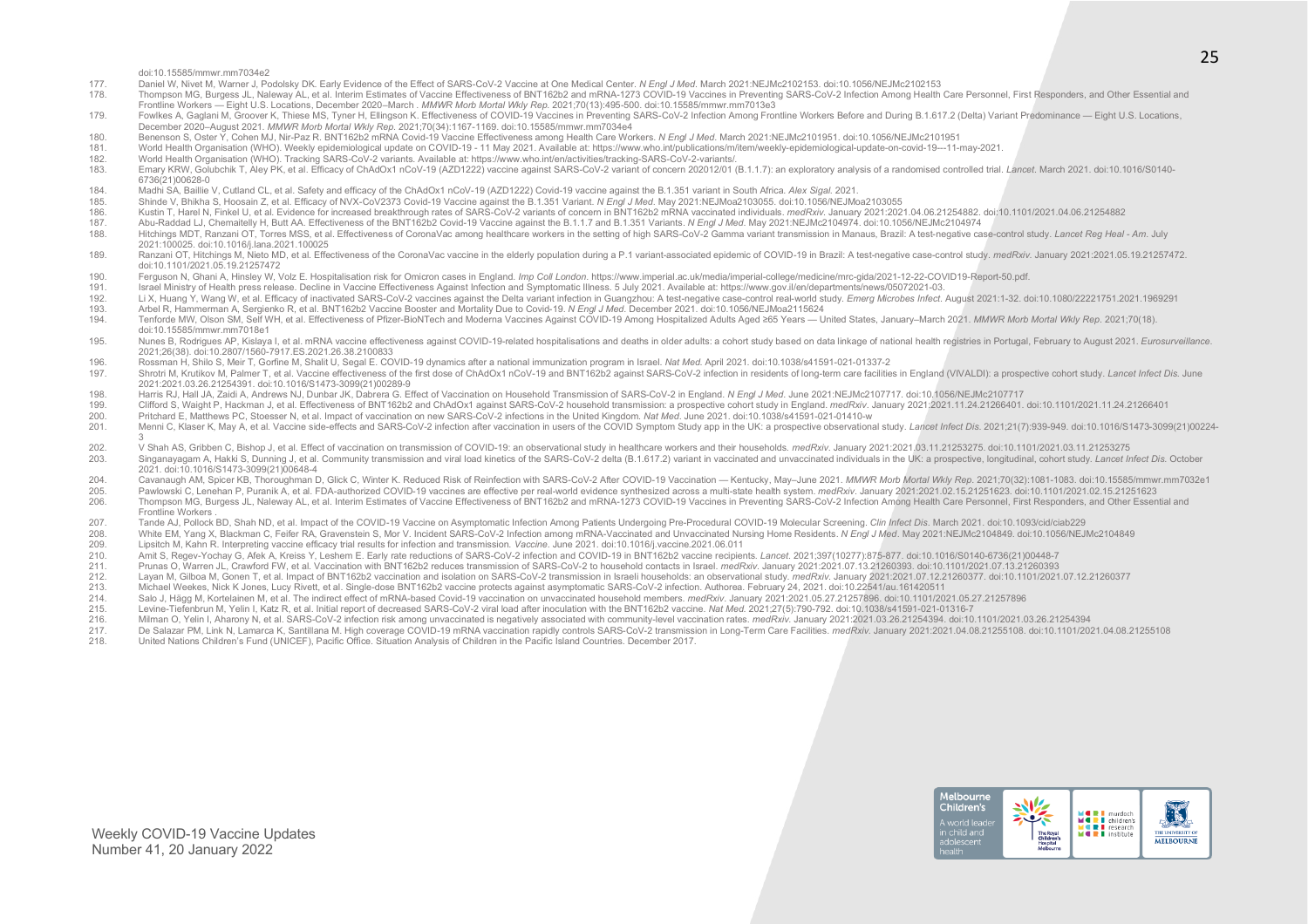doi:10.15585/mmwr.mm7034e2

177. Daniel W, Nivet M, Warner J, Podolsky DK. Early Evidence of the Effect of SARS-CoV-2 Vaccine at One Medical Center. *N Engl J Med*. March 2021:NEJMc2102153. doi:10.1056/NEJMc2102153
178. Thompson MG, Burgess JL, Naleway AL, et al. Interim Estimates of Vaccine Effectiveness of BNT162b2 and mRNA-1273 COVID-19 Vaccines in Preventing SARS-CoV-2 Infection Among Health Care Personnel, First Responders, and Other Essential and Frontline Workers — Eight U.S. Locations, December 2020–March . *MMWR Morb Mortal Wkly Rep*. 2021;70(13):495-500. doi:10.15585/mmwr.mm7013e3
179. Fowlkes A, Gaglani M, Groover K, Thiese MS, Tyner H, Ellingson K. Effectiveness of COVID-19 Vaccines in Preventing SARS-CoV-2 Infection Among Frontline Workers Before and During B.1.617.2 (Delta) Variant Predominance — Eight U.S. Locations, December 2020–August 2021. *MMWR Morb Mortal Wkly Rep*. 2021;70(34):1167-1169. doi:10.15585/mmwr.mm7034e4
180. Benenson S, Oster Y, Cohen MJ, Nir-Paz R. BNT162b2 mRNA Covid-19 Vaccine Effectiveness among Health Care Workers. *N Engl J Med*. March 2021:NEJMc2101951. doi:10.1056/NEJMc2101951
181. World Health Organisation (WHO). Weekly epidemiological update on COVID-19 - 11 May 2021. Available at: https://www.who.int/publications/m/item/weekly-epidemiological-update-on-covid-19---11-may-2021.
182. World Health Organisation (WHO). Tracking SARS-CoV-2 variants. Available at: https://www.who.int/en/activities/tracking-SARS-CoV-2-variants/.
183. Emary KRW, Golubchik T, Aley PK, et al. Efficacy of ChAdOx1 nCoV-19 (AZD1222) vaccine against SARS-CoV-2 variant of concern 202012/01 (B.1.1.7): an exploratory analysis of a randomised controlled trial. *Lancet*. March 2021. doi:10.1016/S0140-6736(21)00628-0
184. Madhi SA, Baillie V, Cutland CL, et al. Safety and efficacy of the ChAdOx1 nCoV-19 (AZD1222) Covid-19 vaccine against the B.1.351 variant in South Africa. *Alex Sigal*. 2021.
185. Shinde V, Bhikha S, Hoosain Z, et al. Efficacy of NVX-CoV2373 Covid-19 Vaccine against the B.1.351 Variant. *N Engl J Med*. May 2021:NEJMoa2103055. doi:10.1056/NEJMoa2103055
186. Kustin T, Harel N, Finkel U, et al. Evidence for increased breakthrough rates of SARS-CoV-2 variants of concern in BNT162b2 mRNA vaccinated individuals. *medRxiv*. January 2021:2021.04.06.21254882. doi:10.1101/2021.04.06.21254882
187. Abu-Raddad LJ, Chemaitelly H, Butt AA. Effectiveness of the BNT162b2 Covid-19 Vaccine against the B.1.1.7 and B.1.351 Variants. *N Engl J Med*. May 2021:NEJMc2104974. doi:10.1056/NEJMc2104974
188. Hitchings MDT, Ranzani OT, Torres MSS, et al. Effectiveness of CoronaVac among healthcare workers in the setting of high SARS-CoV-2 Gamma variant transmission in Manaus, Brazil: A test-negative case-control study. *Lancet Reg Heal - Am*. July 2021:100025. doi:10.1016/j.lana.2021.100025
189. Ranzani OT, Hitchings M, Nieto MD, et al. Effectiveness of the CoronaVac vaccine in the elderly population during a P.1 variant-associated epidemic of COVID-19 in Brazil: A test-negative case-control study. *medRxiv*. January 2021:2021.05.19.21257472. doi:10.1101/2021.05.19.21257472
190. Ferguson N, Ghani A, Hinsley W, Volz E. Hospitalisation risk for Omicron cases in England. *Imp Coll London*. https://www.imperial.ac.uk/media/imperial-college/medicine/mrc-gida/2021-12-22-COVID19-Report-50.pdf.
191. Israel Ministry of Health press release. Decline in Vaccine Effectiveness Against Infection and Symptomatic Illness. 5 July 2021. Available at: https://www.gov.il/en/departments/news/05072021-03.
192. Li X, Huang Y, Wang W, et al. Efficacy of inactivated SARS-CoV-2 vaccines against the Delta variant infection in Guangzhou: A test-negative case-control real-world study. *Emerg Microbes Infect*. August 2021:1-32. doi:10.1080/22221751.2021.1969291
193. Arbel R, Hammerman A, Sergienko R, et al. BNT162b2 Vaccine Booster and Mortality Due to Covid-19. *N Engl J Med*. December 2021. doi:10.1056/NEJMoa2115624
194. Tenforde MW, Olson SM, Self WH, et al. Effectiveness of Pfizer-BioNTech and Moderna Vaccines Against COVID-19 Among Hospitalized Adults Aged ≥65 Years — United States, January–March 2021. *MMWR Morb Mortal Wkly Rep*. 2021;70(18). doi:10.15585/mmwr.mm7018e1
195. Nunes B, Rodrigues AP, Kislaya I, et al. mRNA vaccine effectiveness against COVID-19-related hospitalisations and deaths in older adults: a cohort study based on data linkage of national health registries in Portugal, February to August 2021. *Eurosurveillance*. 2021;26(38). doi:10.2807/1560-7917.ES.2021.26.38.2100833
196. Rossman H, Shilo S, Meir T, Gorfine M, Shalit U, Segal E. COVID-19 dynamics after a national immunization program in Israel. *Nat Med*. April 2021. doi:10.1038/s41591-021-01337-2
197. Shrotri M, Krutikov M, Palmer T, et al. Vaccine effectiveness of the first dose of ChAdOx1 nCoV-19 and BNT162b2 against SARS-CoV-2 infection in residents of long-term care facilities in England (VIVALDI): a prospective cohort study. *Lancet Infect Dis*. June 2021:2021.03.26.21254391. doi:10.1016/S1473-3099(21)00289-9
198. Harris RJ, Hall JA, Zaidi A, Andrews NJ, Dunbar JK, Dabrera G. Effect of Vaccination on Household Transmission of SARS-CoV-2 in England. *N Engl J Med*. June 2021:NEJMc2107717. doi:10.1056/NEJMc2107717
199. Clifford S, Waight P, Hackman J, et al. Effectiveness of BNT162b2 and ChAdOx1 against SARS-CoV-2 household transmission: a prospective cohort study in England. *medRxiv*. January 2021:2021.11.24.21266401. doi:10.1101/2021.11.24.21266401
200. Pritchard E, Matthews PC, Stoesser N, et al. Impact of vaccination on new SARS-CoV-2 infections in the United Kingdom. *Nat Med*. June 2021. doi:10.1038/s41591-021-01410-w
201. Menni C, Klaser K, May A, et al. Vaccine side-effects and SARS-CoV-2 infection after vaccination in users of the COVID Symptom Study app in the UK: a prospective observational study. *Lancet Infect Dis*. 2021;21(7):939-949. doi:10.1016/S1473-3099(21)00224-3
202. V Shah AS, Gribben C, Bishop J, et al. Effect of vaccination on transmission of COVID-19: an observational study in healthcare workers and their households. *medRxiv*. January 2021:2021.03.11.21253275. doi:10.1101/2021.03.11.21253275
203. Singanayagam A, Hakki S, Dunning J, et al. Community transmission and viral load kinetics of the SARS-CoV-2 delta (B.1.617.2) variant in vaccinated and unvaccinated individuals in the UK: a prospective, longitudinal, cohort study. *Lancet Infect Dis*. October 2021. doi:10.1016/S1473-3099(21)00648-4
204. Cavanaugh AM, Spicer KB, Thoroughman D, Glick C, Winter K. Reduced Risk of Reinfection with SARS-CoV-2 After COVID-19 Vaccination — Kentucky, May–June 2021. *MMWR Morb Mortal Wkly Rep*. 2021;70(32):1081-1083. doi:10.15585/mmwr.mm7032e1
205. Pawlowski C, Lenehan P, Puranik A, et al. FDA-authorized COVID-19 vaccines are effective per real-world evidence synthesized across a multi-state health system. *medRxiv*. January 2021:2021.02.15.21251623. doi:10.1101/2021.02.15.21251623
206. Thompson MG, Burgess JL, Naleway AL, et al. Interim Estimates of Vaccine Effectiveness of BNT162b2 and mRNA-1273 COVID-19 Vaccines in Preventing SARS-CoV-2 Infection Among Health Care Personnel, First Responders, and Other Essential and Frontline Workers .
207. Tande AJ, Pollock BD, Shah ND, et al. Impact of the COVID-19 Vaccine on Asymptomatic Infection Among Patients Undergoing Pre-Procedural COVID-19 Molecular Screening. *Clin Infect Dis*. March 2021. doi:10.1093/cid/ciab229
208. White EM, Yang X, Blackman C, Feifer RA, Gravenstein S, Mor V. Incident SARS-CoV-2 Infection among mRNA-Vaccinated and Unvaccinated Nursing Home Residents. *N Engl J Med*. May 2021:NEJMc2104849. doi:10.1056/NEJMc2104849
209. Lipsitch M, Kahn R. Interpreting vaccine efficacy trial results for infection and transmission. *Vaccine*. June 2021. doi:10.1016/j.vaccine.2021.06.011
210. Amit S, Regev-Yochay G, Afek A, Kreiss Y, Leshem E. Early rate reductions of SARS-CoV-2 infection and COVID-19 in BNT162b2 vaccine recipients. *Lancet*. 2021;397(10277):875-877. doi:10.1016/S0140-6736(21)00448-7
211. Prunas O, Warren JL, Crawford FW, et al. Vaccination with BNT162b2 reduces transmission of SARS-CoV-2 to household contacts in Israel. *medRxiv*. January 2021:2021.07.13.21260393. doi:10.1101/2021.07.13.21260393
212. Layan M, Gilboa M, Gonen T, et al. Impact of BNT162b2 vaccination and isolation on SARS-CoV-2 transmission in Israeli households: an observational study. *medRxiv*. January 2021:2021.07.12.21260377. doi:10.1101/2021.07.12.21260377
213. Michael Weekes, Nick K Jones, Lucy Rivett, et al. Single-dose BNT162b2 vaccine protects against asymptomatic SARS-CoV-2 infection. Authorea. February 24, 2021. doi:10.22541/au.161420511
214. Salo J, Hägg M, Kortelainen M, et al. The indirect effect of mRNA-based Covid-19 vaccination on unvaccinated household members. *medRxiv*. January 2021:2021.05.27.21257896. doi:10.1101/2021.05.27.21257896
215. Levine-Tiefenbrun M, Yelin I, Katz R, et al. Initial report of decreased SARS-CoV-2 viral load after inoculation with the BNT162b2 vaccine. *Nat Med*. 2021;27(5):790-792. doi:10.1038/s41591-021-01316-7
216. Milman O, Yelin I, Aharony N, et al. SARS-CoV-2 infection risk among unvaccinated is negatively associated with community-level vaccination rates. *medRxiv*. January 2021:2021.03.26.21254394. doi:10.1101/2021.03.26.21254394
217. De Salazar PM, Link N, Lamarca K, Santillana M. High coverage COVID-19 mRNA vaccination rapidly controls SARS-CoV-2 transmission in Long-Term Care Facilities. *medRxiv*. January 2021:2021.04.08.21255108. doi:10.1101/2021.04.08.21255108
218. United Nations Children's Fund (UNICEF), Pacific Office. Situation Analysis of Children in the Pacific Island Countries. December 2017.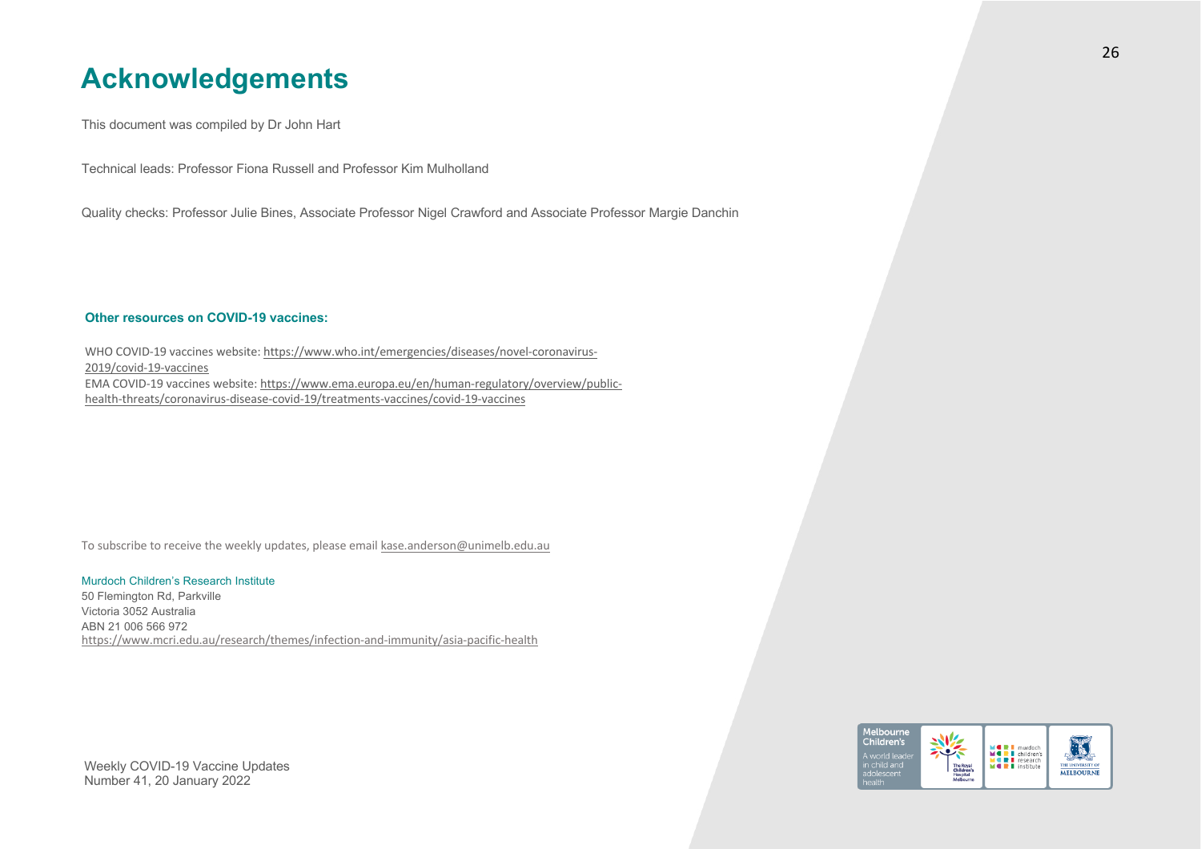# Acknowledgements

This document was compiled by Dr John Hart

Technical leads: Professor Fiona Russell and Professor Kim Mulholland

Quality checks: Professor Julie Bines, Associate Professor Nigel Crawford and Associate Professor Margie Danchin

**Other resources on COVID-19 vaccines:**

WHO COVID-19 vaccines website: https://www.who.int/emergencies/diseases/novel-coronavirus-2019/covid-19-vaccines
EMA COVID-19 vaccines website: https://www.ema.europa.eu/en/human-regulatory/overview/public-health-threats/coronavirus-disease-covid-19/treatments-vaccines/covid-19-vaccines

To subscribe to receive the weekly updates, please email kase.anderson@unimelb.edu.au

Murdoch Children's Research Institute
50 Flemington Rd, Parkville
Victoria 3052 Australia
ABN 21 006 566 972
https://www.mcri.edu.au/research/themes/infection-and-immunity/asia-pacific-health

Weekly COVID-19 Vaccine Updates
Number 41, 20 January 2022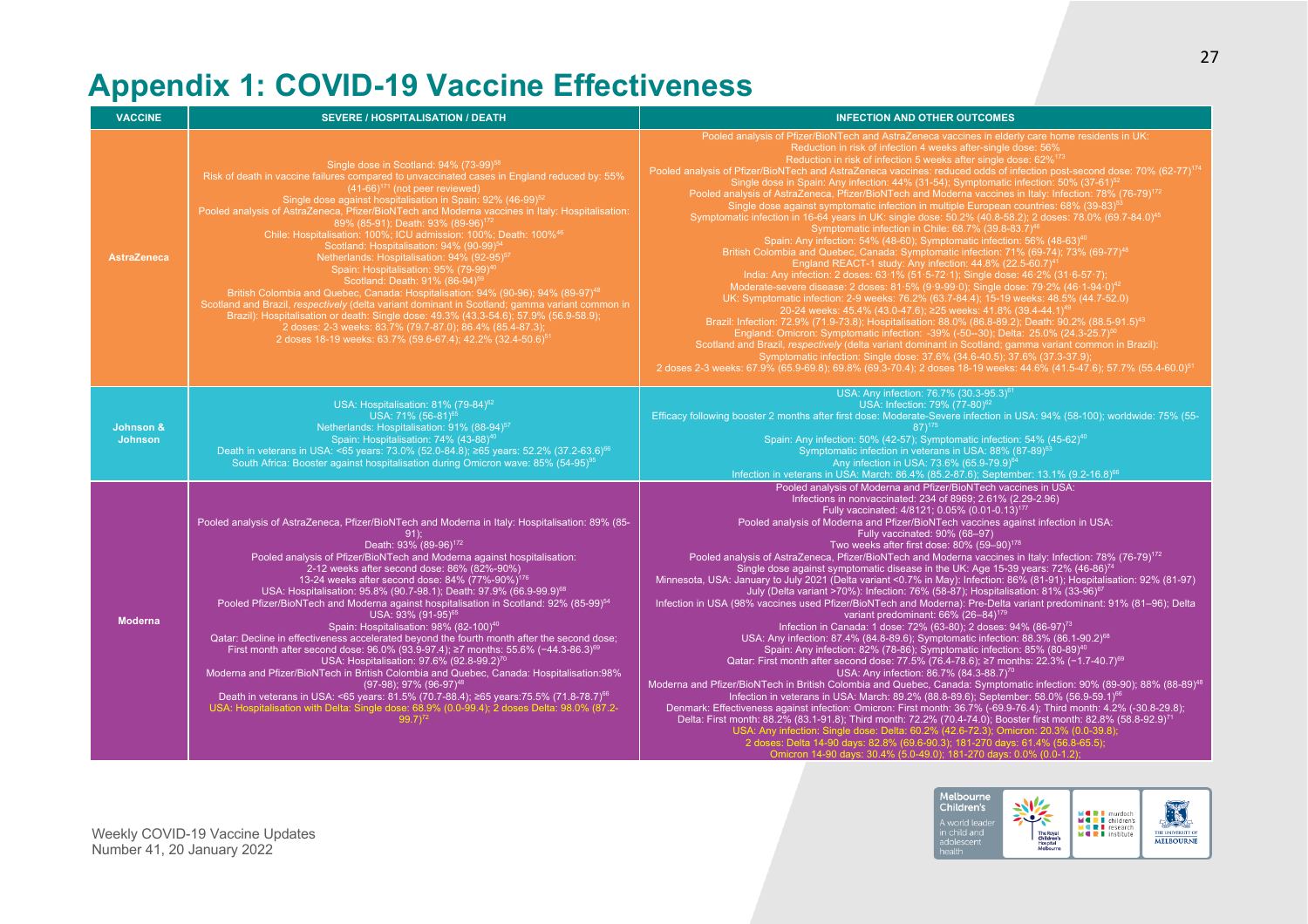# Appendix 1: COVID-19 Vaccine Effectiveness

| VACCINE | SEVERE / HOSPITALISATION / DEATH | INFECTION AND OTHER OUTCOMES |
|---|---|---|
| **AstraZeneca** | Single dose in Scotland: 94% (73-99)[58]<br>Risk of death in vaccine failures compared to unvaccinated cases in England reduced by: 55% (41-66)[171] (not peer reviewed)<br>Single dose against hospitalisation in Spain: 92% (46-99)[52]<br>Pooled analysis of AstraZeneca, Pfizer/BioNTech and Moderna vaccines in Italy: Hospitalisation: 89% (85-91); Death: 93% (89-96)[172]<br>Chile: Hospitalisation: 100%; ICU admission: 100%; Death: 100%[46]<br>Scotland: Hospitalisation: 94% (90-99)[54]<br>Netherlands: Hospitalisation: 94% (92-95)[57]<br>Spain: Hospitalisation: 95% (79-99)[40]<br>Scotland: Death: 91% (86-94)[59]<br>British Colombia and Quebec, Canada: Hospitalisation: 94% (90-96); 94% (89-97)[48]<br>Scotland and Brazil, *respectively* (delta variant dominant in Scotland; gamma variant common in Brazil): Hospitalisation or death: Single dose: 49.3% (43.3-54.6); 57.9% (56.9-58.9);<br>2 doses: 2-3 weeks: 83.7% (79.7-87.0); 86.4% (85.4-87.3);<br>2 doses 18-19 weeks: 63.7% (59.6-67.4); 42.2% (32.4-50.6)[51] | Pooled analysis of Pfizer/BioNTech and AstraZeneca vaccines in elderly care home residents in UK:<br>Reduction in risk of infection 4 weeks after single dose: 56%<br>Reduction in risk of infection 5 weeks after single dose: 62%[173]<br>Pooled analysis of Pfizer/BioNTech and AstraZeneca vaccines: reduced odds of infection post-second dose: 70% (62-77)[174]<br>Single dose in Spain: Any infection: 44% (31-54); Symptomatic infection: 50% (37-61)[52]<br>Pooled analysis of AstraZeneca, Pfizer/BioNTech and Moderna vaccines in Italy: Infection: 78% (76-79)[172]<br>Single dose against symptomatic infection in multiple European countries: 68% (39-83)[53]<br>Symptomatic infection in 16-64 years in UK: single dose: 50.2% (40.8-58.2); 2 doses: 78.0% (69.7-84.0)[45]<br>Symptomatic infection in Chile: 68.7% (39.8-83.7)[46]<br>Spain: Any infection: 54% (48-60); Symptomatic infection: 56% (48-63)[40]<br>British Colombia and Quebec, Canada: Symptomatic infection: 71% (69-74); 73% (69-77)[48]<br>England REACT-1 study: Any infection: 44.8% (22.5-60.7)[41]<br>India: Any infection: 2 doses: 63·1% (51·5-72·1); Single dose: 46·2% (31·6-57·7);<br>Moderate-severe disease: 2 doses: 81·5% (9·9-99·0); Single dose: 79·2% (46·1-94·0)[42]<br>UK: Symptomatic infection: 2-9 weeks: 76.2% (63.7-84.4); 15-19 weeks: 48.5% (44.7-52.0)<br>20-24 weeks: 45.4% (43.0-47.6); ≥25 weeks: 41.8% (39.4-44.1)[49]<br>Brazil: Infection: 72.9% (71.9-73.8); Hospitalisation: 88.0% (86.8-89.2); Death: 90.2% (88.5-91.5)[43]<br>England: Omicron: Symptomatic infection: -39% (-50–-30); Delta: 25.0% (24.3-25.7)[50]<br>Scotland and Brazil, *respectively* (delta variant dominant in Scotland; gamma variant common in Brazil):<br>Symptomatic infection: Single dose: 37.6% (34.6-40.5); 37.6% (37.3-37.9);<br>2 doses 2-3 weeks: 67.9% (65.9-69.8); 69.8% (69.3-70.4); 2 doses 18-19 weeks: 44.6% (41.5-47.6); 57.7% (55.4-60.0)[51] |
| **Johnson & Johnson** | USA: Hospitalisation: 81% (79-84)[62]<br>USA: 71% (56-81)[65]<br>Netherlands: Hospitalisation: 91% (88-94)[57]<br>Spain: Hospitalisation: 74% (43-88)[40]<br>Death in veterans in USA: <65 years: 73.0% (52.0-84.8); ≥65 years: 52.2% (37.2-63.6)[66]<br>South Africa: Booster against hospitalisation during Omicron wave: 85% (54-95)[95] | USA: Any infection: 76.7% (30.3-95.3)[61]<br>USA: Infection: 79% (77-80)[62]<br>Efficacy following booster 2 months after first dose: Moderate-Severe infection in USA: 94% (58-100); worldwide: 75% (55-87)[175]<br>Spain: Any infection: 50% (42-57); Symptomatic infection: 54% (45-62)[40]<br>Symptomatic infection in veterans in USA: 88% (87-89)[63]<br>Any infection in USA: 73.6% (65.9-79.9)[64]<br>Infection in veterans in USA: March: 86.4% (85.2-87.6); September: 13.1% (9.2-16.8)[66] |
| **Moderna** | Pooled analysis of AstraZeneca, Pfizer/BioNTech and Moderna in Italy: Hospitalisation: 89% (85-91);<br>Death: 93% (89-96)[172]<br>Pooled analysis of Pfizer/BioNTech and Moderna against hospitalisation:<br>2-12 weeks after second dose: 86% (82%-90%)<br>13-24 weeks after second dose: 84% (77%-90%)[176]<br>USA: Hospitalisation: 95.8% (90.7-98.1); Death: 97.9% (66.9-99.9)[68]<br>Pooled Pfizer/BioNTech and Moderna against hospitalisation in Scotland: 92% (85-95)[54]<br>USA: 93% (91-95)[65]<br>Spain: Hospitalisation: 98% (82-100)[40]<br>Qatar: Decline in effectiveness accelerated beyond the fourth month after the second dose;<br>First month after second dose: 96.0% (93.9-97.4); ≥7 months: 55.6% (−44.3-86.3)[69]<br>USA: Hospitalisation: 97.6% (92.8-99.2)[70]<br>Moderna and Pfizer/BioNTech in British Colombia and Quebec, Canada: Hospitalisation:98% (97-98); 97% (96-97)[48]<br>Death in veterans in USA: <65 years: 81.5% (70.7-88.4); ≥65 years:75.5% (71.8-78.7)[66]<br>USA: Hospitalisation with Delta: Single dose: 68.9% (0.0-99.4); 2 doses Delta: 98.0% (87.2-99.7)[72] | Pooled analysis of Moderna and Pfizer/BioNTech vaccines in USA:<br>Infections in nonvaccinated: 234 of 8969; 2.61% (2.29-2.96)<br>Fully vaccinated: 4/8121; 0.05% (0.01-0.13)[177]<br>Pooled analysis of Moderna and Pfizer/BioNTech vaccines against infection in USA:<br>Fully vaccinated: 90% (68–97)<br>Two weeks after first dose: 80% (59–90)[178]<br>Pooled analysis of AstraZeneca, Pfizer/BioNTech and Moderna vaccines in Italy: Infection: 78% (76-79)[172]<br>Single dose against symptomatic disease in the UK: Age 15-39 years: 72% (46-86)[74]<br>Minnesota, USA: January to July 2021 (Delta variant <0.7% in May): Infection: 86% (81-91); Hospitalisation: 92% (81-97)<br>July (Delta variant >70%): Infection: 76% (58-87); Hospitalisation: 81% (33-96)[67]<br>Infection in USA (98% vaccines used Pfizer/BioNTech and Moderna): Pre-Delta variant predominant: 91% (81–96); Delta variant predominant: 66% (26–84)[179]<br>Infection in Canada: 1 dose: 72% (63-80); 2 doses: 94% (86-97)[73]<br>USA: Any infection: 87.4% (84.8-89.6); Symptomatic infection: 88.3% (86.1-90.2)[68]<br>Spain: Any infection: 82% (78-86); Symptomatic infection: 85% (80-89)[40]<br>Qatar: First month after second dose: 77.5% (76.4-78.6); ≥7 months: 22.3% (−1.7-40.7)[69]<br>USA: Any infection: 86.7% (84.3-88.7)[70]<br>Moderna and Pfizer/BioNTech in British Colombia and Quebec, Canada: Symptomatic infection: 90% (89-90); 88% (88-89)[48]<br>Infection in veterans in USA: March: 89.2% (88.8-89.6); September: 58.0% (56.9-59.1)[66]<br>Denmark: Effectiveness against infection: Omicron: First month: 36.7% (-69.9-76.4); Third month: 4.2% (-30.8-29.8);<br>Delta: First month: 88.2% (83.1-91.8); Third month: 72.2% (70.4-74.0); Booster first month: 82.8% (58.8-92.9)[71]<br>USA: Any infection: Single dose: Delta: 60.2% (42.6-72.3); Omicron: 20.3% (0.0-39.8);<br>2 doses: Delta 14-90 days: 82.8% (69.6-90.3); 181-270 days: 61.4% (56.8-65.5);<br>Omicron 14-90 days: 30.4% (5.0-49.0); 181-270 days: 0.0% (0.0-1.2); |

Weekly COVID-19 Vaccine Updates
Number 41, 20 January 2022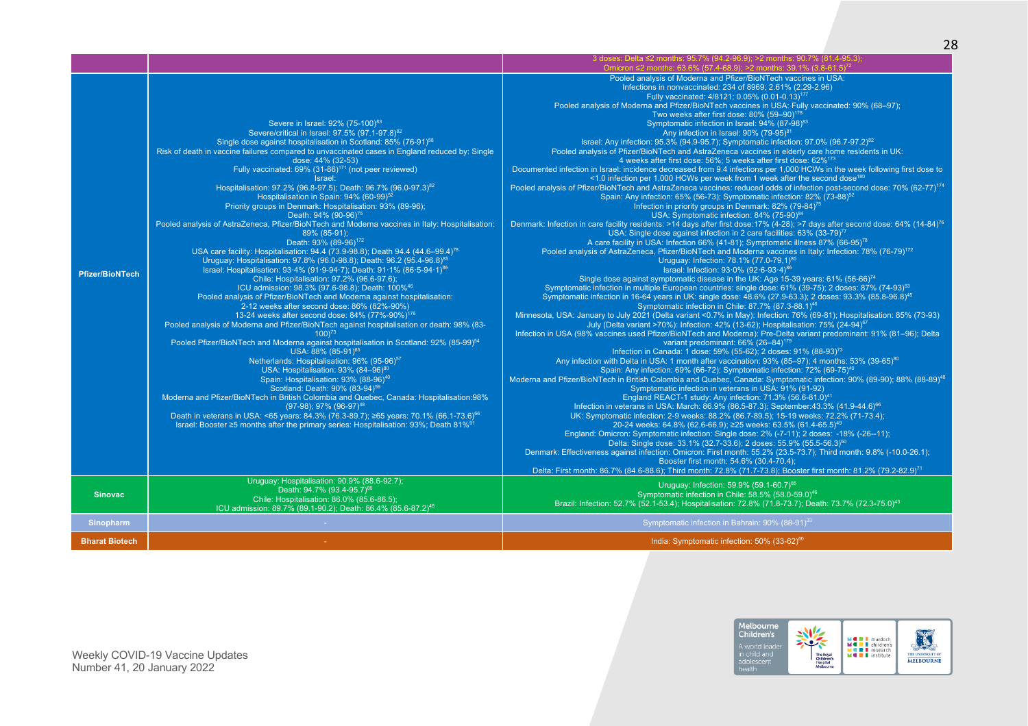| | | |
|---|---|---|
| | | 3 doses: Delta ≤2 months: 95.7% (94.2-96.9); >2 months: 90.7% (81.4-95.3);<br>Omicron ≤2 months: 63.6% (57.4-68.9); >2 months: 39.1% (3.8-61.5)[72] |
| **Pfizer/BioNTech** | Severe in Israel: 92% (75-100)[83]<br>Severe/critical in Israel: 97.5% (97.1-97.8)[82]<br>Single dose against hospitalisation in Scotland: 85% (76-91)[58]<br>Risk of death in vaccine failures compared to unvaccinated cases in England reduced by: Single dose: 44% (32-53)<br>Fully vaccinated: 69% (31-86)[171] (not peer reviewed)<br>Israel:<br>Hospitalisation: 97.2% (96.8-97.5); Death: 96.7% (96.0-97.3)[82]<br>Hospitalisation in Spain: 94% (60-99)[52]<br>Priority groups in Denmark: Hospitalisation: 93% (89-96);<br>Death: 94% (90-96)[75]<br>Pooled analysis of AstraZeneca, Pfizer/BioNTech and Moderna vaccines in Italy: Hospitalisation: 89% (85-91);<br>Death: 93% (89-96)[172]<br>USA care facility: Hospitalisation: 94.4 (73.9-98.8); Death 94.4 (44.6–99.4)[78]<br>Uruguay: Hospitalisation: 97.8% (96.0-98.8); Death: 96.2 (95.4-96.8)[85]<br>Israel: Hospitalisation: 93·4% (91·9-94·7); Death: 91·1% (86·5-94·1)[86]<br>Chile: Hospitalisation: 97.2% (96.6-97.6);<br>ICU admission: 98.3% (97.6-98.8); Death: 100%[46]<br>Pooled analysis of Pfizer/BioNTech and Moderna against hospitalisation:<br>2-12 weeks after second dose: 86% (82%-90%)<br>13-24 weeks after second dose: 84% (77%-90%)[176]<br>Pooled analysis of Moderna and Pfizer/BioNTech against hospitalisation or death: 98% (83-100)[73]<br>Pooled Pfizer/BioNTech and Moderna against hospitalisation in Scotland: 92% (85-99)[54]<br>USA: 88% (85-91)[65]<br>Netherlands: Hospitalisation: 96% (95-96)[57]<br>USA: Hospitalisation: 93% (84–96)[80]<br>Spain: Hospitalisation: 93% (88-96)[40]<br>Scotland: Death: 90% (83-94)[59]<br>Moderna and Pfizer/BioNTech in British Colombia and Quebec, Canada: Hospitalisation:98% (97-98); 97% (96-97)[48]<br>Death in veterans in USA: <65 years: 84.3% (76.3-89.7); ≥65 years: 70.1% (66.1-73.6)[66]<br>Israel: Booster ≥5 months after the primary series: Hospitalisation: 93%; Death 81%[91] | Pooled analysis of Moderna and Pfizer/BioNTech vaccines in USA:<br>Infections in nonvaccinated: 234 of 8969; 2.61% (2.29-2.96)<br>Fully vaccinated: 4/8121; 0.05% (0.01-0.13)[177]<br>Pooled analysis of Moderna and Pfizer/BioNTech vaccines in USA: Fully vaccinated: 90% (68–97);<br>Two weeks after first dose: 80% (59–90)[178]<br>Symptomatic infection in Israel: 94% (87-98)[83]<br>Any infection in Israel: 90% (79-95)[81]<br>Israel: Any infection: 95.3% (94.9-95.7); Symptomatic infection: 97.0% (96.7-97.2)[82]<br>Pooled analysis of Pfizer/BioNTech and AstraZeneca vaccines in elderly care home residents in UK:<br>4 weeks after first dose: 56%; 5 weeks after first dose: 62%[173]<br>Documented infection in Israel: incidence decreased from 9.4 infections per 1,000 HCWs in the week following first dose to <1.0 infection per 1,000 HCWs per week from 1 week after the second dose[180]<br>Pooled analysis of Pfizer/BioNTech and AstraZeneca vaccines: reduced odds of infection post-second dose: 70% (62-77)[174]<br>Spain: Any infection: 65% (56-73); Symptomatic infection: 82% (73-88)[52]<br>Infection in priority groups in Denmark: 82% (79-84)[75]<br>USA: Symptomatic infection: 84% (75-90)[84]<br>Denmark: Infection in care facility residents: >14 days after first dose:17% (4-28); >7 days after second dose: 64% (14-84)[76]<br>USA: Single dose against infection in 2 care facilities: 63% (33-79)[77]<br>A care facility in USA: Infection 66% (41-81); Symptomatic illness 87% (66-95)[78]<br>Pooled analysis of AstraZeneca, Pfizer/BioNTech and Moderna vaccines in Italy: Infection: 78% (76-79)[172]<br>Uruguay: Infection: 78.1% (77.0-79.1)[85]<br>Israel: Infection: 93·0% (92·6-93·4)[86]<br>Single dose against symptomatic disease in the UK: Age 15-39 years: 61% (56-66)[74]<br>Symptomatic infection in multiple European countries: single dose: 61% (39-75); 2 doses: 87% (74-93)[53]<br>Symptomatic infection in 16-64 years in UK: single dose: 48.6% (27.9-63.3); 2 doses: 93.3% (85.8-96.8)[45]<br>Symptomatic infection in Chile: 87.7% (87.3-88.1)[46]<br>Minnesota, USA: January to July 2021 (Delta variant <0.7% in May): Infection: 76% (69-81); Hospitalisation: 85% (73-93)<br>July (Delta variant >70%): Infection: 42% (13-62); Hospitalisation: 75% (24-94)[87]<br>Infection in USA (98% vaccines used Pfizer/BioNTech and Moderna): Pre-Delta variant predominant: 91% (81–96); Delta variant predominant: 66% (26–84)[179]<br>Infection in Canada: 1 dose: 59% (55-62); 2 doses: 91% (88-93)[73]<br>Any infection with Delta in USA: 1 month after vaccination: 93% (85–97); 4 months: 53% (39-65)[80]<br>Spain: Any infection: 69% (66-72); Symptomatic infection: 72% (69-75)[40]<br>Moderna and Pfizer/BioNTech in British Colombia and Quebec, Canada: Symptomatic infection: 90% (89-90); 88% (88-89)[48]<br>Symptomatic infection in veterans in USA: 91% (91-92)<br>England REACT-1 study: Any infection: 71.3% (56.6-81.0)[41]<br>Infection in veterans in USA: March: 86.9% (86.5-87.3); September:43.3% (41.9-44.6)[66]<br>UK: Symptomatic infection: 2-9 weeks: 88.2% (86.7-89.5); 15-19 weeks: 72.2% (71-73.4);<br>20-24 weeks: 64.8% (62.6-66.9); ≥25 weeks: 63.5% (61.4-65.5)[49]<br>England: Omicron: Symptomatic infection: Single dose: 2% (-7-11); 2 doses: -18% (-26–-11);<br>Delta: Single dose: 33.1% (32.7-33.6); 2 doses: 55.9% (55.5-56.3)[50]<br>Denmark: Effectiveness against infection: Omicron: First month: 55.2% (23.5-73.7); Third month: 9.8% (-10.0-26.1);<br>Booster first month: 54.6% (30.4-70.4);<br>Delta: First month: 86.7% (84.6-88.6); Third month: 72.8% (71.7-73.8); Booster first month: 81.2% (79.2-82.9)[71] |
| **Sinovac** | Uruguay: Hospitalisation: 90.9% (88.6-92.7);<br>Death: 94.7% (93.4-95.7)[85]<br>Chile: Hospitalisation: 86.0% (85.6-86.5);<br>ICU admission: 89.7% (89.1-90.2); Death: 86.4% (85.6-87.2)[46] | Uruguay: Infection: 59.9% (59.1-60.7)[85]<br>Symptomatic infection in Chile: 58.5% (58.0-59.0)[46]<br>Brazil: Infection: 52.7% (52.1-53.4); Hospitalisation: 72.8% (71.8-73.7); Death: 73.7% (72.3-75.0)[43] |
| **Sinopharm** | - | Symptomatic infection in Bahrain: 90% (88-91)[33] |
| **Bharat Biotech** | - | India: Symptomatic infection: 50% (33-62)[60] |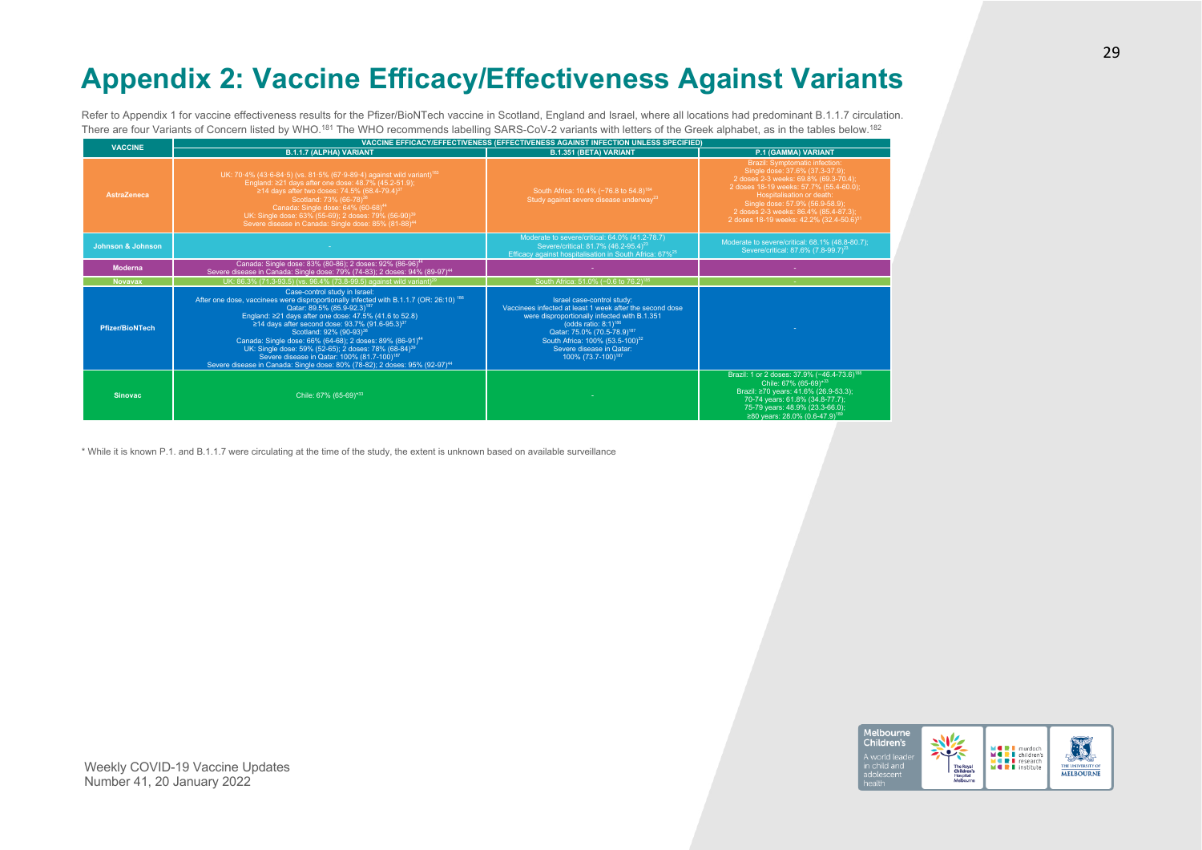# Appendix 2: Vaccine Efficacy/Effectiveness Against Variants

Refer to Appendix 1 for vaccine effectiveness results for the Pfizer/BioNTech vaccine in Scotland, England and Israel, where all locations had predominant B.1.1.7 circulation. There are four Variants of Concern listed by WHO.[181] The WHO recommends labelling SARS-CoV-2 variants with letters of the Greek alphabet, as in the tables below.[182]

| VACCINE | VACCINE EFFICACY/EFFECTIVENESS (EFFECTIVENESS AGAINST INFECTION UNLESS SPECIFIED) | | |
|---|---|---|---|
| | B.1.1.7 (ALPHA) VARIANT | B.1.351 (BETA) VARIANT | P.1 (GAMMA) VARIANT |
| AstraZeneca | UK: 70·4% (43·6-84·5) (vs. 81·5% (67·9-89·4) against wild variant)[183]<br>England: ≥21 days after one dose: 48.7% (45.2-51.9);<br>≥14 days after two doses: 74.5% (68.4-79.4)[37]<br>Scotland: 73% (66-78)[38]<br>Canada: Single dose: 64% (60-68)[44]<br>UK: Single dose: 63% (55-69); 2 doses: 79% (56-90)[39]<br>Severe disease in Canada: Single dose: 85% (81-88)[44] | South Africa: 10.4% (−76.8 to 54.8)[184]<br>Study against severe disease underway[23] | Brazil: Symptomatic infection:<br>Single dose: 37.6% (37.3-37.9);<br>2 doses 2-3 weeks: 69.8% (69.3-70.4);<br>2 doses 18-19 weeks: 57.7% (55.4-60.0);<br>Hospitalisation or death:<br>Single dose: 57.9% (56.9-58.9);<br>2 doses 2-3 weeks: 86.4% (85.4-87.3);<br>2 doses 18-19 weeks: 42.2% (32.4-50.6)[31] |
| Johnson & Johnson | - | Moderate to severe/critical: 64.0% (41.2-78.7)<br>Severe/critical: 81.7% (46.2-95.4)[25]<br>Efficacy against hospitalisation in South Africa: 67%[25] | Moderate to severe/critical: 68.1% (48.8-80.7);<br>Severe/critical: 87.6% (7.8-99.7)[25] |
| Moderna | Canada: Single dose: 83% (80-86); 2 doses: 92% (86-96)[44]<br>Severe disease in Canada: Single dose: 79% (74-83); 2 doses: 94% (89-97)[44] | - | - |
| Novavax | UK: 86.3% (71.3-93.5) (vs. 96.4% (73.8-99.5) against wild variant)[26] | South Africa: 51.0% (−0.6 to 76.2)[185] | - |
| Pfizer/BioNTech | Case-control study in Israel:<br>After one dose, vaccinees were disproportionally infected with B.1.1.7 (OR: 26:10) [186]<br>Qatar: 89.5% (85.9-92.3)[187]<br>England: ≥21 days after one dose: 47.5% (41.6 to 52.8)<br>≥14 days after second dose: 93.7% (91.6-95.3)[37]<br>Scotland: 92% (90-93)[38]<br>Canada: Single dose: 66% (64-68); 2 doses: 89% (86-91)[44]<br>UK: Single dose: 59% (52-65); 2 doses: 78% (68-84)[39]<br>Severe disease in Qatar: 100% (81.7-100)[187]<br>Severe disease in Canada: Single dose: 80% (78-82); 2 doses: 95% (92-97)[44] | Israel case-control study:<br>Vaccinees infected at least 1 week after the second dose were disproportionally infected with B.1.351<br>(odds ratio: 8:1)[186]<br>Qatar: 75.0% (70.5-78.9)[187]<br>South Africa: 100% (53.5-100)[32]<br>Severe disease in Qatar:<br>100% (73.7-100)[187] | - |
| Sinovac | Chile: 67% (65-69)*[33] | - | Brazil: 1 or 2 doses: 37.9% (−46.4-73.6)[188]<br>Chile: 67% (65-69)*[33]<br>Brazil: ≥70 years: 41.6% (26.9-53.3);<br>70-74 years: 61.8% (34.8-77.7);<br>75-79 years: 48.9% (23.3-66.0);<br>≥80 years: 28.0% (0.6-47.9)[189] |

\* While it is known P.1. and B.1.1.7 were circulating at the time of the study, the extent is unknown based on available surveillance

Weekly COVID-19 Vaccine Updates
Number 41, 20 January 2022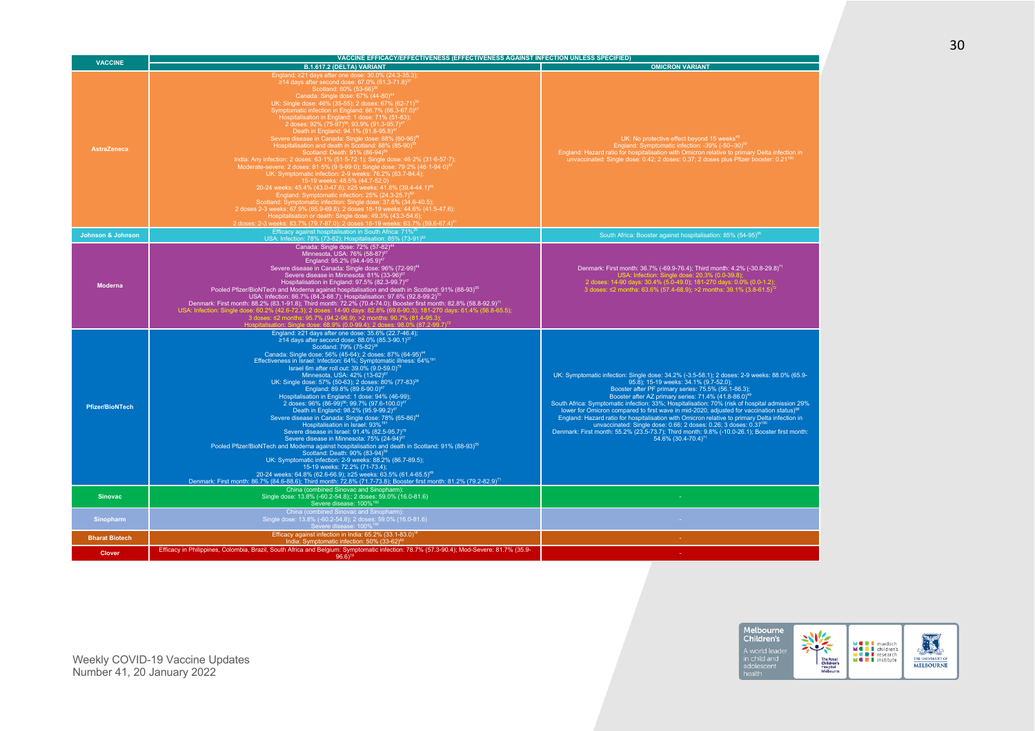| VACCINE | VACCINE EFFICACY/EFFECTIVENESS (EFFECTIVENESS AGAINST INFECTION UNLESS SPECIFIED) | |
|---|---|---|
| | B.1.617.2 (DELTA) VARIANT | OMICRON VARIANT |
| AstraZeneca | England: ≥21 days after one dose: 30.0% (24.3-35.3); ≥14 days after second dose: 67.0% (61.3-71.8)[37] Scotland: 60% (53-66)[38] Canada: Single dose: 67% (44-80)[44] UK: Single dose: 46% (35-55); 2 doses: 67% (62-71)[39] Symptomatic infection in England: 66.7% (66.3-67.0)[47] Hospitalisation in England: 1 dose: 71% (51-83); 2 doses: 92% (75-97)[36]; 93.9% (91.3-95.7)[47] Death in England: 94.1% (91.8-95.8)[47] Severe disease in Canada: Single dose: 88% (60-96)[44] Hospitalisation and death in Scotland: 88% (85-90)[55] Scotland: Death: 91% (86-94)[59] India: Any infection: 2 doses: 63·1% (51·5-72·1); Single dose: 46·2% (31·6-57·7); Moderate-severe: 2 doses: 81·5% (9·9-99·0); Single dose: 79·2% (46·1-94·0)[42] UK: Symptomatic infection: 2-9 weeks: 76.2% (63.7-84.4); 15-19 weeks: 48.5% (44.7-52.0) 20-24 weeks: 45.4% (43.0-47.6); ≥25 weeks: 41.8% (39.4-44.1)[49] England: Symptomatic infection: 25% (24.3-25.7)[50] Scotland: Symptomatic infection: Single dose: 37.6% (34.6-40.5); 2 doses 2-3 weeks: 67.9% (65.9-69.8); 2 doses 18-19 weeks: 44.6% (41.5-47.6); Hospitalisation or death: Single dose: 49.3% (43.3-54.6); 2 doses: 2-3 weeks: 83.7% (79.7-87.0); 2 doses 18-19 weeks: 63.7% (59.6-67.4)[61] | UK: No protective effect beyond 15 weeks[49] England: Symptomatic infection: -39% (-50–-30)[50] England: Hazard ratio for hospitalisation with Omicron relative to primary Delta infection in unvaccinated: Single dose: 0.42; 2 doses: 0.37; 2 doses plus Pfizer booster: 0.21[190] |
| Johnson & Johnson | Efficacy against hospitalisation in South Africa: 71%[18] USA: Infection: 78% (73-82); Hospitalisation: 85% (73-91)[62] | South Africa: Booster against hospitalisation: 85% (54-95)[95] |
| Moderna | Canada: Single dose: 72% (57-82)[44] Minnesota, USA: 76% (58-87)[67] England: 95.2% (94.4-95.9)[47] Severe disease in Canada: Single dose: 96% (72-99)[44] Severe disease in Minnesota: 81% (33-96)[67] Hospitalisation in England: 97.5% (82.3-99.7)[47] Pooled Pfizer/BioNTech and Moderna against hospitalisation and death in Scotland: 91% (88-93)[55] USA: Infection: 86.7% (84.3-88.7); Hospitalisation: 97.6% (92.8-99.2)[70] Denmark: First month: 88.2% (83.1-91.8); Third month: 72.2% (70.4-74.0); Booster first month: 82.8% (58.8-92.9)[71] USA: Infection: Single dose: 60.2% (42.6-72.3); 2 doses: 14-90 days: 82.8% (69.6-90.3); 181-270 days: 61.4% (56.8-65.5); 3 doses: ≤2 months: 95.7% (94.2-96.9); >2 months: 90.7% (81.4-95.3); Hospitalisation: Single dose: 68.9% (0.0-99.4); 2 doses: 98.0% (87.2-99.7)[72] | Denmark: First month: 36.7% (-69.9-76.4); Third month: 4.2% (-30.8-29.8)[71] USA: Infection: Single dose: 20.3% (0.0-39.8); 2 doses: 14-90 days: 30.4% (5.0-49.0); 181-270 days: 0.0% (0.0-1.2); 3 doses: ≤2 months: 63.6% (57.4-68.9); >2 months: 39.1% (3.8-61.5)[72] |
| Pfizer/BioNTech | England: ≥21 days after one dose: 35.6% (22.7-46.4); ≥14 days after second dose: 88.0% (85.3-90.1)[37] Scotland: 79% (75-82)[38] Canada: Single dose: 56% (45-64); 2 doses: 87% (64-95)[44] Effectiveness in Israel: Infection: 64%; Symptomatic illness: 64%[181] Israel 6m after roll out: 39.0% (9.0-59.0)[79] Minnesota, USA: 42% (13-62)[67] UK: Single dose: 57% (50-63); 2 doses: 80% (77-83)[39] England: 89.8% (89.6-90.0)[47] Hospitalisation in England: 1 dose: 94% (46-99); 2 doses: 96% (86-99)[36]; 99.7% (97.6-100.0)[47] Death in England: 98.2% (95.9-99.2)[47] Severe disease in Canada: Single dose: 78% (65-86)[44] Hospitalisation in Israel: 93%[181] Severe disease in Israel: 91.4% (82.5-95.7)[79] Severe disease in Minnesota: 75% (24-94)[67] Pooled Pfizer/BioNTech and Moderna against hospitalisation and death in Scotland: 91% (88-93)[55] Scotland: Death: 90% (83-94)[59] UK: Symptomatic infection: 2-9 weeks: 88.2% (86.7-89.5); 15-19 weeks: 72.2% (71-73.4); 20-24 weeks: 64.8% (62.6-66.9); ≥25 weeks: 63.5% (61.4-65.5)[49] Denmark: First month: 86.7% (84.6-88.6); Third month: 72.8% (71.7-73.8); Booster first month: 81.2% (79.2-82.9)[71] | UK: Symptomatic infection: Single dose: 34.2% (-3.5-58.1); 2 doses: 2-9 weeks: 88.0% (65.9-95.8); 15-19 weeks: 34.1% (9.7-52.0); Booster after PF primary series: 75.5% (56.1-86.3); Booster after AZ primary series: 71.4% (41.8-86.0)[49] South Africa: Symptomatic infection: 33%; Hospitalisation: 70% (risk of hospital admission 29% lower for Omicron compared to first wave in mid-2020, adjusted for vaccination status)[98] England: Hazard ratio for hospitalisation with Omicron relative to primary Delta infection in unvaccinated: Single dose: 0.66; 2 doses: 0.26; 3 doses: 0.37[190] Denmark: First month: 55.2% (23.5-73.7); Third month: 9.8% (-10.0-26.1); Booster first month: 54.6% (30.4-70.4)[71] |
| Sinovac | China (combined Sinovac and Sinopharm): Single dose: 13.8% (-60.2-54.8);; 2 doses: 59.0% (16.0-81.6) Severe disease: 100%[192] | - |
| Sinopharm | China (combined Sinovac and Sinopharm): Single dose: 13.8% (-60.2-54.8); 2 doses: 59.0% (16.0-81.6) Severe disease: 100%[192] | - |
| Bharat Biotech | Efficacy against infection in India: 65.2% (33.1-83.0)[18] India: Symptomatic infection: 50% (33-62)[90] | - |
| Clover | Efficacy in Philippines, Colombia, Brazil, South Africa and Belgium: Symptomatic infection: 78.7% (57.3-90.4); Mod-Severe: 81.7% (35.9-96.6)[19] | - |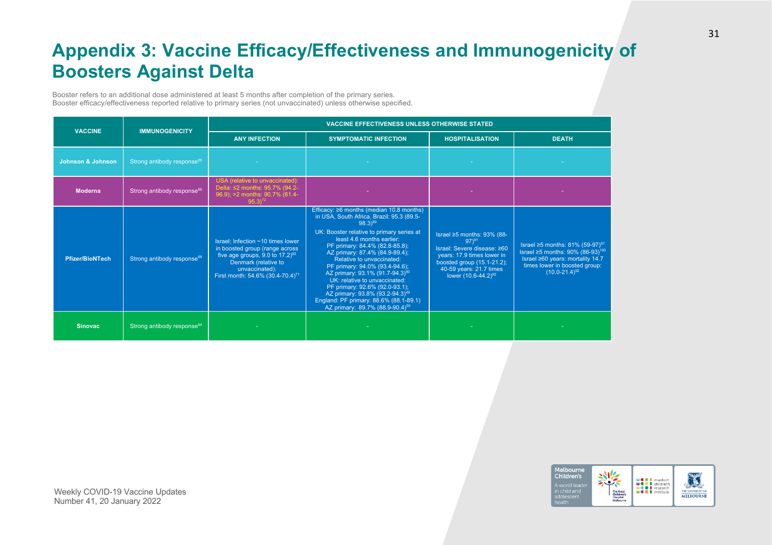# Appendix 3: Vaccine Efficacy/Effectiveness and Immunogenicity of Boosters Against Delta

Booster refers to an additional dose administered at least 5 months after completion of the primary series.
Booster efficacy/effectiveness reported relative to primary series (not unvaccinated) unless otherwise specified.

| VACCINE | IMMUNOGENICITY | VACCINE EFFECTIVENESS UNLESS OTHERWISE STATED | | | |
|---|---|---|---|---|---|
| | | ANY INFECTION | SYMPTOMATIC INFECTION | HOSPITALISATION | DEATH |
| Johnson & Johnson | Strong antibody response[88] | - | - | - | - |
| Moderna | Strong antibody response[88] | USA (relative to unvaccinated): Delta: ≤2 months: 95.7% (94.2-96.9); >2 months: 90.7% (81.4-95.3)[72] | - | - | - |
| Pfizer/BioNTech | Strong antibody response[88] | Israel; Infection ~10 times lower in boosted group (range across five age groups, 9.0 to 17.2)[92] Denmark (relative to unvaccinated): First month: 54.6% (30.4-70.4)[71] | Efficacy: ≥6 months (median 10.8 months) in USA, South Africa, Brazil: 95.3 (89.5-98.3)[89] UK: Booster relative to primary series at least 4.6 months earlier: PF primary: 84.4% (82.8-85.8); AZ primary: 87.4% (84.9-89.4); Relative to unvaccinated: PF primary: 94.0% (93.4-94.6); AZ primary: 93.1% (91.7-94.3)[90] UK: relative to unvaccinated: PF primary: 92.6% (92.0-93.1); AZ primary: 93.8% (93.2-94.3)[49] England: PF primary: 88.6% (88.1-89.1) AZ primary: 89.7% (88.9-90.4)[50] | Israel ≥5 months: 93% (88-97)[91] Israel: Severe disease: ≥60 years: 17.9 times lower in boosted group (15.1-21.2); 40-59 years: 21.7 times lower (10.6-44.2)[92] | Israel ≥5 months: 81% (59-97)[91] Israel ≥5 months: 90% (86-93)[193] Israel ≥60 years: mortality 14.7 times lower in boosted group: (10.0-21.4)[92] |
| Sinovac | Strong antibody response[94] | - | - | - | - |

Weekly COVID-19 Vaccine Updates
Number 41, 20 January 2022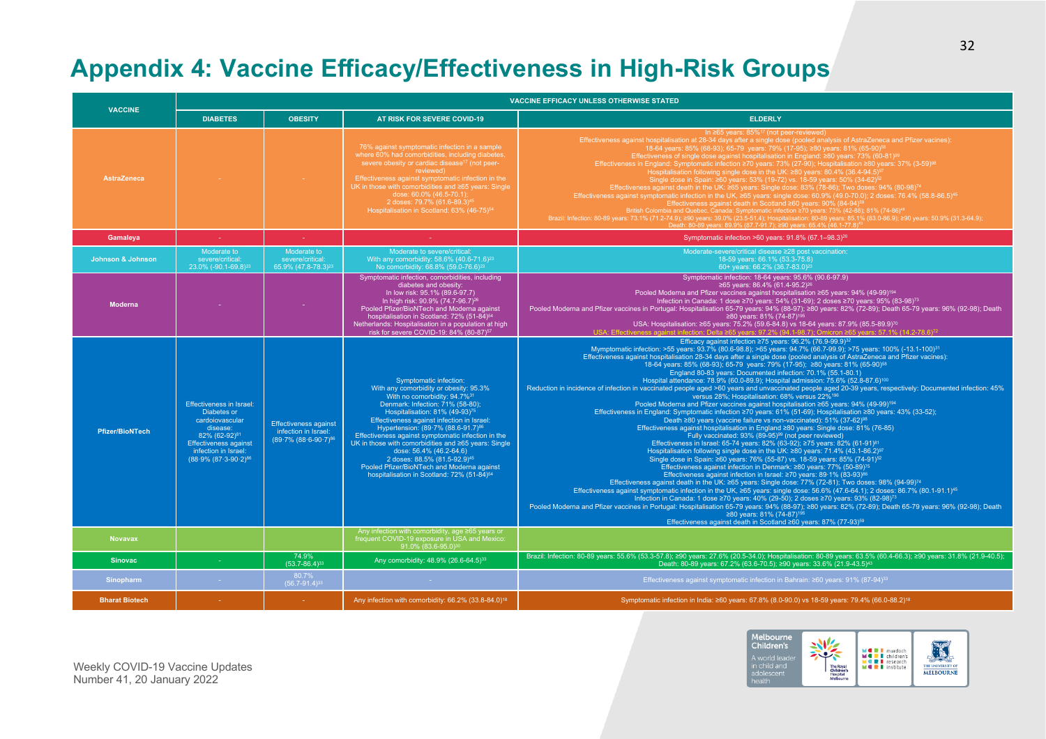# Appendix 4: Vaccine Efficacy/Effectiveness in High-Risk Groups

| VACCINE | VACCINE EFFICACY UNLESS OTHERWISE STATED | | | |
|---|---|---|---|---|
| | DIABETES | OBESITY | AT RISK FOR SEVERE COVID-19 | ELDERLY |
| AstraZeneca | - | - | 76% against symptomatic infection in a sample where 60% had comorbidities, including diabetes, severe obesity or cardiac disease[17] (not peer-reviewed)<br>Effectiveness against symptomatic infection in the UK in those with comorbidities and ≥65 years: Single dose: 60.0% (46.5-70.1); 2 doses: 79.7% (61.6-89.3)[45]<br>Hospitalisation in Scotland: 63% (46-75)[64] | In ≥65 years: 85%[17] (not peer-reviewed)<br>Effectiveness against hospitalisation at 28-34 days after a single dose (pooled analysis of AstraZeneca and Pfizer vaccines): 18-64 years: 85% (68-93); 65-79 years: 79% (17-95); ≥80 years: 81% (65-90)[58]<br>Effectiveness of single dose against hospitalisation in England: ≥80 years: 73% (60-81)[89]<br>Effectiveness in England: Symptomatic infection ≥70 years: 73% (27-90); Hospitalisation ≥80 years: 37% (3-59)[98]<br>Hospitalisation following single dose in the UK: ≥80 years: 80.4% (36.4-94.5)[97]<br>Single dose in Spain: ≥60 years: 53% (19-72) vs. 18-59 years: 50% (34-62)[52]<br>Effectiveness against death in the UK: ≥65 years: Single dose: 83% (78-86); Two doses: 94% (80-98)[74]<br>Effectiveness against symptomatic infection in the UK, ≥65 years: single dose: 60.9% (49.0-70.0); 2 doses: 76.4% (58.8-86.5)[45]<br>Effectiveness against death in Scotland ≥60 years: 90% (84-94)[59]<br>British Columbia and Quebec, Canada: Symptomatic infection ≥70 years: 73% (42-88); 81% (74-86)[48]<br>Brazil: Infection: 80-89 years: 73.1% (71.2-74.9); ≥90 years: 39.0% (23.5-51.4); Hospitalisation: 80-89 years: 85.1% (83.0-86.9); ≥90 years: 50.9% (31.3-64.9); Death: 80-89 years: 89.9% (87.7-91.7); ≥90 years: 65.4% (46.1-77.8)[43] |
| Gamaleya | - | - | - | Symptomatic infection >60 years: 91.8% (67.1–98.3)[20] |
| Johnson & Johnson | Moderate to severe/critical: 23.0% (-90.1-69.8)[23] | Moderate to severe/critical: 65.9% (47.8-78.3)[23] | Moderate to severe/critical: With any comorbidity: 58.6% (40.6-71.6)[23]<br>No comorbidity: 68.8% (59.0-76.6)[23] | Moderate-severe/critical disease ≥28 post vaccination: 18-59 years: 66.1% (53.3-75.8)<br>60+ years: 66.2% (36.7-83.0)[23] |
| Moderna | - | - | Symptomatic infection, comorbidities, including diabetes and obesity:<br>In low risk: 95.1% (89.6-97.7)<br>In high risk: 90.9% (74.7-96.7)[26]<br>Pooled Pfizer/BioNTech and Moderna against hospitalisation in Scotland: 72% (51-84)[64]<br>Netherlands: Hospitalisation in a population at high risk for severe COVID-19: 84% (80-87)[57] | Symptomatic infection: 18-64 years: 95.6% (90.6-97.9)<br>≥65 years: 86.4% (61.4-95.2)[26]<br>Pooled Moderna and Pfizer vaccines against hospitalisation ≥65 years: 94% (49-99)[194]<br>Infection in Canada: 1 dose ≥70 years: 54% (31-69); 2 doses ≥70 years: 95% (83-98)[73]<br>Pooled Moderna and Pfizer vaccines in Portugal: Hospitalisation 65-79 years: 94% (88-97); ≥80 years: 82% (72-89); Death 65-79 years: 96% (92-98); Death ≥80 years: 81% (74-87)[195]<br>USA: Hospitalisation: ≥65 years: 75.2% (59.6-84.8) vs 18-64 years: 87.9% (85.5-89.9)[70]<br>USA: Effectiveness against infection: Delta ≥65 years: 97.2% (94.1-98.7); Omicron ≥65 years: 57.1% (14.2-78.6)[72] |
| Pfizer/BioNTech | Effectiveness in Israel: Diabetes or cardiovascular disease: 82% (62-92)[81]<br>Effectiveness against infection in Israel: (88·9% (87·3-90·2)[86] | Effectiveness against infection in Israel: (89·7% (88·6-90·7)[86] | Symptomatic infection:<br>With any comorbidity or obesity: 95.3%<br>With no comorbidity: 94.7%[31]<br>Denmark: Infection: 71% (58-80); Hospitalisation: 81% (49-93)[75]<br>Effectiveness against infection in Israel: Hypertension: (89·7% (88·6-91·7)[86]<br>Effectiveness against symptomatic infection in the UK in those with comorbidities and ≥65 years: Single dose: 56.4% (46.2-64.6)<br>2 doses: 88.5% (81.5-92.9)[45]<br>Pooled Pfizer/BioNTech and Moderna against hospitalisation in Scotland: 72% (51-84)[64] | Efficacy against infection ≥75 years: 96.2% (76.9-99.9)[32]<br>Mymptomatic infection: >55 years: 93.7% (80.6-98.8); >65 years: 94.7% (66.7-99.9); >75 years: 100% (-13.1-100)[31]<br>Effectiveness against hospitalisation 28-34 days after a single dose (pooled analysis of AstraZeneca and Pfizer vaccines): 18-64 years: 85% (68-93); 65-79 years: 79% (17-95); ≥80 years: 81% (65-90)[58]<br>England 80-83 years: Documented infection: 70.1% (55.1-80.1)<br>Hospital attendance: 78.9% (60.0-89.9); Hospital admission: 75.6% (52.8-87.6)[100]<br>Reduction in incidence of infection in vaccinated people aged >60 years and unvaccinated people aged 20-39 years, respectively: Documented infection: 45% versus 28%; Hospitalisation: 68% versus 22%[196]<br>Pooled Moderna and Pfizer vaccines against hospitalisation ≥65 years: 94% (49-99)[194]<br>Effectiveness in England: Symptomatic infection ≥70 years: 61% (51-69); Hospitalisation ≥80 years: 43% (33-52);<br>Death ≥80 years (vaccine failure vs non-vaccinated): 51% (37-62)[98]<br>Effectiveness against hospitalisation in England ≥80 years: Single dose: 81% (76-85)<br>Fully vaccinated: 93% (89-95)[99] (not peer reviewed)<br>Effectiveness in Israel: 65-74 years: 82% (63-92); ≥75 years: 82% (61-91)[81]<br>Hospitalisation following single dose in the UK: ≥80 years: 71.4% (43.1-86.2)[97]<br>Single dose in Spain: ≥60 years: 76% (55-87) vs. 18-59 years: 85% (74-91)[52]<br>Effectiveness against infection in Denmark: ≥80 years: 77% (50-89)[75]<br>Effectiveness against infection in Israel: ≥70 years: 89·1% (83-93)[86]<br>Effectiveness against death in the UK: ≥65 years: Single dose: 77% (72-81); Two doses: 98% (94-99)[74]<br>Effectiveness against symptomatic infection in the UK, ≥65 years: single dose: 56.6% (47.6-64.1); 2 doses: 86.7% (80.1-91.1)[45]<br>Infection in Canada: 1 dose ≥70 years: 40% (29-50); 2 doses ≥70 years: 93% (82-98)[73]<br>Pooled Moderna and Pfizer vaccines in Portugal: Hospitalisation 65-79 years: 94% (88-97); ≥80 years: 82% (72-89); Death 65-79 years: 96% (92-98); Death ≥80 years: 81% (74-87)[195]<br>Effectiveness against death in Scotland ≥60 years: 87% (77-93)[59] |
| Novavax | | | Any infection with comorbidity, age ≥65 years or frequent COVID-19 exposure in USA and Mexico: 91.0% (83.6-95.0)[30] | |
| Sinovac | - | 74.9% (53.7-86.4)[33] | Any comorbidity: 48.9% (26.6-64.5)[33] | Brazil: Infection: 80-89 years: 55.6% (53.3-57.8); ≥90 years: 27.6% (20.5-34.0); Hospitalisation: 80-89 years: 63.5% (60.4-66.3); ≥90 years: 31.8% (21.9-40.5); Death: 80-89 years: 67.2% (63.6-70.5); ≥90 years: 33.6% (21.9-43.5)[43] |
| Sinopharm | - | 80.7% (56.7-91.4)[33] | - | Effectiveness against symptomatic infection in Bahrain: ≥60 years: 91% (87-94)[33] |
| Bharat Biotech | - | - | Any infection with comorbidity: 66.2% (33.8-84.0)[18] | Symptomatic infection in India: ≥60 years: 67.8% (8.0-90.0) vs 18-59 years: 79.4% (66.0-88.2)[18] |

Weekly COVID-19 Vaccine Updates
Number 41, 20 January 2022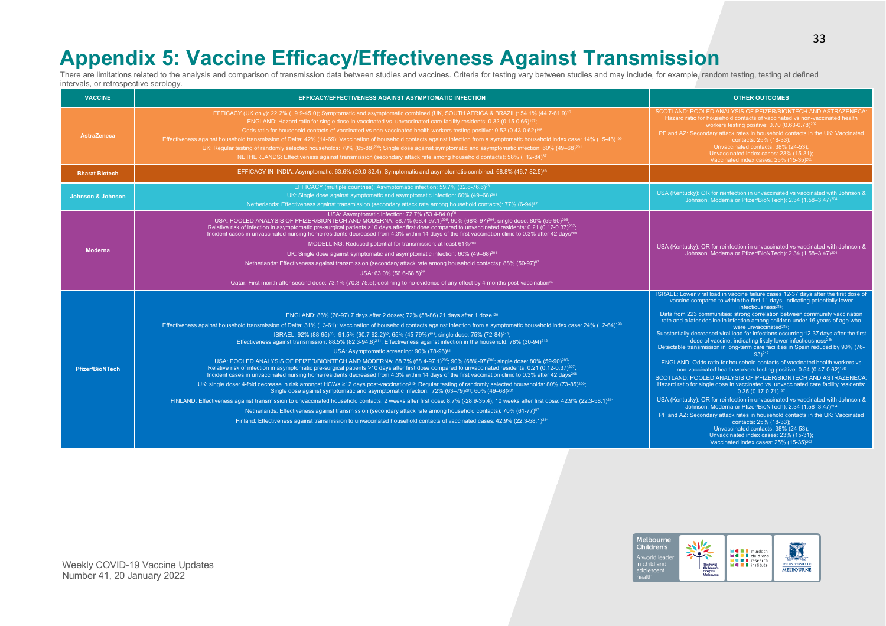# Appendix 5: Vaccine Efficacy/Effectiveness Against Transmission

There are limitations related to the analysis and comparison of transmission data between studies and vaccines. Criteria for testing vary between studies and may include, for example, random testing, testing at defined intervals, or retrospective serology.

| VACCINE | EFFICACY/EFFECTIVENESS AGAINST ASYMPTOMATIC INFECTION | OTHER OUTCOMES |
|---|---|---|
| AstraZeneca | EFFICACY (UK only): 22·2% (−9·9-45·0): Symptomatic and asymptomatic combined (UK, SOUTH AFRICA & BRAZIL): 54.1% (44.7-61.9)[16]<br>ENGLAND: Hazard ratio for single dose in vaccinated vs. unvaccinated care facility residents: 0.32 (0.15-0.66)[197];<br>Odds ratio for household contacts of vaccinated vs non-vaccinated health workers testing positive: 0.52 (0.43-0.62)[198]<br>Effectiveness against household transmission of Delta: 42% (14-69); Vaccination of household contacts against infection from a symptomatic household index case: 14% (−5-46)[199]<br>UK: Regular testing of randomly selected households: 79% (65-88)[200]; Single dose against symptomatic and asymptomatic infection: 60% (49–68)[201]<br>NETHERLANDS: Effectiveness against transmission (secondary attack rate among household contacts): 58% (−12-84)[87] | SCOTLAND: POOLED ANALYSIS OF PFIZER/BIONTECH AND ASTRAZENECA: Hazard ratio for household contacts of vaccinated vs non-vaccinated health workers testing positive: 0.70 (0.63-0.78)[202]<br>PF and AZ: Secondary attack rates in household contacts in the UK: Vaccinated contacts: 25% (18-33);<br>Unvaccinated contacts: 38% (24-53);<br>Unvaccinated index cases: 23% (15-31);<br>Vaccinated index cases: 25% (15-35)[203] |
| Bharat Biotech | EFFICACY IN INDIA: Asymptomatic: 63.6% (29.0-82.4); Symptomatic and asymptomatic combined: 68.8% (46.7-82.5)[18] | - |
| Johnson & Johnson | EFFICACY (multiple countries): Asymptomatic infection: 59.7% (32.8-76.6)[23]<br>UK: Single dose against symptomatic and asymptomatic infection: 60% (49–68)[201]<br>Netherlands: Effectiveness against transmission (secondary attack rate among household contacts): 77% (6-94)[87] | USA (Kentucky): OR for reinfection in unvaccinated vs vaccinated with Johnson & Johnson, Moderna or Pfizer/BioNTech): 2.34 (1.58–3.47)[204] |
| Moderna | USA: Asymptomatic infection: 72.7% (53.4-84.0)[68]<br>USA: POOLED ANALYSIS OF PFIZER/BIONTECH AND MODERNA: 88.7% (68.4-97.1)[205]; 90% (68%-97)[206]; single dose: 80% (59-90)[206];<br>Relative risk of infection in asymptomatic pre-surgical patients >10 days after first dose compared to unvaccinated residents: 0.21 (0.12-0.37)[207];<br>Incident cases in unvaccinated nursing home residents decreased from 4.3% within 14 days of the first vaccination clinic to 0.3% after 42 days[208]<br>MODELLING: Reduced potential for transmission: at least 61%[209]<br>UK: Single dose against symptomatic and asymptomatic infection: 60% (49–68)[201]<br>Netherlands: Effectiveness against transmission (secondary attack rate among household contacts): 88% (50-97)[87]<br>USA: 63.0% (56.6-68.5)[22]<br>Qatar: First month after second dose: 73.1% (70.3-75.5); declining to no evidence of any effect by 4 months post-vaccination[69] | USA (Kentucky): OR for reinfection in unvaccinated vs vaccinated with Johnson & Johnson, Moderna or Pfizer/BioNTech): 2.34 (1.58–3.47)[204] |
| Pfizer/BioNTech | ENGLAND: 86% (76-97) 7 days after 2 doses; 72% (58-86) 21 days after 1 dose[120]<br>Effectiveness against household transmission of Delta: 31% (−3-61); Vaccination of household contacts against infection from a symptomatic household index case: 24% (−2-64)[199]<br>ISRAEL: 92% (88-95)[83]; 91.5% (90.7-92.2)[82]; 65% (45-79%)[121]; single dose: 75% (72-84)[210];<br>Effectiveness against transmission: 88.5% (82.3-94.8)[211]; Effectiveness against infection in the household: 78% (30-94)[212]<br>USA: Asymptomatic screening: 90% (78-96)[84]<br>USA: POOLED ANALYSIS OF PFIZER/BIONTECH AND MODERNA: 88.7% (68.4-97.1)[205]; 90% (68%-97)[206]; single dose: 80% (59-90)[206];<br>Relative risk of infection in asymptomatic pre-surgical patients >10 days after first dose compared to unvaccinated residents: 0.21 (0.12-0.37)[207];<br>Incident cases in unvaccinated nursing home residents decreased from 4.3% within 14 days of the first vaccination clinic to 0.3% after 42 days[208]<br>UK: single dose: 4-fold decrease in risk amongst HCWs ≥12 days post-vaccination[213]; Regular testing of randomly selected households: 80% (73-85)[200];<br>Single dose against symptomatic and asymptomatic infection: 72% (63–79)[201]; 60% (49–68)[201]<br>FINLAND: Effectiveness against transmission to unvaccinated household contacts: 2 weeks after first dose: 8.7% (-28.9-35.4); 10 weeks after first dose: 42.9% (22.3-58.1)[214]<br>Netherlands: Effectiveness against transmission (secondary attack rate among household contacts): 70% (61-77)[87]<br>Finland: Effectiveness against transmission to unvaccinated household contacts of vaccinated cases: 42.9% (22.3-58.1)[214] | ISRAEL: Lower viral load in vaccine failure cases 12-37 days after the first dose of vaccine compared to within the first 11 days, indicating potentially lower infectiousness[215];<br>Data from 223 communities: strong correlation between community vaccination rate and a later decline in infection among children under 16 years of age who were unvaccinated[216];<br>Substantially decreased viral load for infections occurring 12-37 days after the first dose of vaccine, indicating likely lower infectiousness[215]<br>Detectable transmission in long-term care facilities in Spain reduced by 90% (76-93)[217]<br>ENGLAND: Odds ratio for household contacts of vaccinated health workers vs non-vaccinated health workers testing positive: 0.54 (0.47-0.62)[198]<br>SCOTLAND: POOLED ANALYSIS OF PFIZER/BIONTECH AND ASTRAZENECA: Hazard ratio for single dose in vaccinated vs. unvaccinated care facility residents: 0.35 (0.17-0.71)[197]<br>USA (Kentucky): OR for reinfection in unvaccinated vs vaccinated with Johnson & Johnson, Moderna or Pfizer/BioNTech): 2.34 (1.58–3.47)[204]<br>PF and AZ: Secondary attack rates in household contacts in the UK: Vaccinated contacts: 25% (18-33);<br>Unvaccinated contacts: 38% (24-53);<br>Unvaccinated index cases: 23% (15-31);<br>Vaccinated index cases: 25% (15-35)[203] |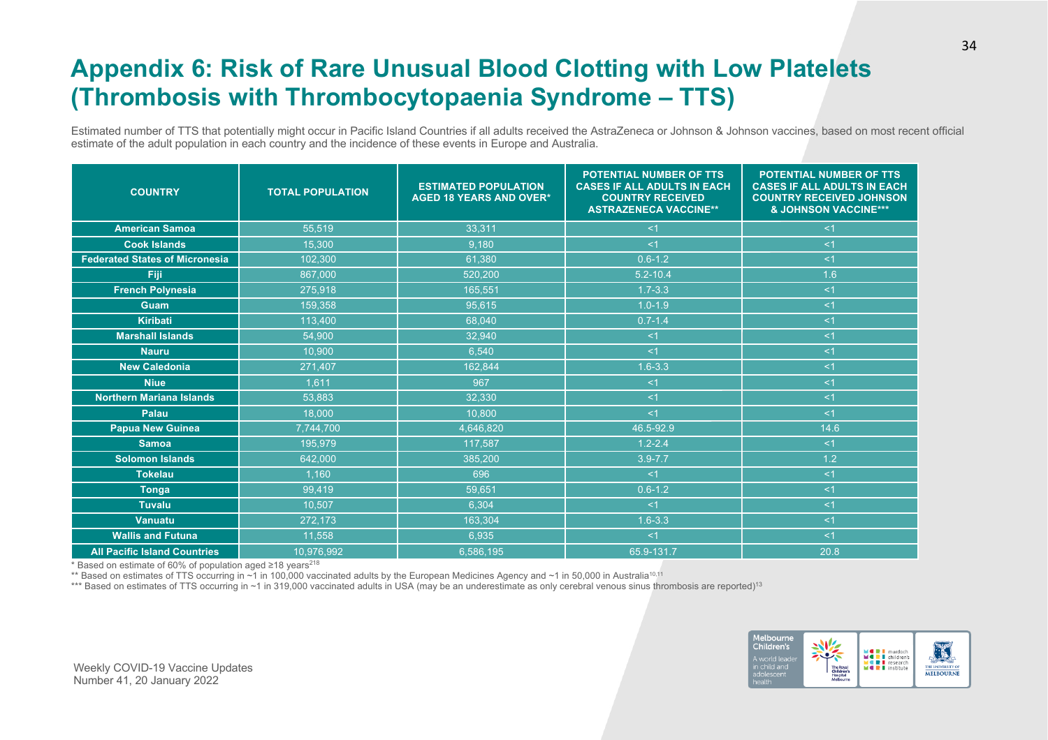# Appendix 6: Risk of Rare Unusual Blood Clotting with Low Platelets (Thrombosis with Thrombocytopaenia Syndrome – TTS)

Estimated number of TTS that potentially might occur in Pacific Island Countries if all adults received the AstraZeneca or Johnson & Johnson vaccines, based on most recent official estimate of the adult population in each country and the incidence of these events in Europe and Australia.

| COUNTRY | TOTAL POPULATION | ESTIMATED POPULATION AGED 18 YEARS AND OVER* | POTENTIAL NUMBER OF TTS CASES IF ALL ADULTS IN EACH COUNTRY RECEIVED ASTRAZENECA VACCINE** | POTENTIAL NUMBER OF TTS CASES IF ALL ADULTS IN EACH COUNTRY RECEIVED JOHNSON & JOHNSON VACCINE*** |
|---|---|---|---|---|
| American Samoa | 55,519 | 33,311 | <1 | <1 |
| Cook Islands | 15,300 | 9,180 | <1 | <1 |
| Federated States of Micronesia | 102,300 | 61,380 | 0.6-1.2 | <1 |
| Fiji | 867,000 | 520,200 | 5.2-10.4 | 1.6 |
| French Polynesia | 275,918 | 165,551 | 1.7-3.3 | <1 |
| Guam | 159,358 | 95,615 | 1.0-1.9 | <1 |
| Kiribati | 113,400 | 68,040 | 0.7-1.4 | <1 |
| Marshall Islands | 54,900 | 32,940 | <1 | <1 |
| Nauru | 10,900 | 6,540 | <1 | <1 |
| New Caledonia | 271,407 | 162,844 | 1.6-3.3 | <1 |
| Niue | 1,611 | 967 | <1 | <1 |
| Northern Mariana Islands | 53,883 | 32,330 | <1 | <1 |
| Palau | 18,000 | 10,800 | <1 | <1 |
| Papua New Guinea | 7,744,700 | 4,646,820 | 46.5-92.9 | 14.6 |
| Samoa | 195,979 | 117,587 | 1.2-2.4 | <1 |
| Solomon Islands | 642,000 | 385,200 | 3.9-7.7 | 1.2 |
| Tokelau | 1,160 | 696 | <1 | <1 |
| Tonga | 99,419 | 59,651 | 0.6-1.2 | <1 |
| Tuvalu | 10,507 | 6,304 | <1 | <1 |
| Vanuatu | 272,173 | 163,304 | 1.6-3.3 | <1 |
| Wallis and Futuna | 11,558 | 6,935 | <1 | <1 |
| All Pacific Island Countries | 10,976,992 | 6,586,195 | 65.9-131.7 | 20.8 |

\* Based on estimate of 60% of population aged ≥18 years[218]

** Based on estimates of TTS occurring in ~1 in 100,000 vaccinated adults by the European Medicines Agency and ~1 in 50,000 in Australia[10,11]

*** Based on estimates of TTS occurring in ~1 in 319,000 vaccinated adults in USA (may be an underestimate as only cerebral venous sinus thrombosis are reported)[13]

Weekly COVID-19 Vaccine Updates
Number 41, 20 January 2022